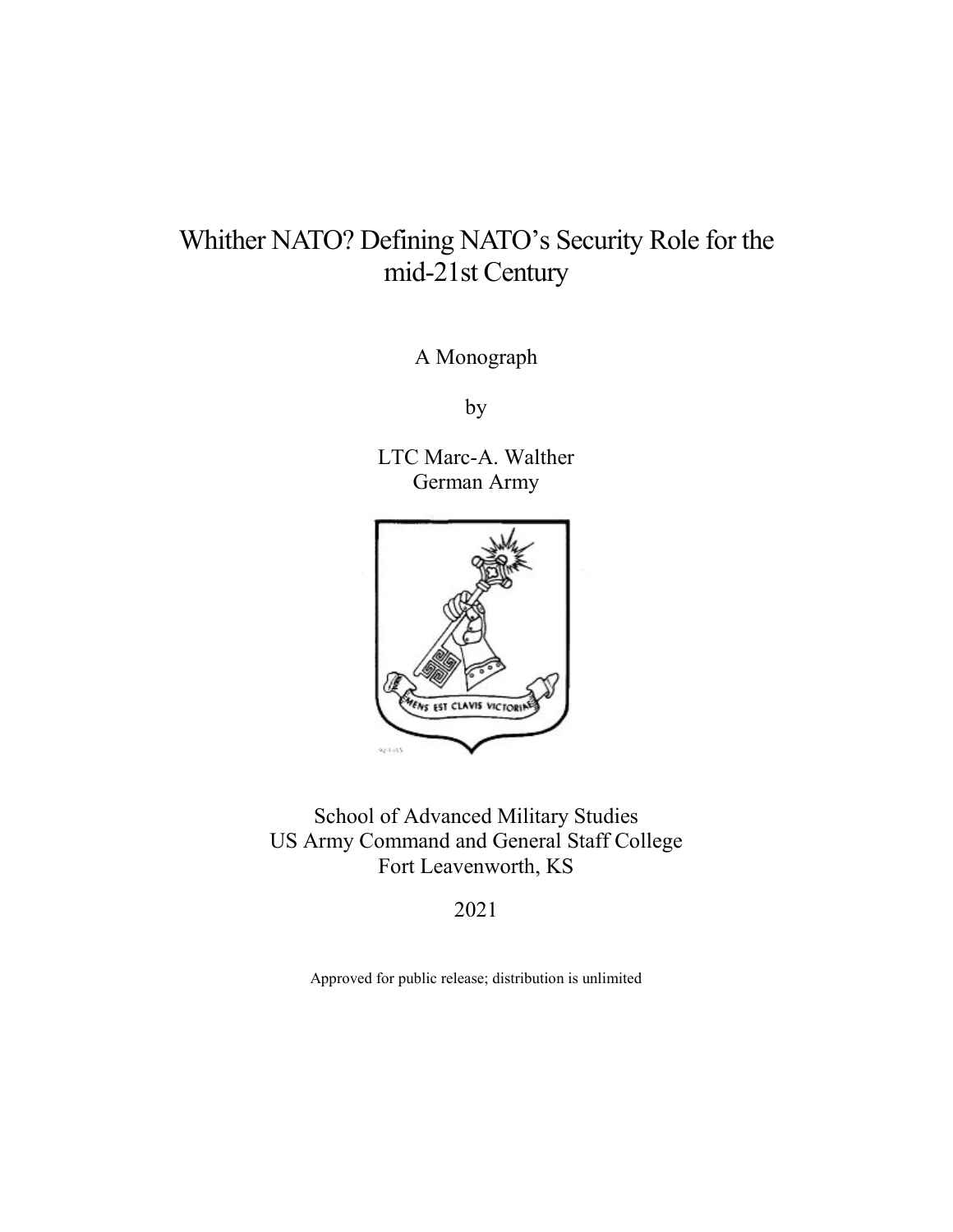# Whither NATO? Defining NATO's Security Role for the mid-21st Century

A Monograph

by

LTC Marc-A. Walther
German Army

School of Advanced Military Studies
US Army Command and General Staff College
Fort Leavenworth, KS

2021

Approved for public release; distribution is unlimited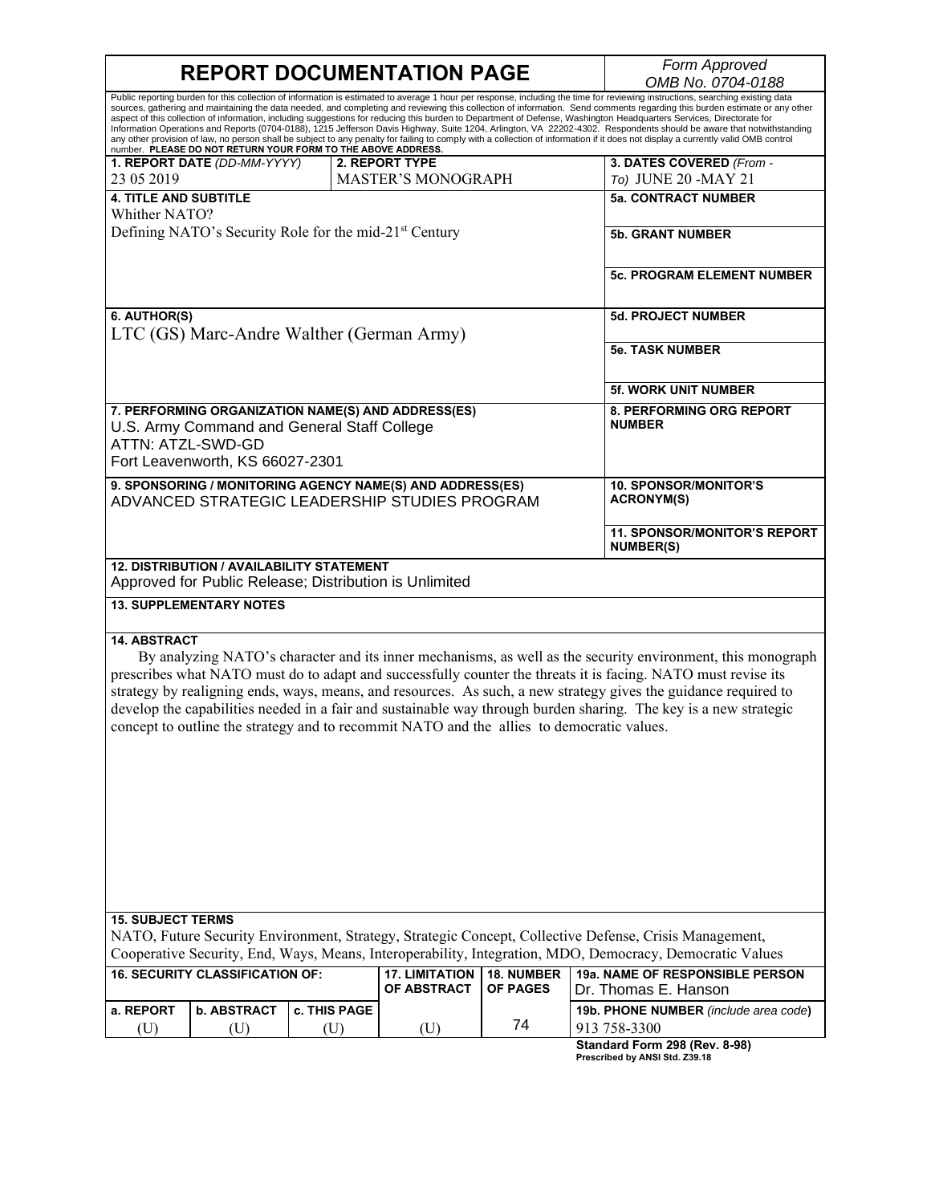# REPORT DOCUMENTATION PAGE

*Form Approved*
*OMB No. 0704-0188*

Public reporting burden for this collection of information is estimated to average 1 hour per response, including the time for reviewing instructions, searching existing data sources, gathering and maintaining the data needed, and completing and reviewing this collection of information. Send comments regarding this burden estimate or any other aspect of this collection of information, including suggestions for reducing this burden to Department of Defense, Washington Headquarters Services, Directorate for Information Operations and Reports (0704-0188), 1215 Jefferson Davis Highway, Suite 1204, Arlington, VA 22202-4302. Respondents should be aware that notwithstanding any other provision of law, no person shall be subject to any penalty for failing to comply with a collection of information if it does not display a currently valid OMB control number. **PLEASE DO NOT RETURN YOUR FORM TO THE ABOVE ADDRESS.**

| **1. REPORT DATE** *(DD-MM-YYYY)* | **2. REPORT TYPE** | **3. DATES COVERED** *(From - To)* |
|---|---|---|
| 23 05 2019 | MASTER'S MONOGRAPH | JUNE 20 -MAY 21 |

**4. TITLE AND SUBTITLE**
Whither NATO?
Defining NATO's Security Role for the mid-21st Century

**5a. CONTRACT NUMBER**

**5b. GRANT NUMBER**

**5c. PROGRAM ELEMENT NUMBER**

**6. AUTHOR(S)**
LTC (GS) Marc-Andre Walther (German Army)

**5d. PROJECT NUMBER**

**5e. TASK NUMBER**

**5f. WORK UNIT NUMBER**

**7. PERFORMING ORGANIZATION NAME(S) AND ADDRESS(ES)**
U.S. Army Command and General Staff College
ATTN: ATZL-SWD-GD
Fort Leavenworth, KS 66027-2301

**8. PERFORMING ORG REPORT NUMBER**

**9. SPONSORING / MONITORING AGENCY NAME(S) AND ADDRESS(ES)**
ADVANCED STRATEGIC LEADERSHIP STUDIES PROGRAM

**10. SPONSOR/MONITOR'S ACRONYM(S)**

**11. SPONSOR/MONITOR'S REPORT NUMBER(S)**

**12. DISTRIBUTION / AVAILABILITY STATEMENT**
Approved for Public Release; Distribution is Unlimited

**13. SUPPLEMENTARY NOTES**

**14. ABSTRACT**

By analyzing NATO's character and its inner mechanisms, as well as the security environment, this monograph prescribes what NATO must do to adapt and successfully counter the threats it is facing. NATO must revise its strategy by realigning ends, ways, means, and resources. As such, a new strategy gives the guidance required to develop the capabilities needed in a fair and sustainable way through burden sharing. The key is a new strategic concept to outline the strategy and to recommit NATO and the allies to democratic values.

**15. SUBJECT TERMS**
NATO, Future Security Environment, Strategy, Strategic Concept, Collective Defense, Crisis Management, Cooperative Security, End, Ways, Means, Interoperability, Integration, MDO, Democracy, Democratic Values

| **16. SECURITY CLASSIFICATION OF:** | | | **17. LIMITATION OF ABSTRACT** | **18. NUMBER OF PAGES** | **19a. NAME OF RESPONSIBLE PERSON** |
|---|---|---|---|---|---|
| **a. REPORT** | **b. ABSTRACT** | **c. THIS PAGE** | | | Dr. Thomas E. Hanson |
| (U) | (U) | (U) | (U) | 74 | **19b. PHONE NUMBER** *(include area code)* 913 758-3300 |

**Standard Form 298 (Rev. 8-98)**
**Prescribed by ANSI Std. Z39.18**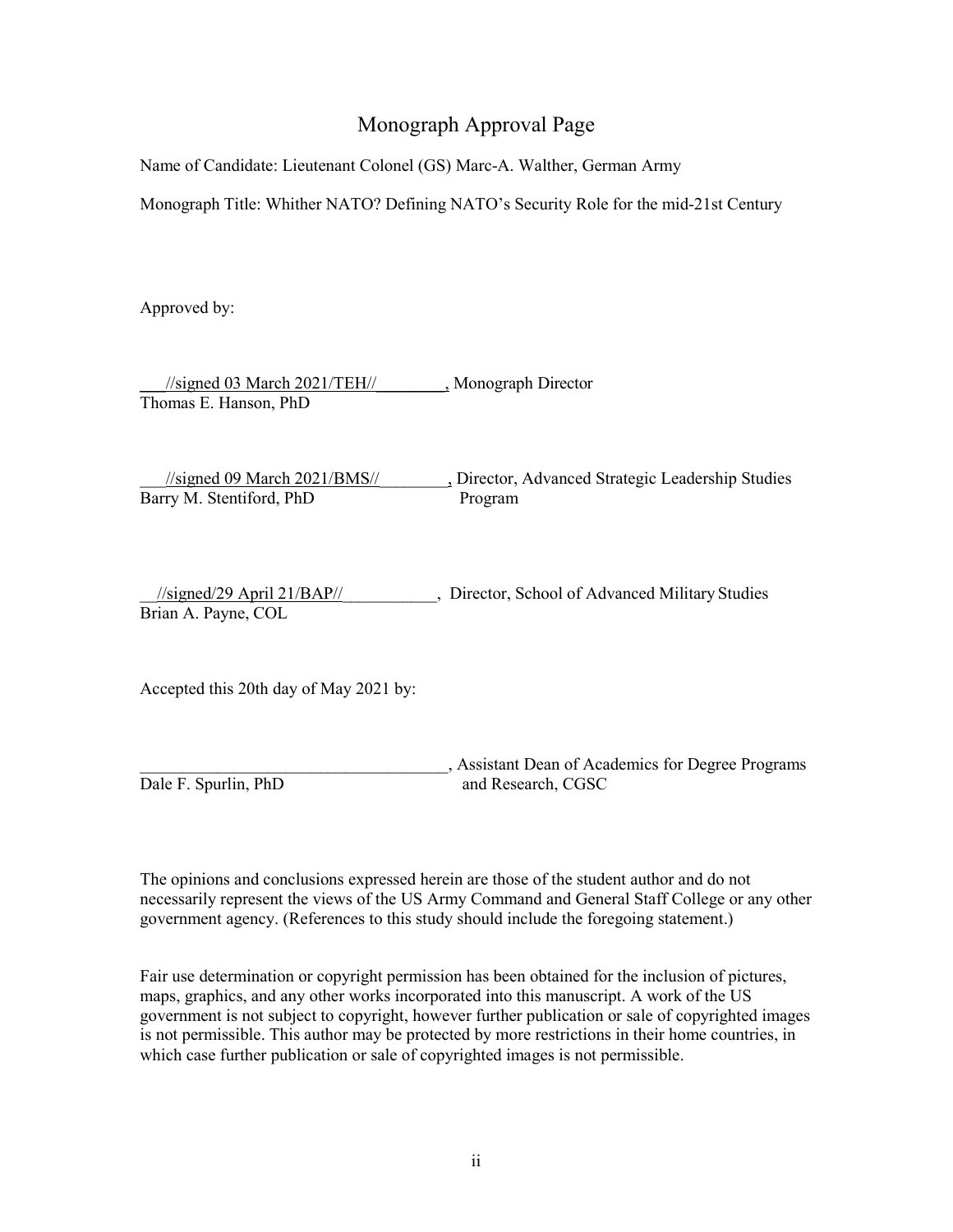# Monograph Approval Page

Name of Candidate: Lieutenant Colonel (GS) Marc-A. Walther, German Army

Monograph Title: Whither NATO? Defining NATO's Security Role for the mid-21st Century

Approved by:

___//signed 03 March 2021/TEH//________, Monograph Director
Thomas E. Hanson, PhD

___//signed 09 March 2021/BMS//________, Director, Advanced Strategic Leadership Studies Program
Barry M. Stentiford, PhD

__//signed/29 April 21/BAP//___________, Director, School of Advanced Military Studies
Brian A. Payne, COL

Accepted this 20th day of May 2021 by:

____________________________________, Assistant Dean of Academics for Degree Programs and Research, CGSC
Dale F. Spurlin, PhD

The opinions and conclusions expressed herein are those of the student author and do not necessarily represent the views of the US Army Command and General Staff College or any other government agency. (References to this study should include the foregoing statement.)

Fair use determination or copyright permission has been obtained for the inclusion of pictures, maps, graphics, and any other works incorporated into this manuscript. A work of the US government is not subject to copyright, however further publication or sale of copyrighted images is not permissible. This author may be protected by more restrictions in their home countries, in which case further publication or sale of copyrighted images is not permissible.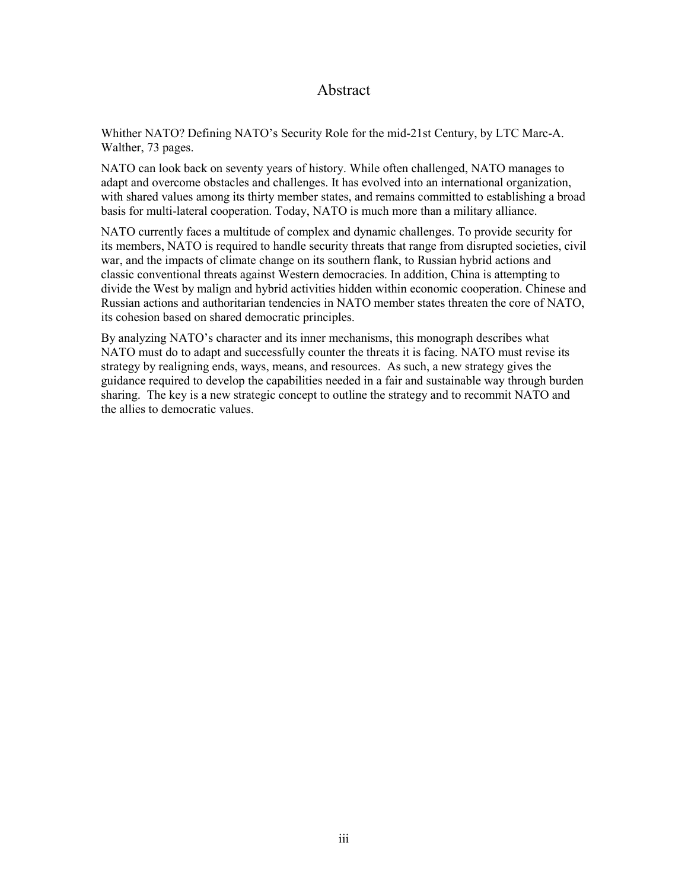# Abstract

Whither NATO? Defining NATO's Security Role for the mid-21st Century, by LTC Marc-A. Walther, 73 pages.

NATO can look back on seventy years of history. While often challenged, NATO manages to adapt and overcome obstacles and challenges. It has evolved into an international organization, with shared values among its thirty member states, and remains committed to establishing a broad basis for multi-lateral cooperation. Today, NATO is much more than a military alliance.

NATO currently faces a multitude of complex and dynamic challenges. To provide security for its members, NATO is required to handle security threats that range from disrupted societies, civil war, and the impacts of climate change on its southern flank, to Russian hybrid actions and classic conventional threats against Western democracies. In addition, China is attempting to divide the West by malign and hybrid activities hidden within economic cooperation. Chinese and Russian actions and authoritarian tendencies in NATO member states threaten the core of NATO, its cohesion based on shared democratic principles.

By analyzing NATO's character and its inner mechanisms, this monograph describes what NATO must do to adapt and successfully counter the threats it is facing. NATO must revise its strategy by realigning ends, ways, means, and resources. As such, a new strategy gives the guidance required to develop the capabilities needed in a fair and sustainable way through burden sharing. The key is a new strategic concept to outline the strategy and to recommit NATO and the allies to democratic values.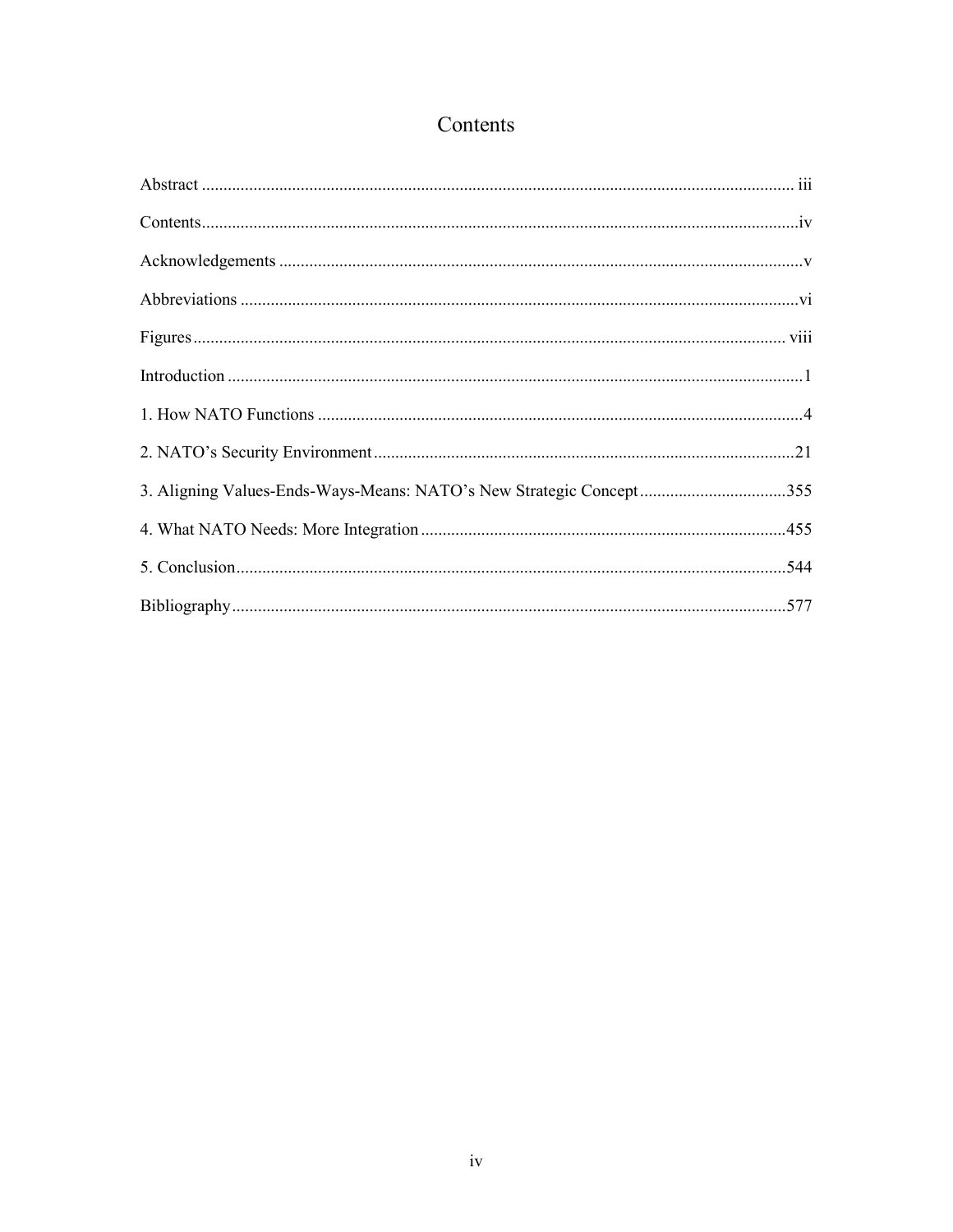# Contents

Abstract ........................................................................................................................ iii

Contents..........................................................................................................................iv

Acknowledgements .........................................................................................................v

Abbreviations .................................................................................................................vi

Figures........................................................................................................................... viii

Introduction .....................................................................................................................1

1. How NATO Functions ................................................................................................4

2. NATO's Security Environment..................................................................................21

3. Aligning Values-Ends-Ways-Means: NATO's New Strategic Concept..................................355

4. What NATO Needs: More Integration ....................................................................455

5. Conclusion...............................................................................................................544

Bibliography................................................................................................................577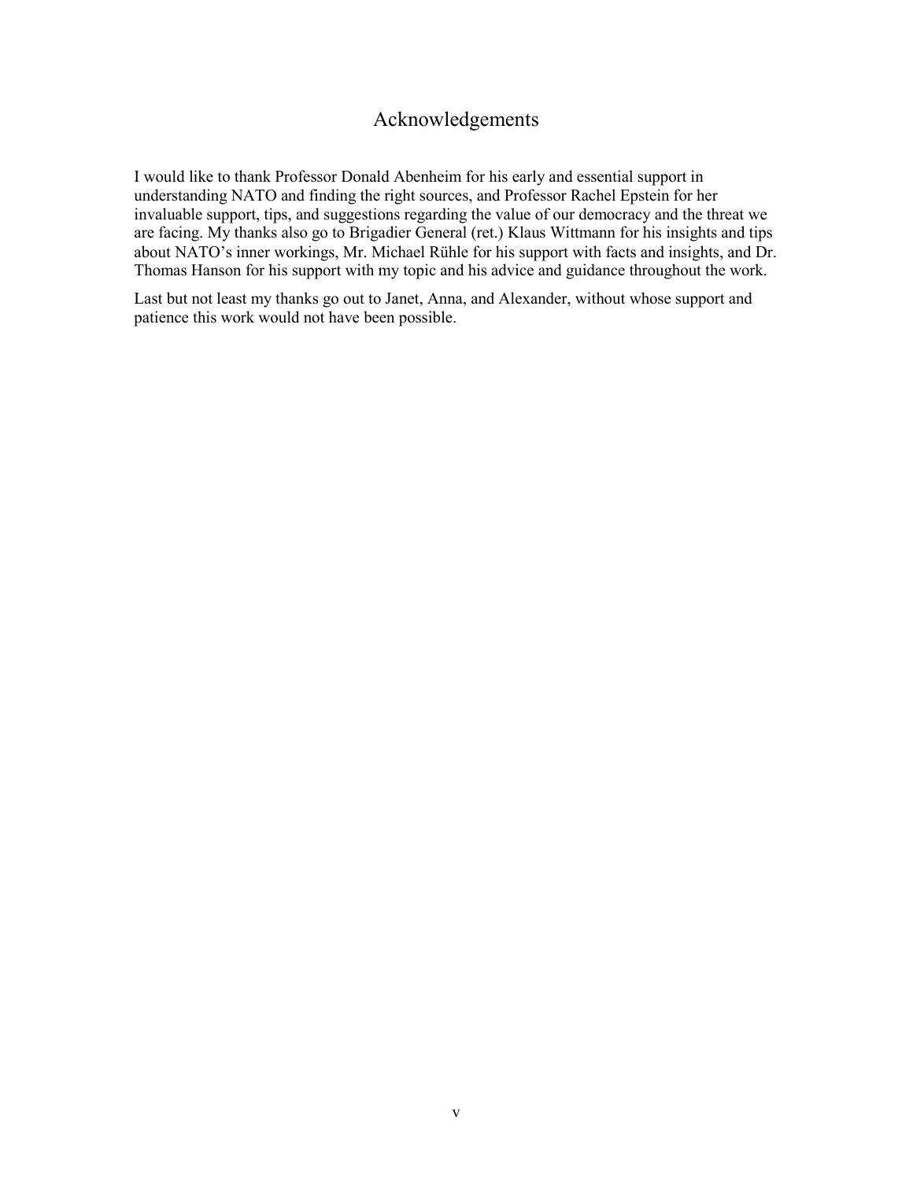# Acknowledgements

I would like to thank Professor Donald Abenheim for his early and essential support in understanding NATO and finding the right sources, and Professor Rachel Epstein for her invaluable support, tips, and suggestions regarding the value of our democracy and the threat we are facing. My thanks also go to Brigadier General (ret.) Klaus Wittmann for his insights and tips about NATO's inner workings, Mr. Michael Rühle for his support with facts and insights, and Dr. Thomas Hanson for his support with my topic and his advice and guidance throughout the work.

Last but not least my thanks go out to Janet, Anna, and Alexander, without whose support and patience this work would not have been possible.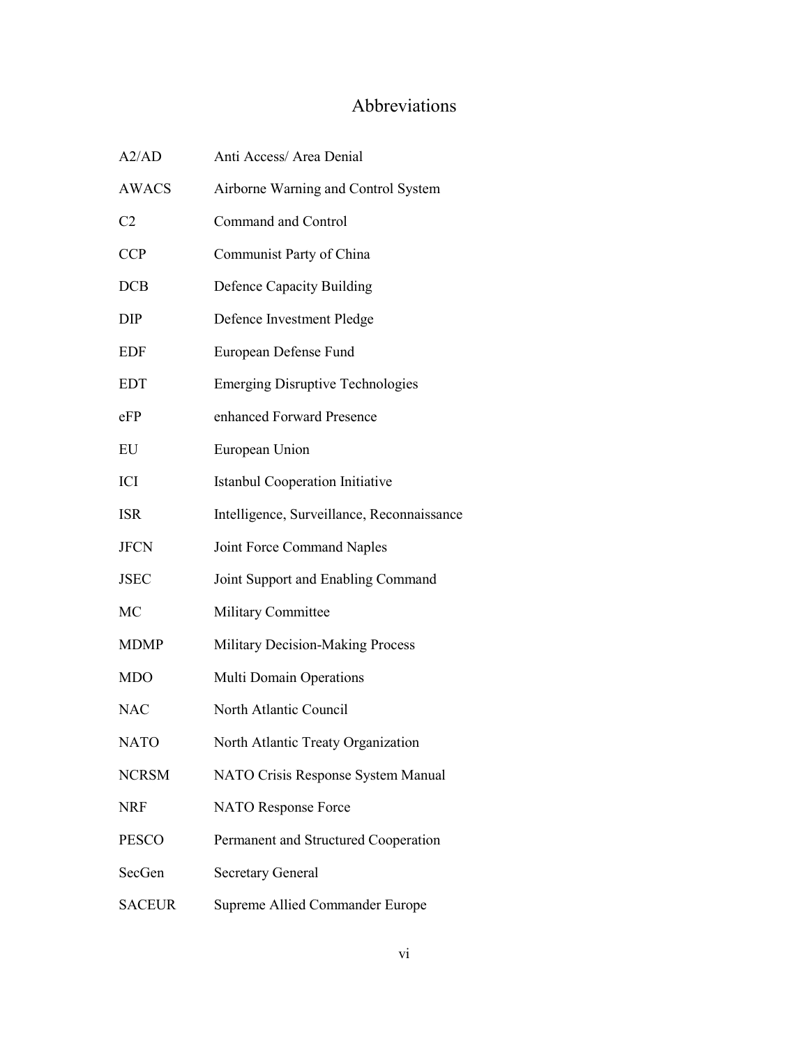# Abbreviations

| | |
|---|---|
| A2/AD | Anti Access/ Area Denial |
| AWACS | Airborne Warning and Control System |
| C2 | Command and Control |
| CCP | Communist Party of China |
| DCB | Defence Capacity Building |
| DIP | Defence Investment Pledge |
| EDF | European Defense Fund |
| EDT | Emerging Disruptive Technologies |
| eFP | enhanced Forward Presence |
| EU | European Union |
| ICI | Istanbul Cooperation Initiative |
| ISR | Intelligence, Surveillance, Reconnaissance |
| JFCN | Joint Force Command Naples |
| JSEC | Joint Support and Enabling Command |
| MC | Military Committee |
| MDMP | Military Decision-Making Process |
| MDO | Multi Domain Operations |
| NAC | North Atlantic Council |
| NATO | North Atlantic Treaty Organization |
| NCRSM | NATO Crisis Response System Manual |
| NRF | NATO Response Force |
| PESCO | Permanent and Structured Cooperation |
| SecGen | Secretary General |
| SACEUR | Supreme Allied Commander Europe |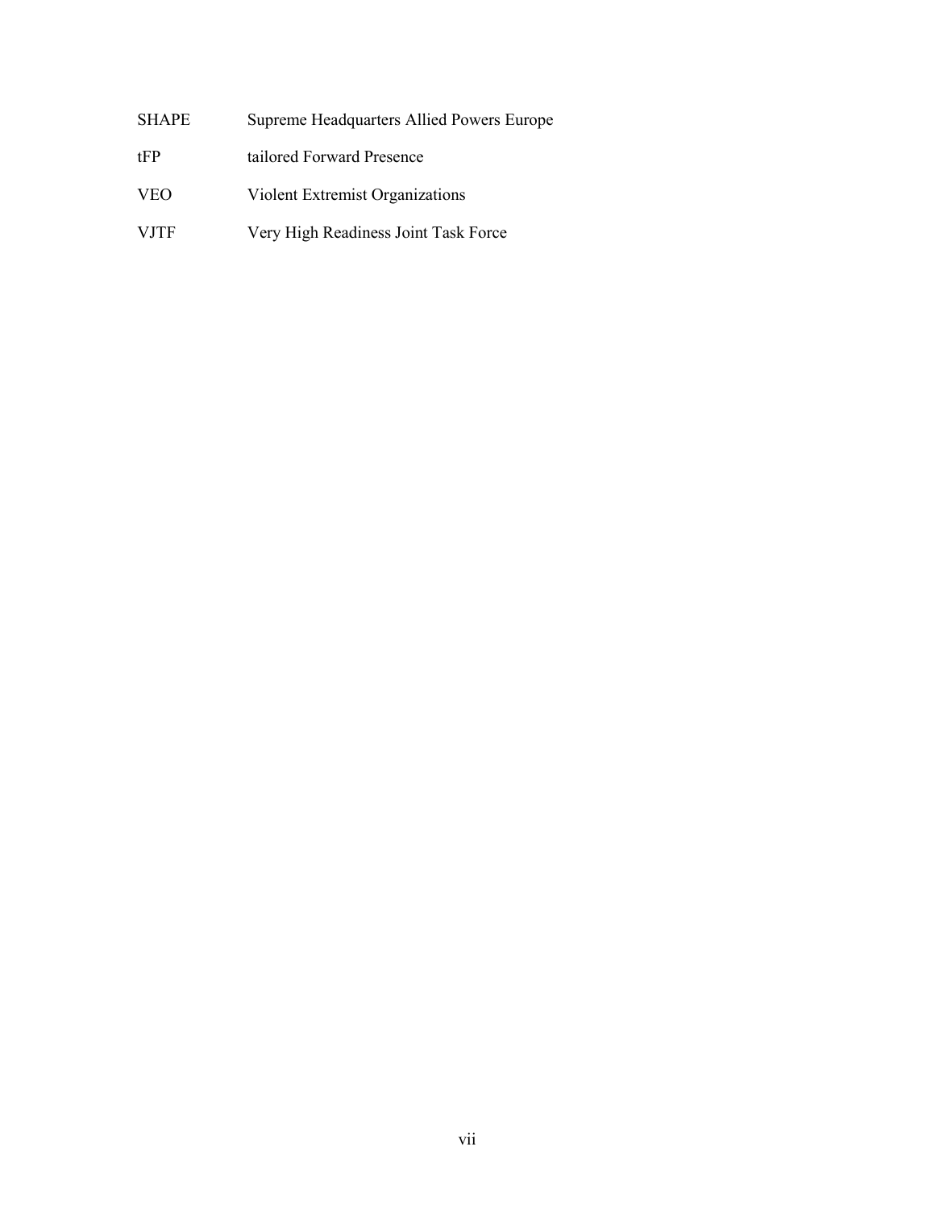| | |
|---|---|
| SHAPE | Supreme Headquarters Allied Powers Europe |
| tFP | tailored Forward Presence |
| VEO | Violent Extremist Organizations |
| VJTF | Very High Readiness Joint Task Force |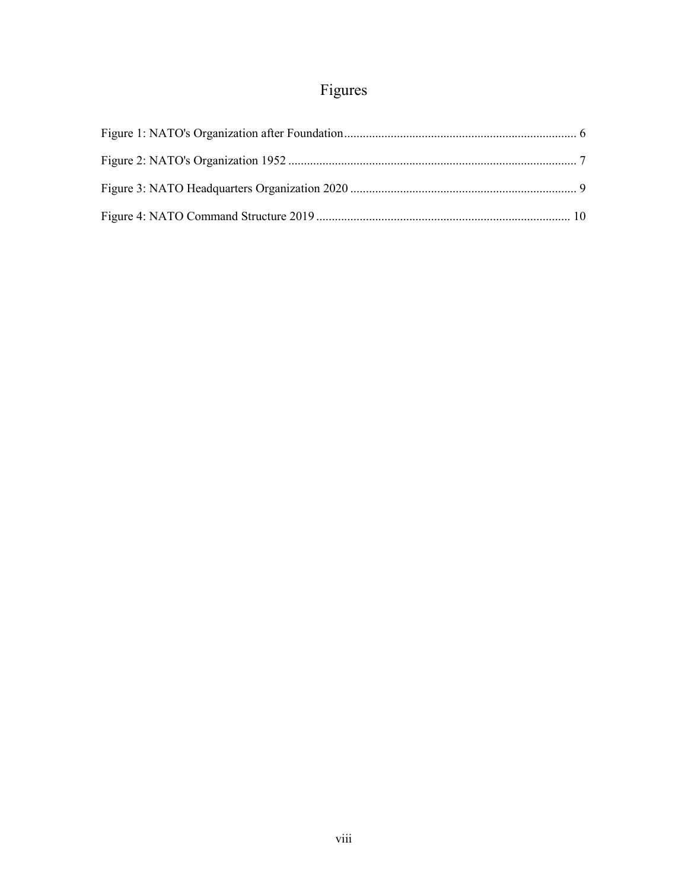# Figures

Figure 1: NATO's Organization after Foundation........................................................................... 6

Figure 2: NATO's Organization 1952 ............................................................................................ 7

Figure 3: NATO Headquarters Organization 2020 ......................................................................... 9

Figure 4: NATO Command Structure 2019 ................................................................................. 10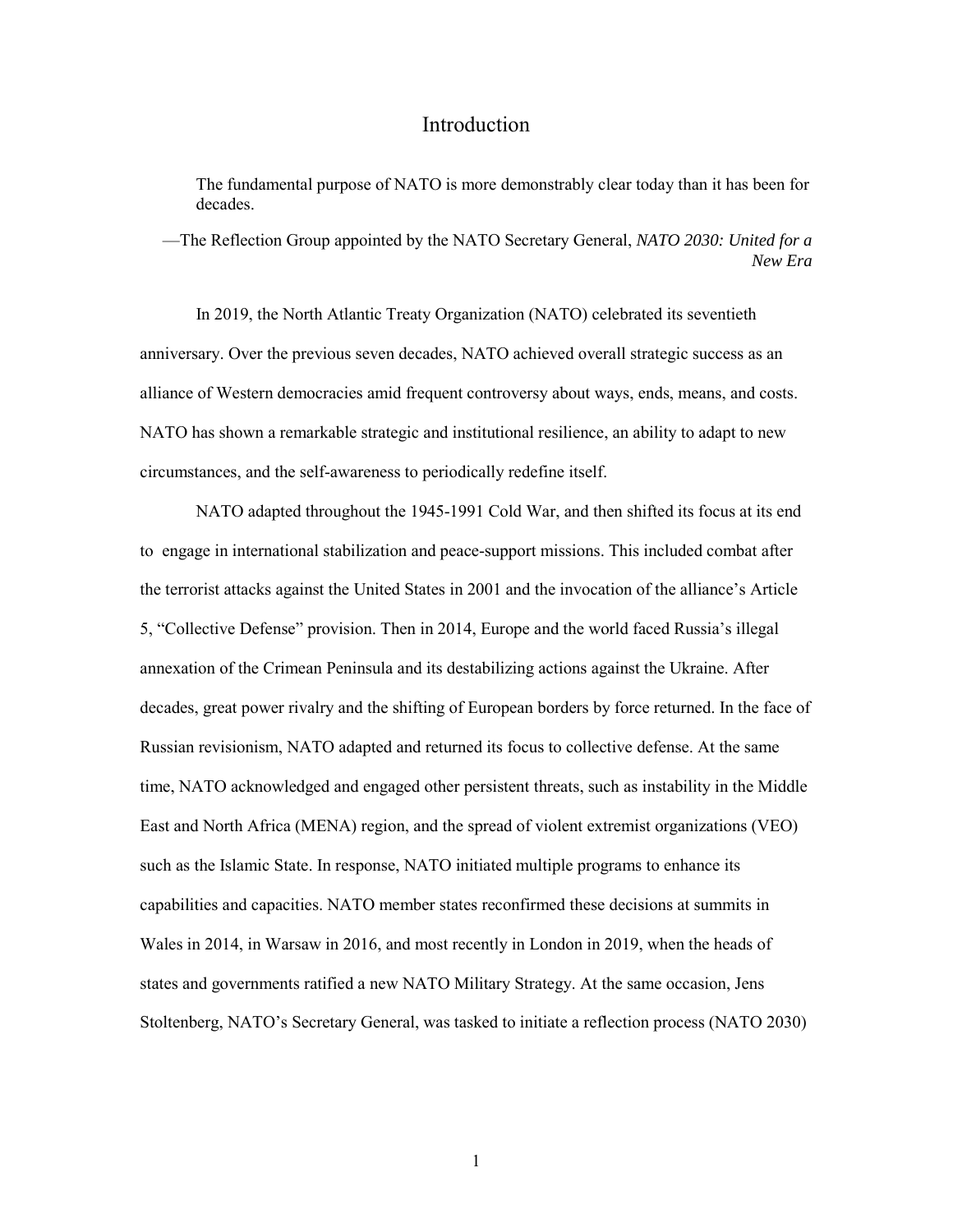# Introduction

> The fundamental purpose of NATO is more demonstrably clear today than it has been for decades.
>
> —The Reflection Group appointed by the NATO Secretary General, *NATO 2030: United for a New Era*

In 2019, the North Atlantic Treaty Organization (NATO) celebrated its seventieth anniversary. Over the previous seven decades, NATO achieved overall strategic success as an alliance of Western democracies amid frequent controversy about ways, ends, means, and costs. NATO has shown a remarkable strategic and institutional resilience, an ability to adapt to new circumstances, and the self-awareness to periodically redefine itself.

NATO adapted throughout the 1945-1991 Cold War, and then shifted its focus at its end to engage in international stabilization and peace-support missions. This included combat after the terrorist attacks against the United States in 2001 and the invocation of the alliance's Article 5, "Collective Defense" provision. Then in 2014, Europe and the world faced Russia's illegal annexation of the Crimean Peninsula and its destabilizing actions against the Ukraine. After decades, great power rivalry and the shifting of European borders by force returned. In the face of Russian revisionism, NATO adapted and returned its focus to collective defense. At the same time, NATO acknowledged and engaged other persistent threats, such as instability in the Middle East and North Africa (MENA) region, and the spread of violent extremist organizations (VEO) such as the Islamic State. In response, NATO initiated multiple programs to enhance its capabilities and capacities. NATO member states reconfirmed these decisions at summits in Wales in 2014, in Warsaw in 2016, and most recently in London in 2019, when the heads of states and governments ratified a new NATO Military Strategy. At the same occasion, Jens Stoltenberg, NATO's Secretary General, was tasked to initiate a reflection process (NATO 2030)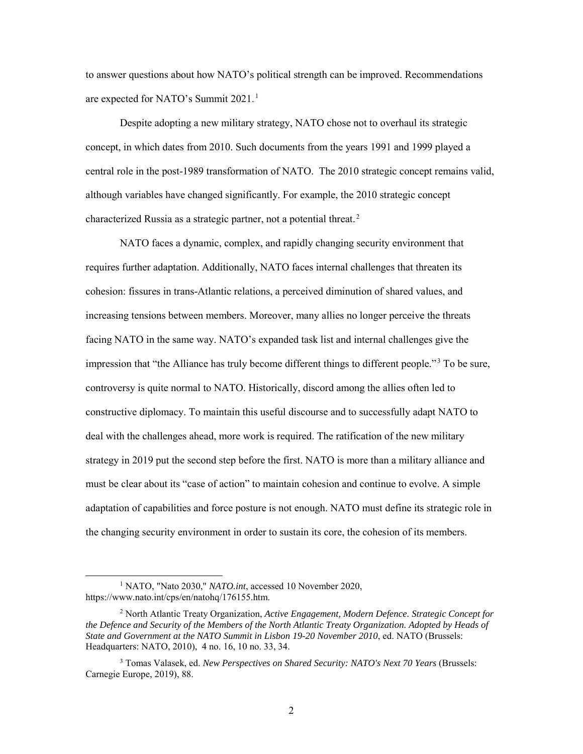to answer questions about how NATO's political strength can be improved. Recommendations are expected for NATO's Summit 2021.[1]

Despite adopting a new military strategy, NATO chose not to overhaul its strategic concept, in which dates from 2010. Such documents from the years 1991 and 1999 played a central role in the post-1989 transformation of NATO. The 2010 strategic concept remains valid, although variables have changed significantly. For example, the 2010 strategic concept characterized Russia as a strategic partner, not a potential threat.[2]

NATO faces a dynamic, complex, and rapidly changing security environment that requires further adaptation. Additionally, NATO faces internal challenges that threaten its cohesion: fissures in trans-Atlantic relations, a perceived diminution of shared values, and increasing tensions between members. Moreover, many allies no longer perceive the threats facing NATO in the same way. NATO's expanded task list and internal challenges give the impression that "the Alliance has truly become different things to different people."[3] To be sure, controversy is quite normal to NATO. Historically, discord among the allies often led to constructive diplomacy. To maintain this useful discourse and to successfully adapt NATO to deal with the challenges ahead, more work is required. The ratification of the new military strategy in 2019 put the second step before the first. NATO is more than a military alliance and must be clear about its "case of action" to maintain cohesion and continue to evolve. A simple adaptation of capabilities and force posture is not enough. NATO must define its strategic role in the changing security environment in order to sustain its core, the cohesion of its members.

---

[1] NATO, "Nato 2030," *NATO.int*, accessed 10 November 2020, https://www.nato.int/cps/en/natohq/176155.htm.

[2] North Atlantic Treaty Organization, *Active Engagement, Modern Defence. Strategic Concept for the Defence and Security of the Members of the North Atlantic Treaty Organization. Adopted by Heads of State and Government at the NATO Summit in Lisbon 19-20 November 2010*, ed. NATO (Brussels: Headquarters: NATO, 2010), 4 no. 16, 10 no. 33, 34.

[3] Tomas Valasek, ed. *New Perspectives on Shared Security: NATO's Next 70 Years* (Brussels: Carnegie Europe, 2019), 88.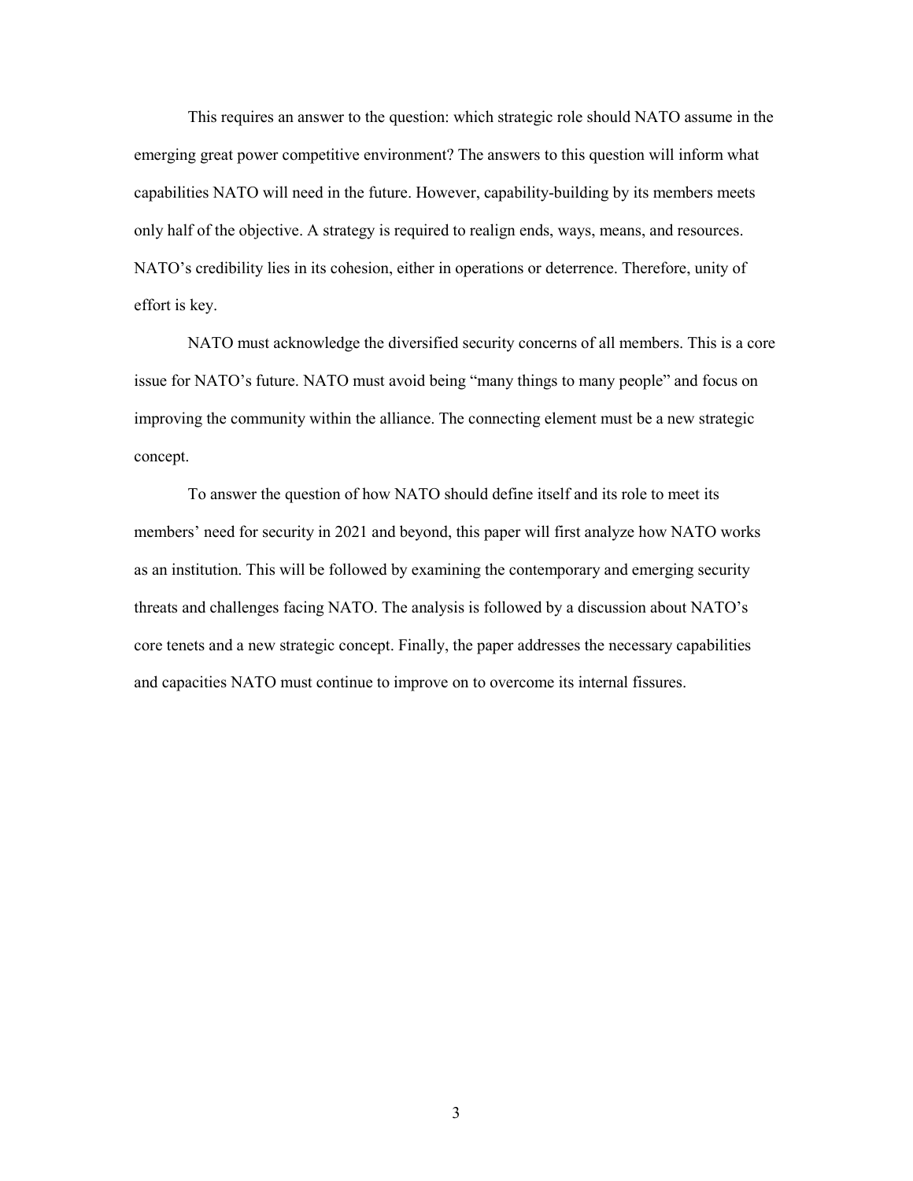This requires an answer to the question: which strategic role should NATO assume in the emerging great power competitive environment? The answers to this question will inform what capabilities NATO will need in the future. However, capability-building by its members meets only half of the objective. A strategy is required to realign ends, ways, means, and resources. NATO's credibility lies in its cohesion, either in operations or deterrence. Therefore, unity of effort is key.

NATO must acknowledge the diversified security concerns of all members. This is a core issue for NATO's future. NATO must avoid being "many things to many people" and focus on improving the community within the alliance. The connecting element must be a new strategic concept.

To answer the question of how NATO should define itself and its role to meet its members' need for security in 2021 and beyond, this paper will first analyze how NATO works as an institution. This will be followed by examining the contemporary and emerging security threats and challenges facing NATO. The analysis is followed by a discussion about NATO's core tenets and a new strategic concept. Finally, the paper addresses the necessary capabilities and capacities NATO must continue to improve on to overcome its internal fissures.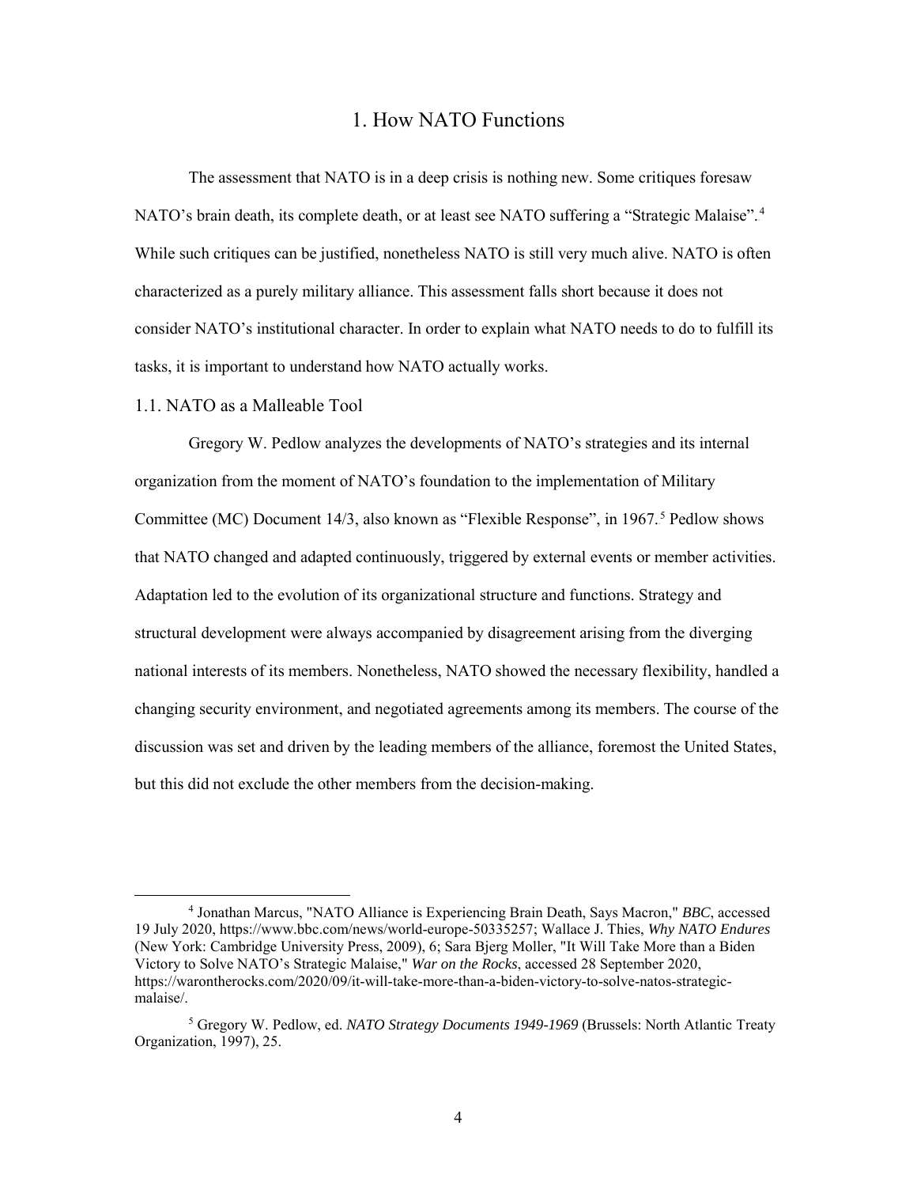# 1. How NATO Functions

The assessment that NATO is in a deep crisis is nothing new. Some critiques foresaw NATO's brain death, its complete death, or at least see NATO suffering a "Strategic Malaise".[4] While such critiques can be justified, nonetheless NATO is still very much alive. NATO is often characterized as a purely military alliance. This assessment falls short because it does not consider NATO's institutional character. In order to explain what NATO needs to do to fulfill its tasks, it is important to understand how NATO actually works.

## 1.1. NATO as a Malleable Tool

Gregory W. Pedlow analyzes the developments of NATO's strategies and its internal organization from the moment of NATO's foundation to the implementation of Military Committee (MC) Document 14/3, also known as "Flexible Response", in 1967.[5] Pedlow shows that NATO changed and adapted continuously, triggered by external events or member activities. Adaptation led to the evolution of its organizational structure and functions. Strategy and structural development were always accompanied by disagreement arising from the diverging national interests of its members. Nonetheless, NATO showed the necessary flexibility, handled a changing security environment, and negotiated agreements among its members. The course of the discussion was set and driven by the leading members of the alliance, foremost the United States, but this did not exclude the other members from the decision-making.

---

[4] Jonathan Marcus, "NATO Alliance is Experiencing Brain Death, Says Macron," *BBC*, accessed 19 July 2020, https://www.bbc.com/news/world-europe-50335257; Wallace J. Thies, *Why NATO Endures* (New York: Cambridge University Press, 2009), 6; Sara Bjerg Moller, "It Will Take More than a Biden Victory to Solve NATO's Strategic Malaise," *War on the Rocks*, accessed 28 September 2020, https://warontherocks.com/2020/09/it-will-take-more-than-a-biden-victory-to-solve-natos-strategic-malaise/.

[5] Gregory W. Pedlow, ed. *NATO Strategy Documents 1949-1969* (Brussels: North Atlantic Treaty Organization, 1997), 25.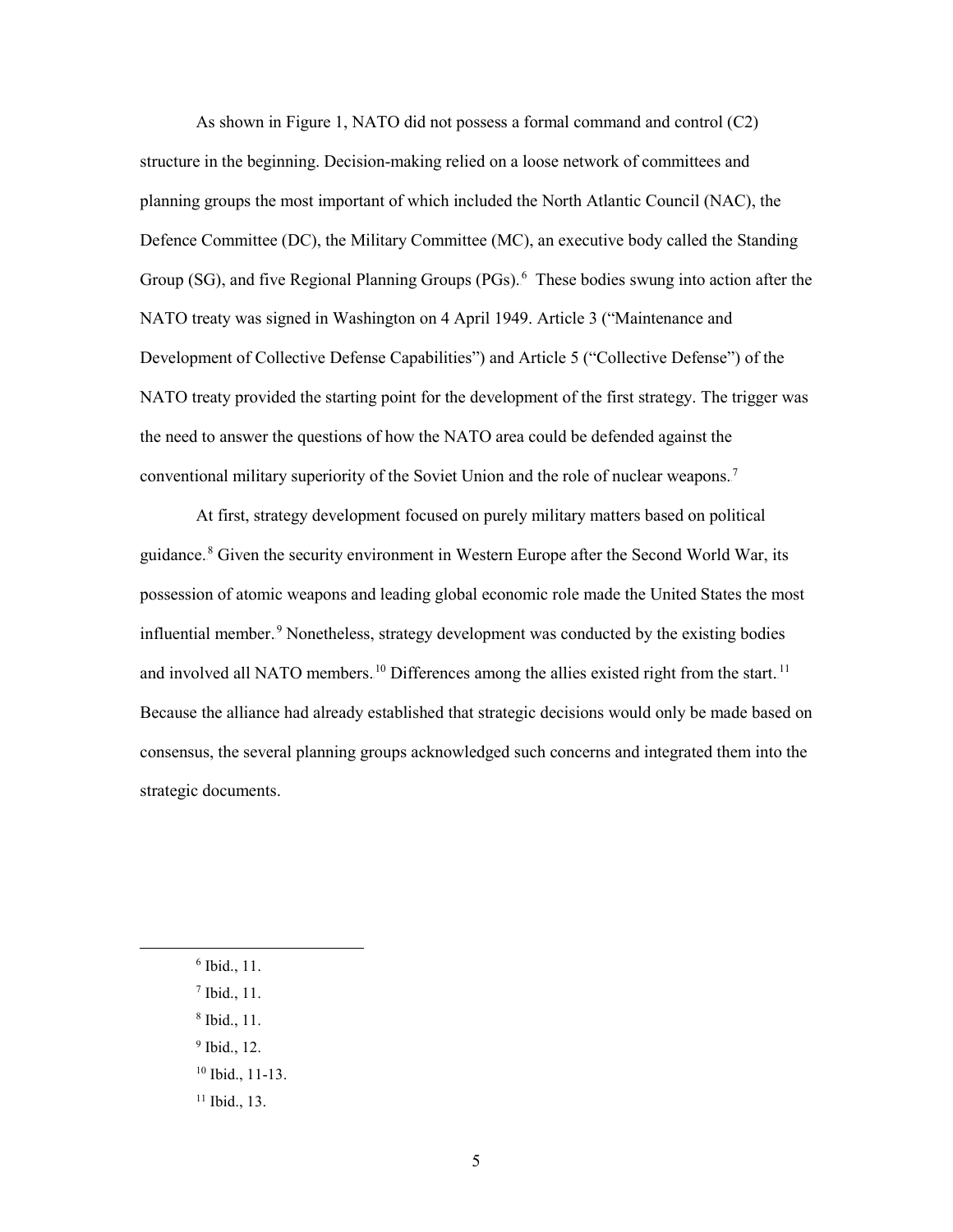As shown in Figure 1, NATO did not possess a formal command and control (C2) structure in the beginning. Decision-making relied on a loose network of committees and planning groups the most important of which included the North Atlantic Council (NAC), the Defence Committee (DC), the Military Committee (MC), an executive body called the Standing Group (SG), and five Regional Planning Groups (PGs).[6] These bodies swung into action after the NATO treaty was signed in Washington on 4 April 1949. Article 3 ("Maintenance and Development of Collective Defense Capabilities") and Article 5 ("Collective Defense") of the NATO treaty provided the starting point for the development of the first strategy. The trigger was the need to answer the questions of how the NATO area could be defended against the conventional military superiority of the Soviet Union and the role of nuclear weapons.[7]

At first, strategy development focused on purely military matters based on political guidance.[8] Given the security environment in Western Europe after the Second World War, its possession of atomic weapons and leading global economic role made the United States the most influential member.[9] Nonetheless, strategy development was conducted by the existing bodies and involved all NATO members.[10] Differences among the allies existed right from the start.[11] Because the alliance had already established that strategic decisions would only be made based on consensus, the several planning groups acknowledged such concerns and integrated them into the strategic documents.

[6] Ibid., 11.

[7] Ibid., 11.

[8] Ibid., 11.

[9] Ibid., 12.

[10] Ibid., 11-13.

[11] Ibid., 13.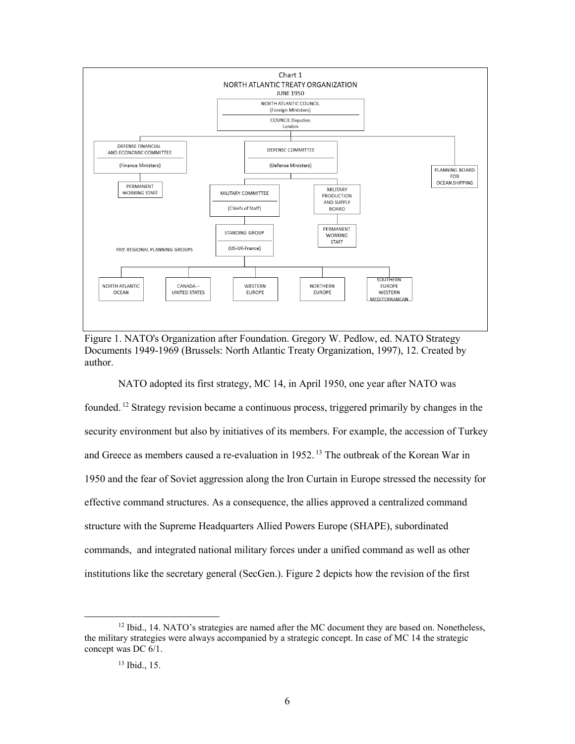Chart 1
NORTH ATLANTIC TREATY ORGANIZATION
JUNE 1950

NORTH ATLANTIC COUNCIL (Foreign Ministers)
COUNCIL Deputies London

DEFENSE FINANCIAL AND ECONOMIC COMMITTEE (Finance Ministers)
PERMANENT WORKING STAFF

DEFENSE COMMITTEE (Defense Ministers)

PLANNING BOARD FOR OCEAN SHIPPING

MILITARY COMMITTEE (Chiefs of Staff)

MILITARY PRODUCTION AND SUPPLY BOARD
PERMANENT WORKING STAFF

STANDING GROUP (US-UK-France)

FIVE REGIONAL PLANNING GROUPS

NORTH ATLANTIC OCEAN | CANADA – UNITED STATES | WESTERN EUROPE | NORTHERN EUROPE | SOUTHERN EUROPE WESTERN MEDITERRANEAN

Figure 1. NATO's Organization after Foundation. Gregory W. Pedlow, ed. NATO Strategy Documents 1949-1969 (Brussels: North Atlantic Treaty Organization, 1997), 12. Created by author.

NATO adopted its first strategy, MC 14, in April 1950, one year after NATO was founded.[12] Strategy revision became a continuous process, triggered primarily by changes in the security environment but also by initiatives of its members. For example, the accession of Turkey and Greece as members caused a re-evaluation in 1952.[13] The outbreak of the Korean War in 1950 and the fear of Soviet aggression along the Iron Curtain in Europe stressed the necessity for effective command structures. As a consequence, the allies approved a centralized command structure with the Supreme Headquarters Allied Powers Europe (SHAPE), subordinated commands, and integrated national military forces under a unified command as well as other institutions like the secretary general (SecGen.). Figure 2 depicts how the revision of the first

[12] Ibid., 14. NATO's strategies are named after the MC document they are based on. Nonetheless, the military strategies were always accompanied by a strategic concept. In case of MC 14 the strategic concept was DC 6/1.

[13] Ibid., 15.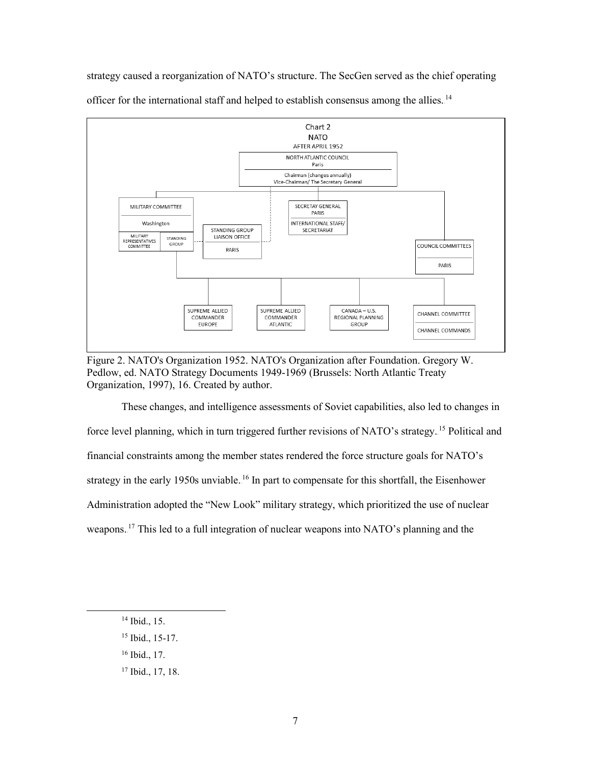strategy caused a reorganization of NATO's structure. The SecGen served as the chief operating officer for the international staff and helped to establish consensus among the allies.[14]

Chart 2
NATO
AFTER APRIL 1952

NORTH ATLANTIC COUNCIL
Paris
Chairman (changes annually)
Vice-Chairman/ The Secretary General

MILITARY COMMITTEE
Washington
MILITARY REPRESENTATIVES COMMITTEE | STANDING GROUP

STANDING GROUP LIAISON OFFICE
PARIS

SECRETAY GENERAL
PARIS
INTERNATIONAL STAFF/ SECRETARIAT

COUNCIL COMMITTEES
PARIS

SUPREME ALLIED COMMANDER EUROPE

SUPREME ALLIED COMMANDER ATLANTIC

CANADA – U.S. REGIONAL PLANNING GROUP

CHANNEL COMMITTEE
CHANNEL COMMANDS

Figure 2. NATO's Organization 1952. NATO's Organization after Foundation. Gregory W. Pedlow, ed. NATO Strategy Documents 1949-1969 (Brussels: North Atlantic Treaty Organization, 1997), 16. Created by author.

These changes, and intelligence assessments of Soviet capabilities, also led to changes in force level planning, which in turn triggered further revisions of NATO's strategy.[15] Political and financial constraints among the member states rendered the force structure goals for NATO's strategy in the early 1950s unviable.[16] In part to compensate for this shortfall, the Eisenhower Administration adopted the "New Look" military strategy, which prioritized the use of nuclear weapons.[17] This led to a full integration of nuclear weapons into NATO's planning and the

---

[14] Ibid., 15.

[15] Ibid., 15-17.

[16] Ibid., 17.

[17] Ibid., 17, 18.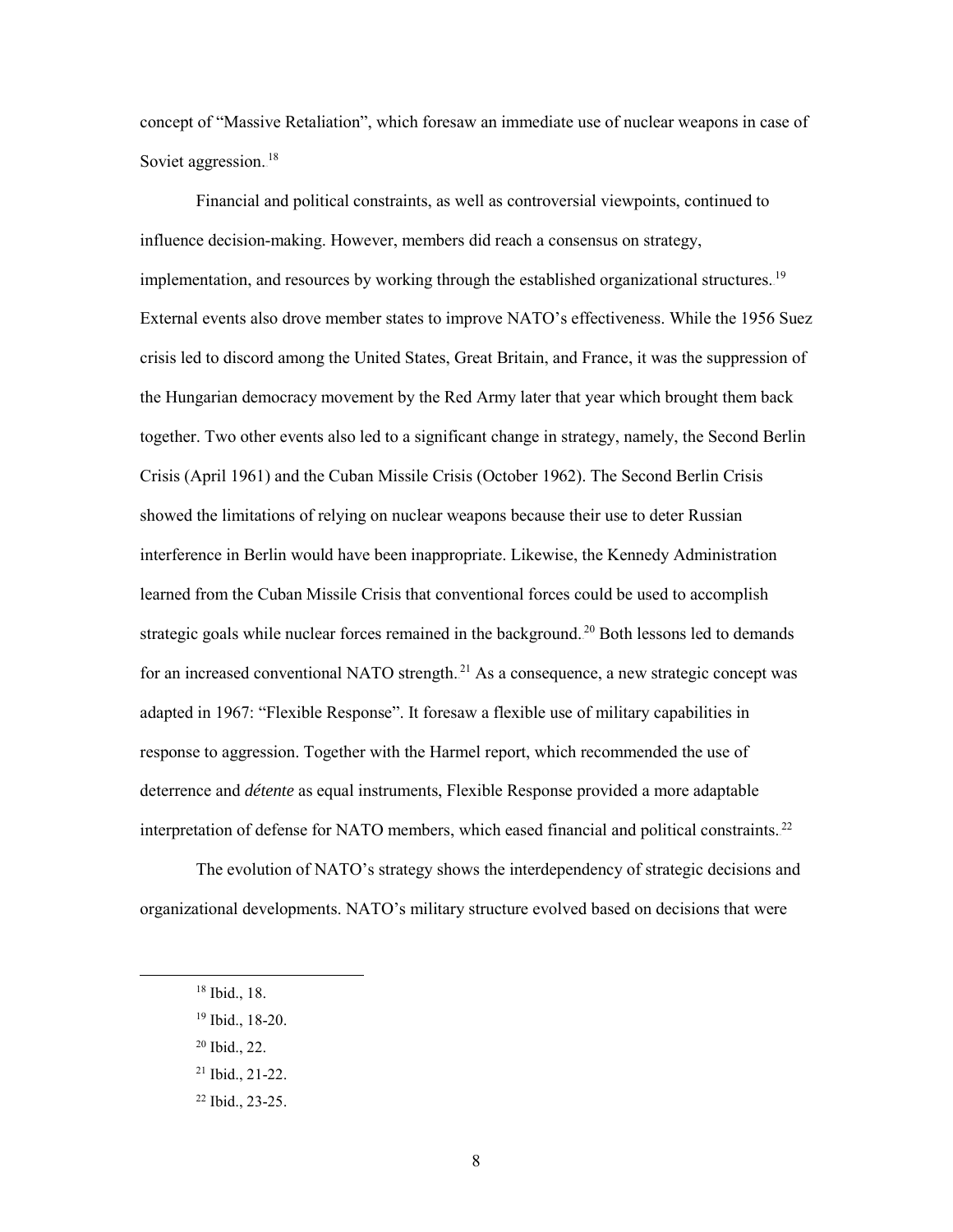concept of "Massive Retaliation", which foresaw an immediate use of nuclear weapons in case of Soviet aggression.[18]

Financial and political constraints, as well as controversial viewpoints, continued to influence decision-making. However, members did reach a consensus on strategy, implementation, and resources by working through the established organizational structures.[19] External events also drove member states to improve NATO's effectiveness. While the 1956 Suez crisis led to discord among the United States, Great Britain, and France, it was the suppression of the Hungarian democracy movement by the Red Army later that year which brought them back together. Two other events also led to a significant change in strategy, namely, the Second Berlin Crisis (April 1961) and the Cuban Missile Crisis (October 1962). The Second Berlin Crisis showed the limitations of relying on nuclear weapons because their use to deter Russian interference in Berlin would have been inappropriate. Likewise, the Kennedy Administration learned from the Cuban Missile Crisis that conventional forces could be used to accomplish strategic goals while nuclear forces remained in the background.[20] Both lessons led to demands for an increased conventional NATO strength.[21] As a consequence, a new strategic concept was adapted in 1967: "Flexible Response". It foresaw a flexible use of military capabilities in response to aggression. Together with the Harmel report, which recommended the use of deterrence and *détente* as equal instruments, Flexible Response provided a more adaptable interpretation of defense for NATO members, which eased financial and political constraints.[22]

The evolution of NATO's strategy shows the interdependency of strategic decisions and organizational developments. NATO's military structure evolved based on decisions that were

[18] Ibid., 18.

[19] Ibid., 18-20.

[20] Ibid., 22.

[21] Ibid., 21-22.

[22] Ibid., 23-25.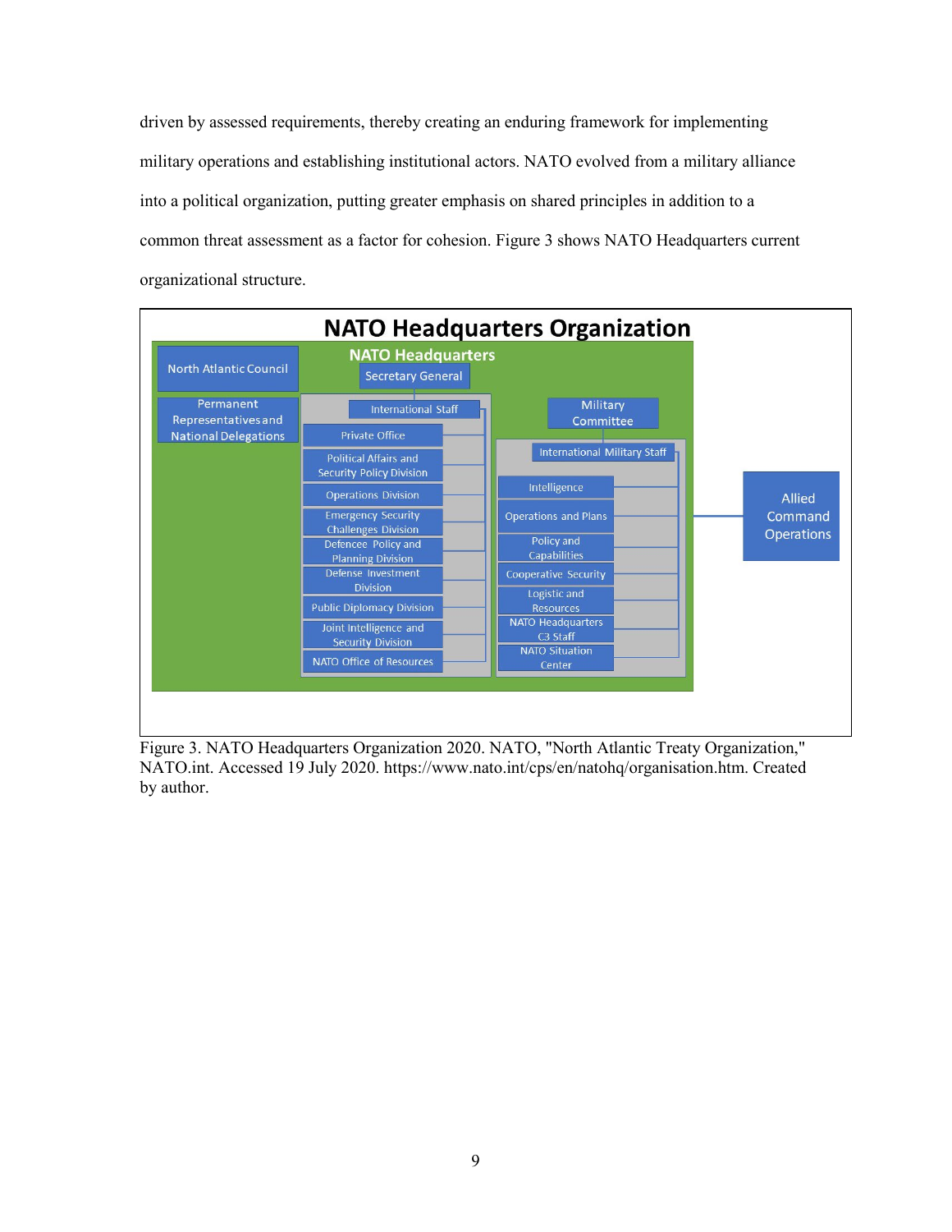driven by assessed requirements, thereby creating an enduring framework for implementing military operations and establishing institutional actors. NATO evolved from a military alliance into a political organization, putting greater emphasis on shared principles in addition to a common threat assessment as a factor for cohesion. Figure 3 shows NATO Headquarters current organizational structure.

**NATO Headquarters Organization**

- North Atlantic Council
- Permanent Representatives and National Delegations
- NATO Headquarters
  - Secretary General
    - International Staff
      - Private Office
      - Political Affairs and Security Policy Division
      - Operations Division
      - Emergency Security Challenges Division
      - Defence Policy and Planning Division
      - Defense Investment Division
      - Public Diplomacy Division
      - Joint Intelligence and Security Division
      - NATO Office of Resources
  - Military Committee
    - International Military Staff
      - Intelligence
      - Operations and Plans
      - Policy and Capabilities
      - Cooperative Security
      - Logistic and Resources
      - NATO Headquarters C3 Staff
      - NATO Situation Center
- Allied Command Operations

Figure 3. NATO Headquarters Organization 2020. NATO, "North Atlantic Treaty Organization," NATO.int. Accessed 19 July 2020. https://www.nato.int/cps/en/natohq/organisation.htm. Created by author.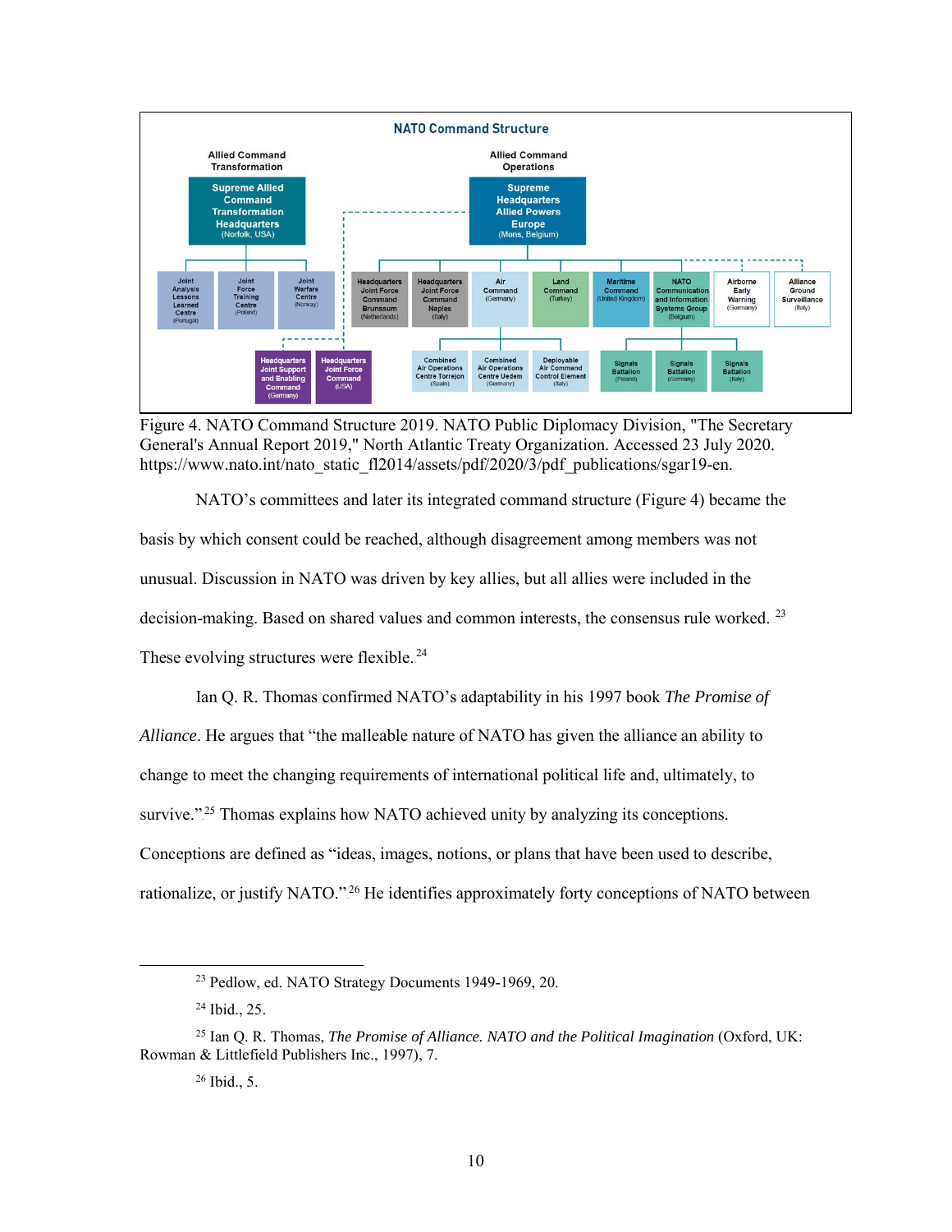Figure 4. NATO Command Structure 2019. NATO Public Diplomacy Division, "The Secretary General's Annual Report 2019," North Atlantic Treaty Organization. Accessed 23 July 2020. https://www.nato.int/nato_static_fl2014/assets/pdf/2020/3/pdf_publications/sgar19-en.

NATO's committees and later its integrated command structure (Figure 4) became the basis by which consent could be reached, although disagreement among members was not unusual. Discussion in NATO was driven by key allies, but all allies were included in the decision-making. Based on shared values and common interests, the consensus rule worked.[23] These evolving structures were flexible.[24]

Ian Q. R. Thomas confirmed NATO's adaptability in his 1997 book *The Promise of Alliance*. He argues that "the malleable nature of NATO has given the alliance an ability to change to meet the changing requirements of international political life and, ultimately, to survive."[25] Thomas explains how NATO achieved unity by analyzing its conceptions. Conceptions are defined as "ideas, images, notions, or plans that have been used to describe, rationalize, or justify NATO."[26] He identifies approximately forty conceptions of NATO between

---

[23] Pedlow, ed. NATO Strategy Documents 1949-1969, 20.

[24] Ibid., 25.

[25] Ian Q. R. Thomas, *The Promise of Alliance. NATO and the Political Imagination* (Oxford, UK: Rowman & Littlefield Publishers Inc., 1997), 7.

[26] Ibid., 5.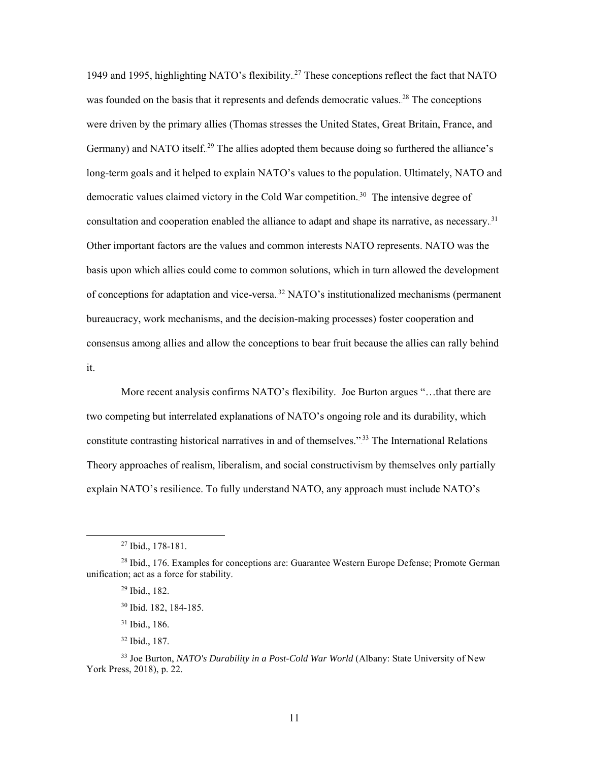1949 and 1995, highlighting NATO's flexibility.[27] These conceptions reflect the fact that NATO was founded on the basis that it represents and defends democratic values.[28] The conceptions were driven by the primary allies (Thomas stresses the United States, Great Britain, France, and Germany) and NATO itself.[29] The allies adopted them because doing so furthered the alliance's long-term goals and it helped to explain NATO's values to the population. Ultimately, NATO and democratic values claimed victory in the Cold War competition.[30] The intensive degree of consultation and cooperation enabled the alliance to adapt and shape its narrative, as necessary.[31] Other important factors are the values and common interests NATO represents. NATO was the basis upon which allies could come to common solutions, which in turn allowed the development of conceptions for adaptation and vice-versa.[32] NATO's institutionalized mechanisms (permanent bureaucracy, work mechanisms, and the decision-making processes) foster cooperation and consensus among allies and allow the conceptions to bear fruit because the allies can rally behind it.

More recent analysis confirms NATO's flexibility. Joe Burton argues "…that there are two competing but interrelated explanations of NATO's ongoing role and its durability, which constitute contrasting historical narratives in and of themselves."[33] The International Relations Theory approaches of realism, liberalism, and social constructivism by themselves only partially explain NATO's resilience. To fully understand NATO, any approach must include NATO's

---

[27] Ibid., 178-181.

[28] Ibid., 176. Examples for conceptions are: Guarantee Western Europe Defense; Promote German unification; act as a force for stability.

[29] Ibid., 182.

[30] Ibid. 182, 184-185.

[31] Ibid., 186.

[32] Ibid., 187.

[33] Joe Burton, *NATO's Durability in a Post-Cold War World* (Albany: State University of New York Press, 2018), p. 22.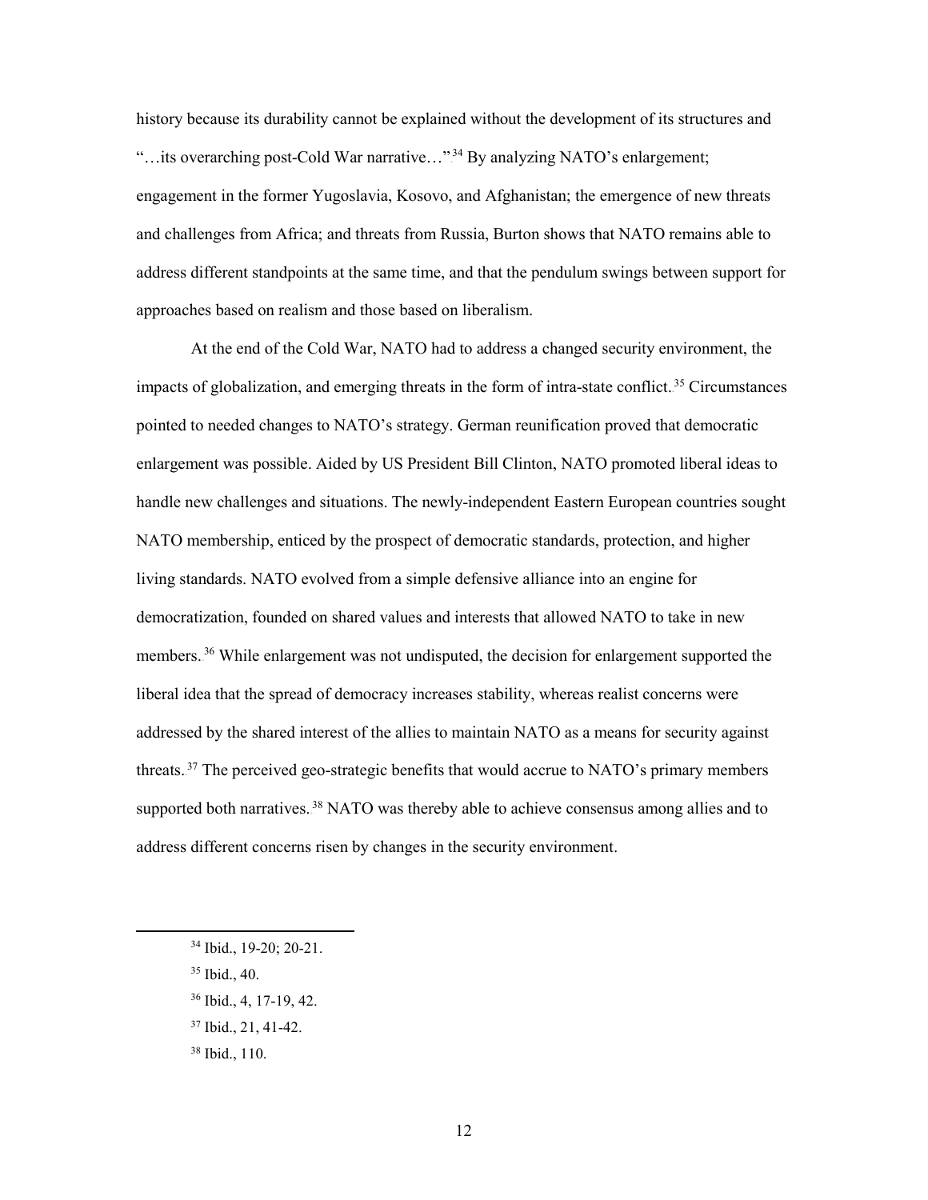history because its durability cannot be explained without the development of its structures and "…its overarching post-Cold War narrative…"[34] By analyzing NATO's enlargement; engagement in the former Yugoslavia, Kosovo, and Afghanistan; the emergence of new threats and challenges from Africa; and threats from Russia, Burton shows that NATO remains able to address different standpoints at the same time, and that the pendulum swings between support for approaches based on realism and those based on liberalism.

At the end of the Cold War, NATO had to address a changed security environment, the impacts of globalization, and emerging threats in the form of intra-state conflict.[35] Circumstances pointed to needed changes to NATO's strategy. German reunification proved that democratic enlargement was possible. Aided by US President Bill Clinton, NATO promoted liberal ideas to handle new challenges and situations. The newly-independent Eastern European countries sought NATO membership, enticed by the prospect of democratic standards, protection, and higher living standards. NATO evolved from a simple defensive alliance into an engine for democratization, founded on shared values and interests that allowed NATO to take in new members.[36] While enlargement was not undisputed, the decision for enlargement supported the liberal idea that the spread of democracy increases stability, whereas realist concerns were addressed by the shared interest of the allies to maintain NATO as a means for security against threats.[37] The perceived geo-strategic benefits that would accrue to NATO's primary members supported both narratives.[38] NATO was thereby able to achieve consensus among allies and to address different concerns risen by changes in the security environment.

---

[34] Ibid., 19-20; 20-21.

[35] Ibid., 40.

[36] Ibid., 4, 17-19, 42.

[37] Ibid., 21, 41-42.

[38] Ibid., 110.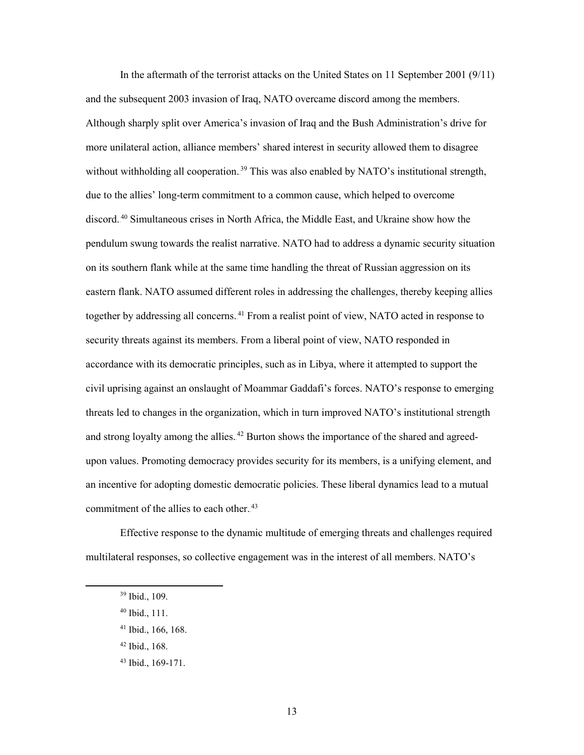In the aftermath of the terrorist attacks on the United States on 11 September 2001 (9/11) and the subsequent 2003 invasion of Iraq, NATO overcame discord among the members. Although sharply split over America's invasion of Iraq and the Bush Administration's drive for more unilateral action, alliance members' shared interest in security allowed them to disagree without withholding all cooperation.[39] This was also enabled by NATO's institutional strength, due to the allies' long-term commitment to a common cause, which helped to overcome discord.[40] Simultaneous crises in North Africa, the Middle East, and Ukraine show how the pendulum swung towards the realist narrative. NATO had to address a dynamic security situation on its southern flank while at the same time handling the threat of Russian aggression on its eastern flank. NATO assumed different roles in addressing the challenges, thereby keeping allies together by addressing all concerns.[41] From a realist point of view, NATO acted in response to security threats against its members. From a liberal point of view, NATO responded in accordance with its democratic principles, such as in Libya, where it attempted to support the civil uprising against an onslaught of Moammar Gaddafi's forces. NATO's response to emerging threats led to changes in the organization, which in turn improved NATO's institutional strength and strong loyalty among the allies.[42] Burton shows the importance of the shared and agreed-upon values. Promoting democracy provides security for its members, is a unifying element, and an incentive for adopting domestic democratic policies. These liberal dynamics lead to a mutual commitment of the allies to each other.[43]

Effective response to the dynamic multitude of emerging threats and challenges required multilateral responses, so collective engagement was in the interest of all members. NATO's

---

[39] Ibid., 109.

[40] Ibid., 111.

[41] Ibid., 166, 168.

[42] Ibid., 168.

[43] Ibid., 169-171.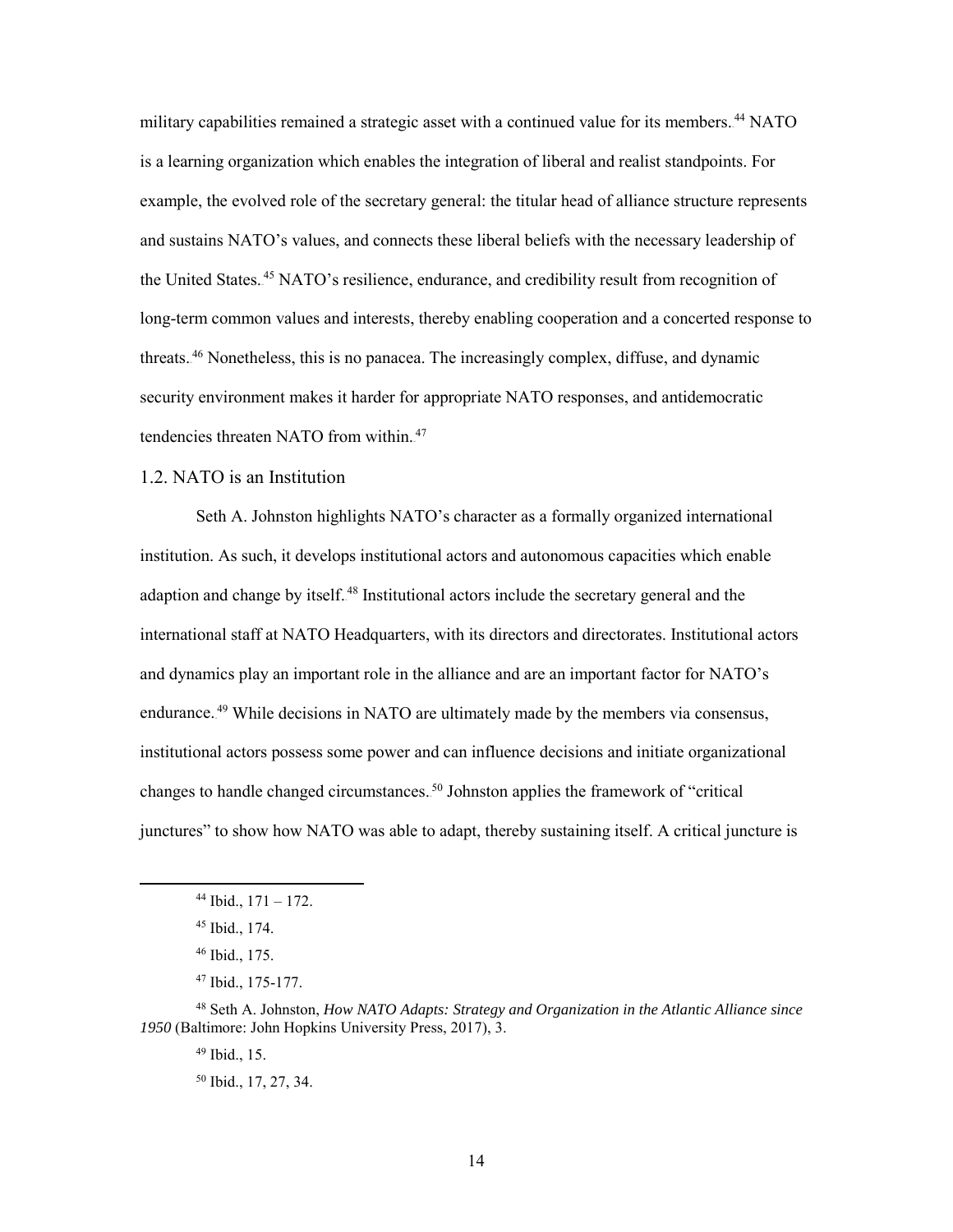military capabilities remained a strategic asset with a continued value for its members.[44] NATO is a learning organization which enables the integration of liberal and realist standpoints. For example, the evolved role of the secretary general: the titular head of alliance structure represents and sustains NATO's values, and connects these liberal beliefs with the necessary leadership of the United States.[45] NATO's resilience, endurance, and credibility result from recognition of long-term common values and interests, thereby enabling cooperation and a concerted response to threats.[46] Nonetheless, this is no panacea. The increasingly complex, diffuse, and dynamic security environment makes it harder for appropriate NATO responses, and antidemocratic tendencies threaten NATO from within.[47]

### 1.2. NATO is an Institution

Seth A. Johnston highlights NATO's character as a formally organized international institution. As such, it develops institutional actors and autonomous capacities which enable adaption and change by itself.[48] Institutional actors include the secretary general and the international staff at NATO Headquarters, with its directors and directorates. Institutional actors and dynamics play an important role in the alliance and are an important factor for NATO's endurance.[49] While decisions in NATO are ultimately made by the members via consensus, institutional actors possess some power and can influence decisions and initiate organizational changes to handle changed circumstances.[50] Johnston applies the framework of "critical junctures" to show how NATO was able to adapt, thereby sustaining itself. A critical juncture is

---

[44] Ibid., 171 – 172.

[45] Ibid., 174.

[46] Ibid., 175.

[47] Ibid., 175-177.

[48] Seth A. Johnston, *How NATO Adapts: Strategy and Organization in the Atlantic Alliance since 1950* (Baltimore: John Hopkins University Press, 2017), 3.

[49] Ibid., 15.

[50] Ibid., 17, 27, 34.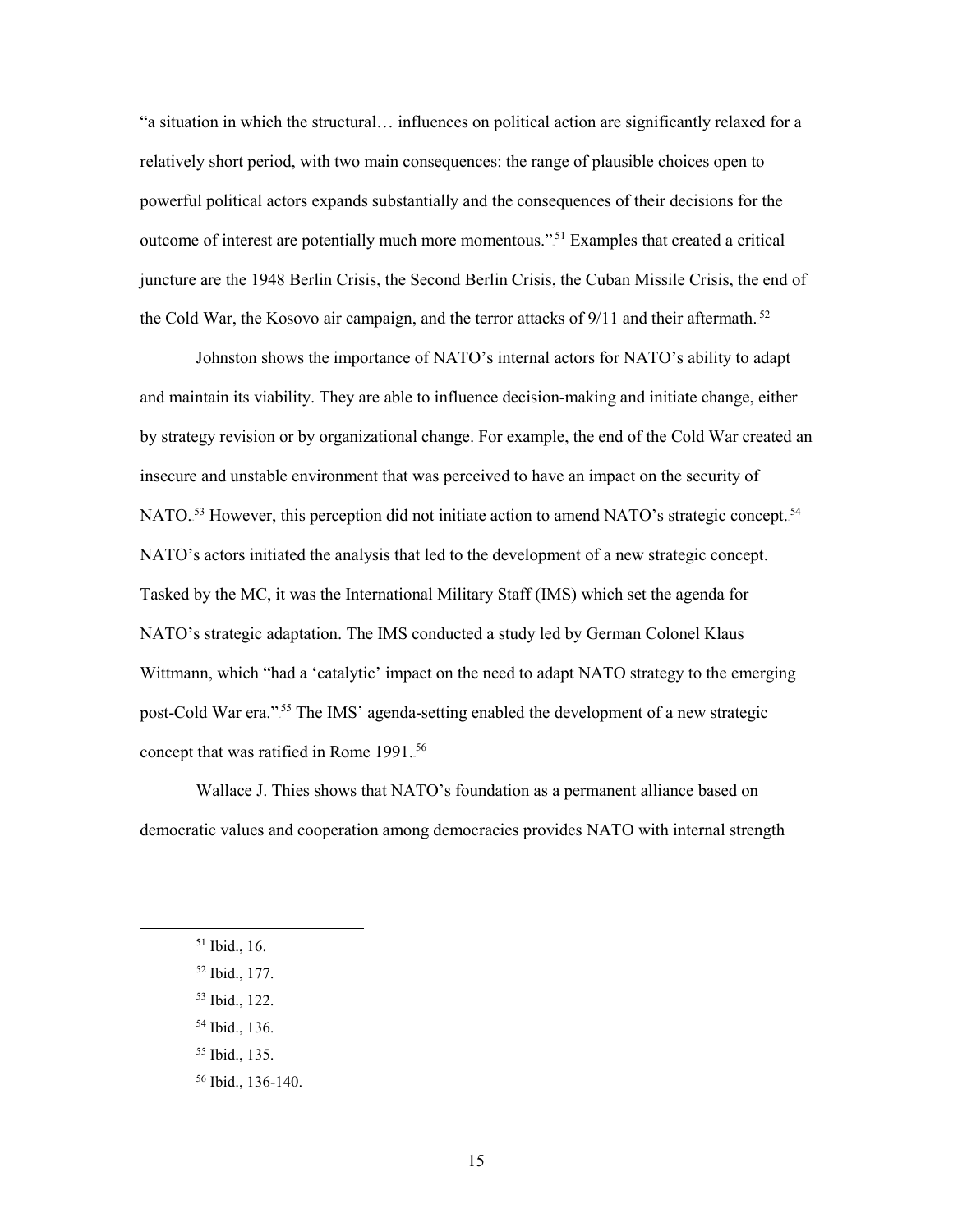"a situation in which the structural… influences on political action are significantly relaxed for a relatively short period, with two main consequences: the range of plausible choices open to powerful political actors expands substantially and the consequences of their decisions for the outcome of interest are potentially much more momentous."[51] Examples that created a critical juncture are the 1948 Berlin Crisis, the Second Berlin Crisis, the Cuban Missile Crisis, the end of the Cold War, the Kosovo air campaign, and the terror attacks of 9/11 and their aftermath.[52]

Johnston shows the importance of NATO's internal actors for NATO's ability to adapt and maintain its viability. They are able to influence decision-making and initiate change, either by strategy revision or by organizational change. For example, the end of the Cold War created an insecure and unstable environment that was perceived to have an impact on the security of NATO.[53] However, this perception did not initiate action to amend NATO's strategic concept.[54] NATO's actors initiated the analysis that led to the development of a new strategic concept. Tasked by the MC, it was the International Military Staff (IMS) which set the agenda for NATO's strategic adaptation. The IMS conducted a study led by German Colonel Klaus Wittmann, which "had a 'catalytic' impact on the need to adapt NATO strategy to the emerging post-Cold War era."[55] The IMS' agenda-setting enabled the development of a new strategic concept that was ratified in Rome 1991.[56]

Wallace J. Thies shows that NATO's foundation as a permanent alliance based on democratic values and cooperation among democracies provides NATO with internal strength

---

[51] Ibid., 16.

[52] Ibid., 177.

[53] Ibid., 122.

[54] Ibid., 136.

[55] Ibid., 135.

[56] Ibid., 136-140.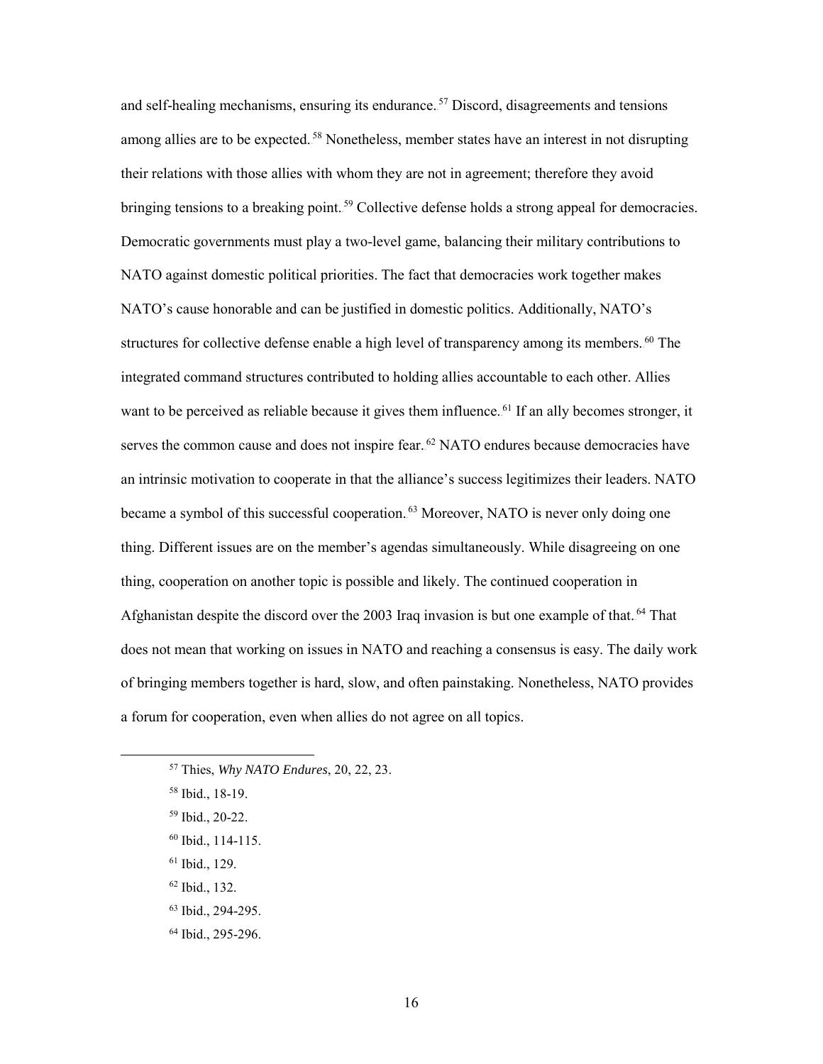and self-healing mechanisms, ensuring its endurance.[57] Discord, disagreements and tensions among allies are to be expected.[58] Nonetheless, member states have an interest in not disrupting their relations with those allies with whom they are not in agreement; therefore they avoid bringing tensions to a breaking point.[59] Collective defense holds a strong appeal for democracies. Democratic governments must play a two-level game, balancing their military contributions to NATO against domestic political priorities. The fact that democracies work together makes NATO's cause honorable and can be justified in domestic politics. Additionally, NATO's structures for collective defense enable a high level of transparency among its members.[60] The integrated command structures contributed to holding allies accountable to each other. Allies want to be perceived as reliable because it gives them influence.[61] If an ally becomes stronger, it serves the common cause and does not inspire fear.[62] NATO endures because democracies have an intrinsic motivation to cooperate in that the alliance's success legitimizes their leaders. NATO became a symbol of this successful cooperation.[63] Moreover, NATO is never only doing one thing. Different issues are on the member's agendas simultaneously. While disagreeing on one thing, cooperation on another topic is possible and likely. The continued cooperation in Afghanistan despite the discord over the 2003 Iraq invasion is but one example of that.[64] That does not mean that working on issues in NATO and reaching a consensus is easy. The daily work of bringing members together is hard, slow, and often painstaking. Nonetheless, NATO provides a forum for cooperation, even when allies do not agree on all topics.

---

[57] Thies, *Why NATO Endures*, 20, 22, 23.

[58] Ibid., 18-19.

[59] Ibid., 20-22.

[60] Ibid., 114-115.

[61] Ibid., 129.

[62] Ibid., 132.

[63] Ibid., 294-295.

[64] Ibid., 295-296.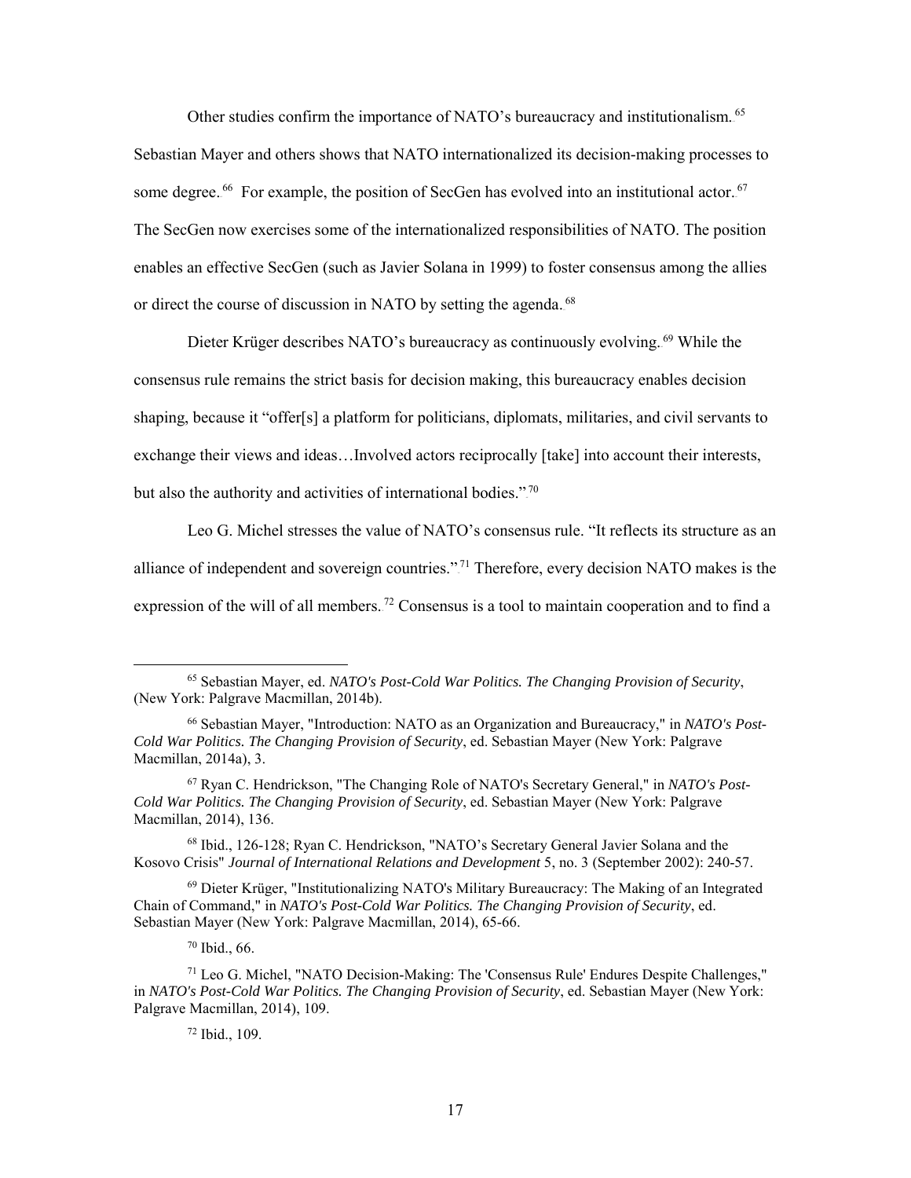Other studies confirm the importance of NATO's bureaucracy and institutionalism.[65] Sebastian Mayer and others shows that NATO internationalized its decision-making processes to some degree.[66] For example, the position of SecGen has evolved into an institutional actor.[67] The SecGen now exercises some of the internationalized responsibilities of NATO. The position enables an effective SecGen (such as Javier Solana in 1999) to foster consensus among the allies or direct the course of discussion in NATO by setting the agenda.[68]

Dieter Krüger describes NATO's bureaucracy as continuously evolving.[69] While the consensus rule remains the strict basis for decision making, this bureaucracy enables decision shaping, because it "offer[s] a platform for politicians, diplomats, militaries, and civil servants to exchange their views and ideas…Involved actors reciprocally [take] into account their interests, but also the authority and activities of international bodies."[70]

Leo G. Michel stresses the value of NATO's consensus rule. "It reflects its structure as an alliance of independent and sovereign countries."[71] Therefore, every decision NATO makes is the expression of the will of all members.[72] Consensus is a tool to maintain cooperation and to find a

---

[65] Sebastian Mayer, ed. *NATO's Post-Cold War Politics. The Changing Provision of Security*, (New York: Palgrave Macmillan, 2014b).

[66] Sebastian Mayer, "Introduction: NATO as an Organization and Bureaucracy," in *NATO's Post-Cold War Politics. The Changing Provision of Security*, ed. Sebastian Mayer (New York: Palgrave Macmillan, 2014a), 3.

[67] Ryan C. Hendrickson, "The Changing Role of NATO's Secretary General," in *NATO's Post-Cold War Politics. The Changing Provision of Security*, ed. Sebastian Mayer (New York: Palgrave Macmillan, 2014), 136.

[68] Ibid., 126-128; Ryan C. Hendrickson, "NATO's Secretary General Javier Solana and the Kosovo Crisis" *Journal of International Relations and Development* 5, no. 3 (September 2002): 240-57.

[69] Dieter Krüger, "Institutionalizing NATO's Military Bureaucracy: The Making of an Integrated Chain of Command," in *NATO's Post-Cold War Politics. The Changing Provision of Security*, ed. Sebastian Mayer (New York: Palgrave Macmillan, 2014), 65-66.

[70] Ibid., 66.

[71] Leo G. Michel, "NATO Decision-Making: The 'Consensus Rule' Endures Despite Challenges," in *NATO's Post-Cold War Politics. The Changing Provision of Security*, ed. Sebastian Mayer (New York: Palgrave Macmillan, 2014), 109.

[72] Ibid., 109.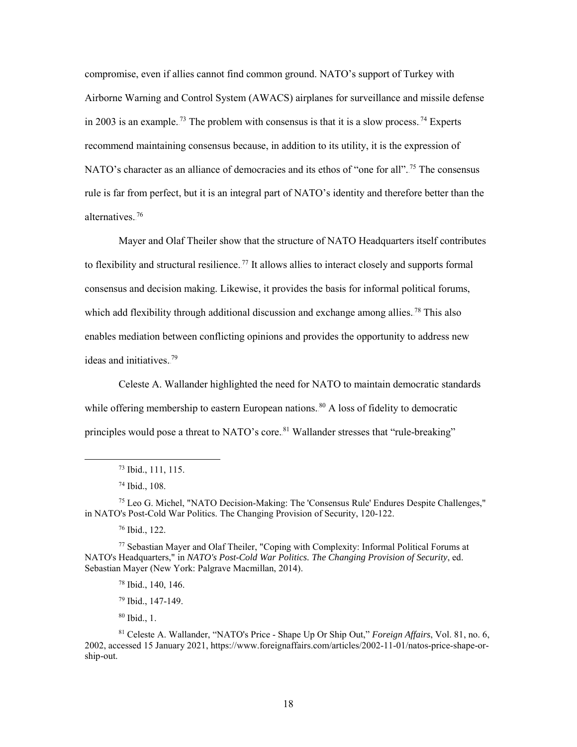compromise, even if allies cannot find common ground. NATO's support of Turkey with Airborne Warning and Control System (AWACS) airplanes for surveillance and missile defense in 2003 is an example.[73] The problem with consensus is that it is a slow process.[74] Experts recommend maintaining consensus because, in addition to its utility, it is the expression of NATO's character as an alliance of democracies and its ethos of "one for all".[75] The consensus rule is far from perfect, but it is an integral part of NATO's identity and therefore better than the alternatives.[76]

Mayer and Olaf Theiler show that the structure of NATO Headquarters itself contributes to flexibility and structural resilience.[77] It allows allies to interact closely and supports formal consensus and decision making. Likewise, it provides the basis for informal political forums, which add flexibility through additional discussion and exchange among allies.[78] This also enables mediation between conflicting opinions and provides the opportunity to address new ideas and initiatives.[79]

Celeste A. Wallander highlighted the need for NATO to maintain democratic standards while offering membership to eastern European nations.[80] A loss of fidelity to democratic principles would pose a threat to NATO's core.[81] Wallander stresses that "rule-breaking"

---

[73] Ibid., 111, 115.

[74] Ibid., 108.

[75] Leo G. Michel, "NATO Decision-Making: The 'Consensus Rule' Endures Despite Challenges," in NATO's Post-Cold War Politics. The Changing Provision of Security, 120-122.

[76] Ibid., 122.

[77] Sebastian Mayer and Olaf Theiler, "Coping with Complexity: Informal Political Forums at NATO's Headquarters," in *NATO's Post-Cold War Politics. The Changing Provision of Security*, ed. Sebastian Mayer (New York: Palgrave Macmillan, 2014).

[78] Ibid., 140, 146.

[79] Ibid., 147-149.

[80] Ibid., 1.

[81] Celeste A. Wallander, "NATO's Price - Shape Up Or Ship Out," *Foreign Affairs*, Vol. 81, no. 6, 2002, accessed 15 January 2021, https://www.foreignaffairs.com/articles/2002-11-01/natos-price-shape-or-ship-out.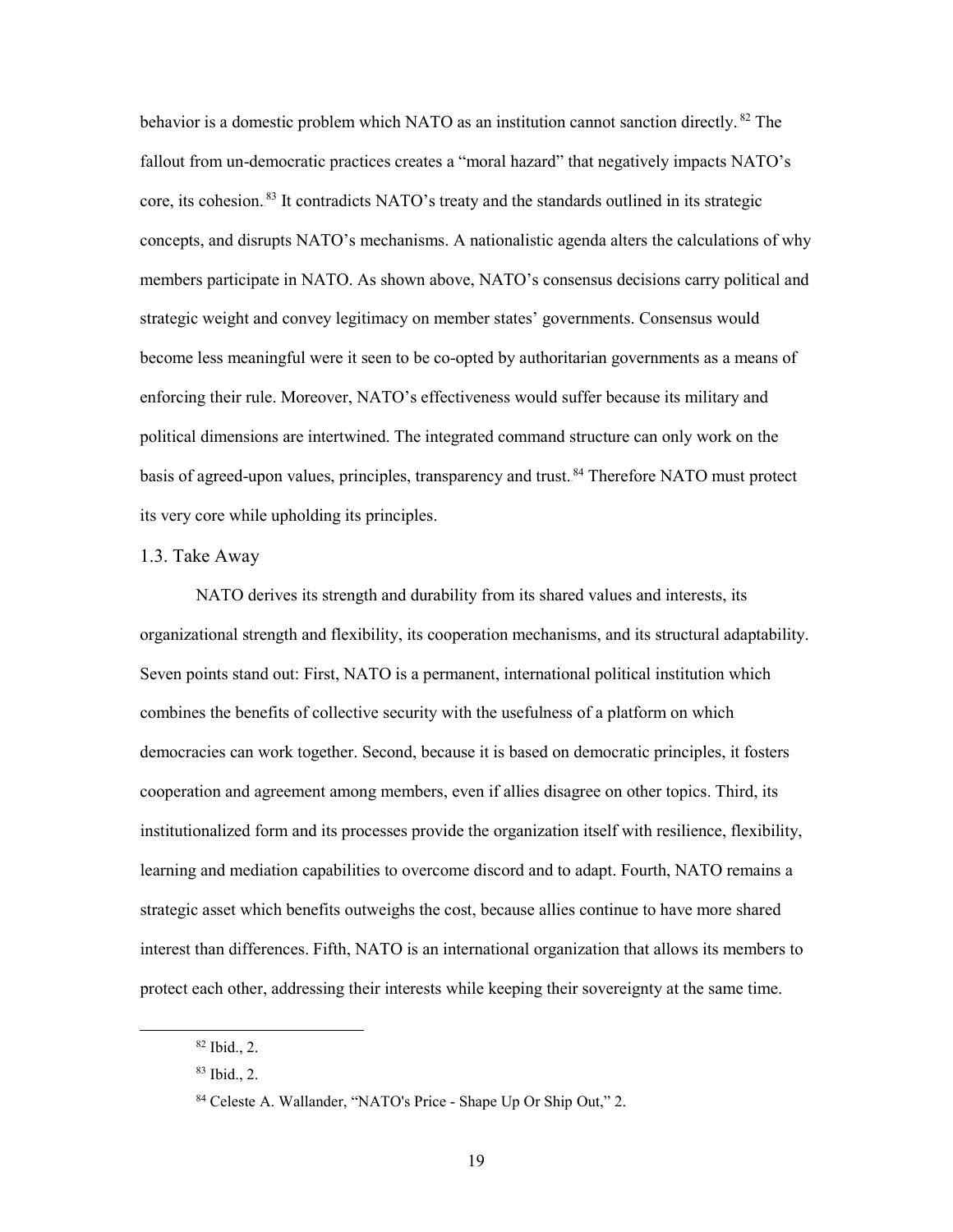behavior is a domestic problem which NATO as an institution cannot sanction directly.[82] The fallout from un-democratic practices creates a "moral hazard" that negatively impacts NATO's core, its cohesion.[83] It contradicts NATO's treaty and the standards outlined in its strategic concepts, and disrupts NATO's mechanisms. A nationalistic agenda alters the calculations of why members participate in NATO. As shown above, NATO's consensus decisions carry political and strategic weight and convey legitimacy on member states' governments. Consensus would become less meaningful were it seen to be co-opted by authoritarian governments as a means of enforcing their rule. Moreover, NATO's effectiveness would suffer because its military and political dimensions are intertwined. The integrated command structure can only work on the basis of agreed-upon values, principles, transparency and trust.[84] Therefore NATO must protect its very core while upholding its principles.

### 1.3. Take Away

NATO derives its strength and durability from its shared values and interests, its organizational strength and flexibility, its cooperation mechanisms, and its structural adaptability. Seven points stand out: First, NATO is a permanent, international political institution which combines the benefits of collective security with the usefulness of a platform on which democracies can work together. Second, because it is based on democratic principles, it fosters cooperation and agreement among members, even if allies disagree on other topics. Third, its institutionalized form and its processes provide the organization itself with resilience, flexibility, learning and mediation capabilities to overcome discord and to adapt. Fourth, NATO remains a strategic asset which benefits outweighs the cost, because allies continue to have more shared interest than differences. Fifth, NATO is an international organization that allows its members to protect each other, addressing their interests while keeping their sovereignty at the same time.

---

[82] Ibid., 2.

[83] Ibid., 2.

[84] Celeste A. Wallander, "NATO's Price - Shape Up Or Ship Out," 2.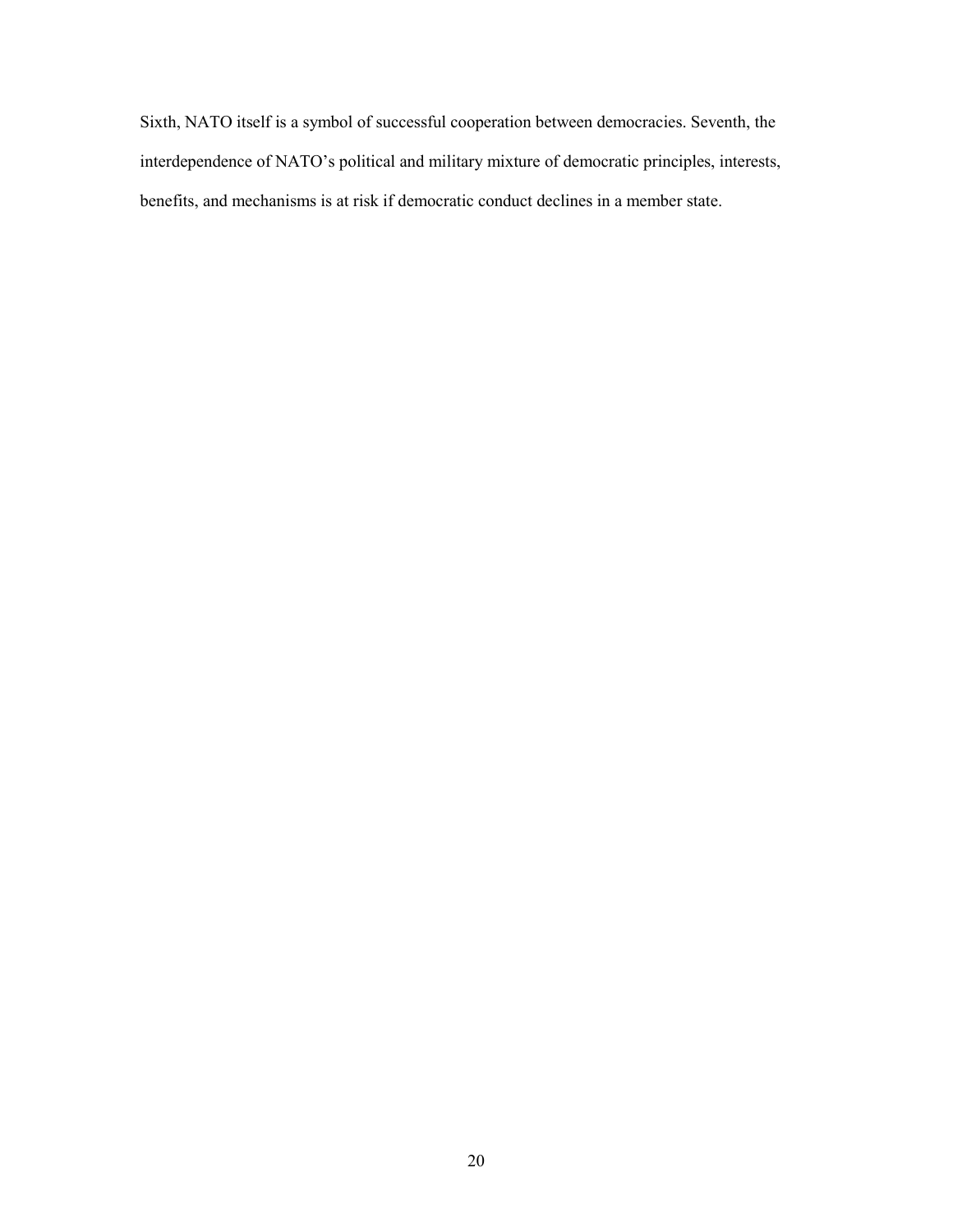Sixth, NATO itself is a symbol of successful cooperation between democracies. Seventh, the interdependence of NATO's political and military mixture of democratic principles, interests, benefits, and mechanisms is at risk if democratic conduct declines in a member state.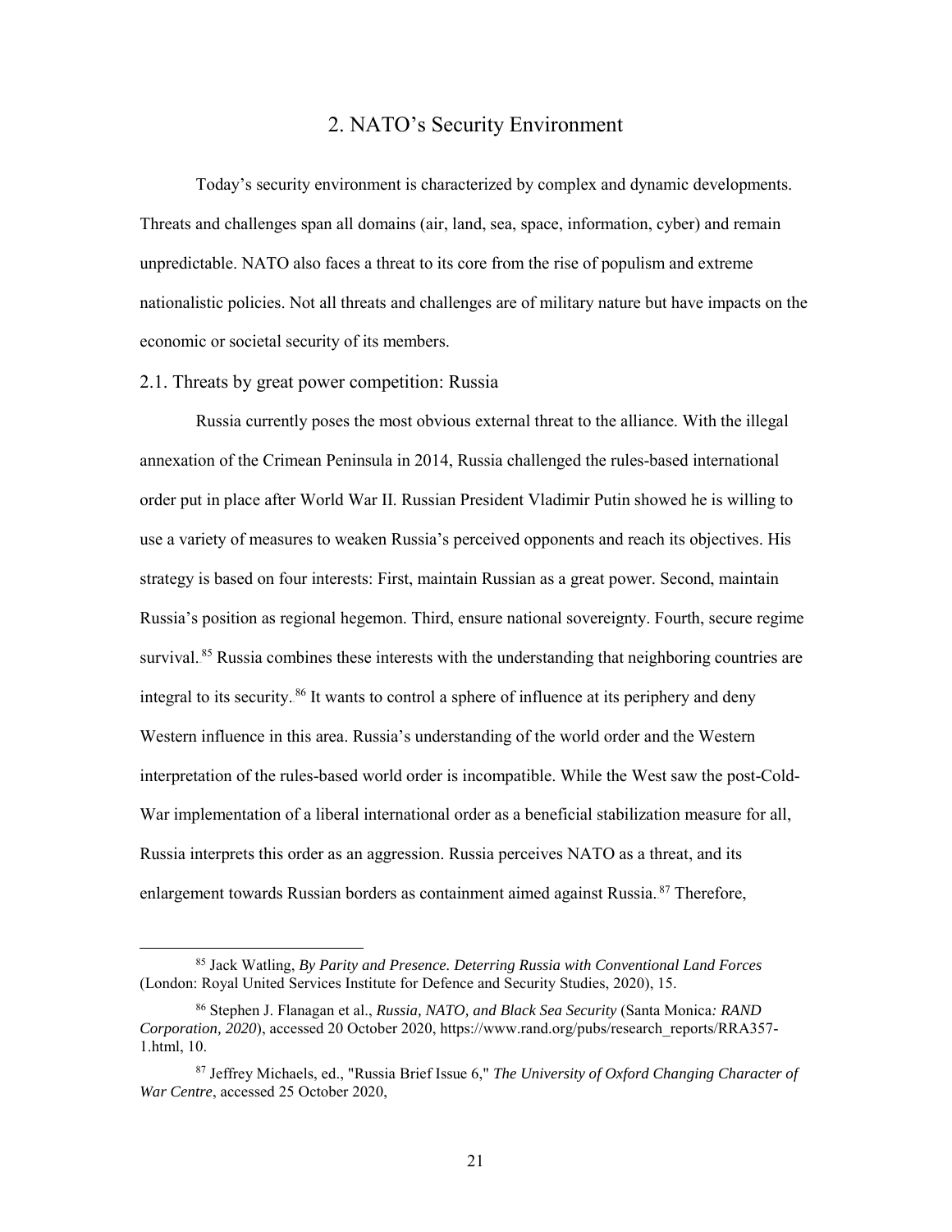## 2. NATO's Security Environment

Today's security environment is characterized by complex and dynamic developments. Threats and challenges span all domains (air, land, sea, space, information, cyber) and remain unpredictable. NATO also faces a threat to its core from the rise of populism and extreme nationalistic policies. Not all threats and challenges are of military nature but have impacts on the economic or societal security of its members.

### 2.1. Threats by great power competition: Russia

Russia currently poses the most obvious external threat to the alliance. With the illegal annexation of the Crimean Peninsula in 2014, Russia challenged the rules-based international order put in place after World War II. Russian President Vladimir Putin showed he is willing to use a variety of measures to weaken Russia's perceived opponents and reach its objectives. His strategy is based on four interests: First, maintain Russian as a great power. Second, maintain Russia's position as regional hegemon. Third, ensure national sovereignty. Fourth, secure regime survival.[85] Russia combines these interests with the understanding that neighboring countries are integral to its security.[86] It wants to control a sphere of influence at its periphery and deny Western influence in this area. Russia's understanding of the world order and the Western interpretation of the rules-based world order is incompatible. While the West saw the post-Cold-War implementation of a liberal international order as a beneficial stabilization measure for all, Russia interprets this order as an aggression. Russia perceives NATO as a threat, and its enlargement towards Russian borders as containment aimed against Russia.[87] Therefore,

---

[85] Jack Watling, *By Parity and Presence. Deterring Russia with Conventional Land Forces* (London: Royal United Services Institute for Defence and Security Studies, 2020), 15.

[86] Stephen J. Flanagan et al., *Russia, NATO, and Black Sea Security* (Santa Monica*: RAND Corporation, 2020*), accessed 20 October 2020, https://www.rand.org/pubs/research_reports/RRA357-1.html, 10.

[87] Jeffrey Michaels, ed., "Russia Brief Issue 6," *The University of Oxford Changing Character of War Centre*, accessed 25 October 2020,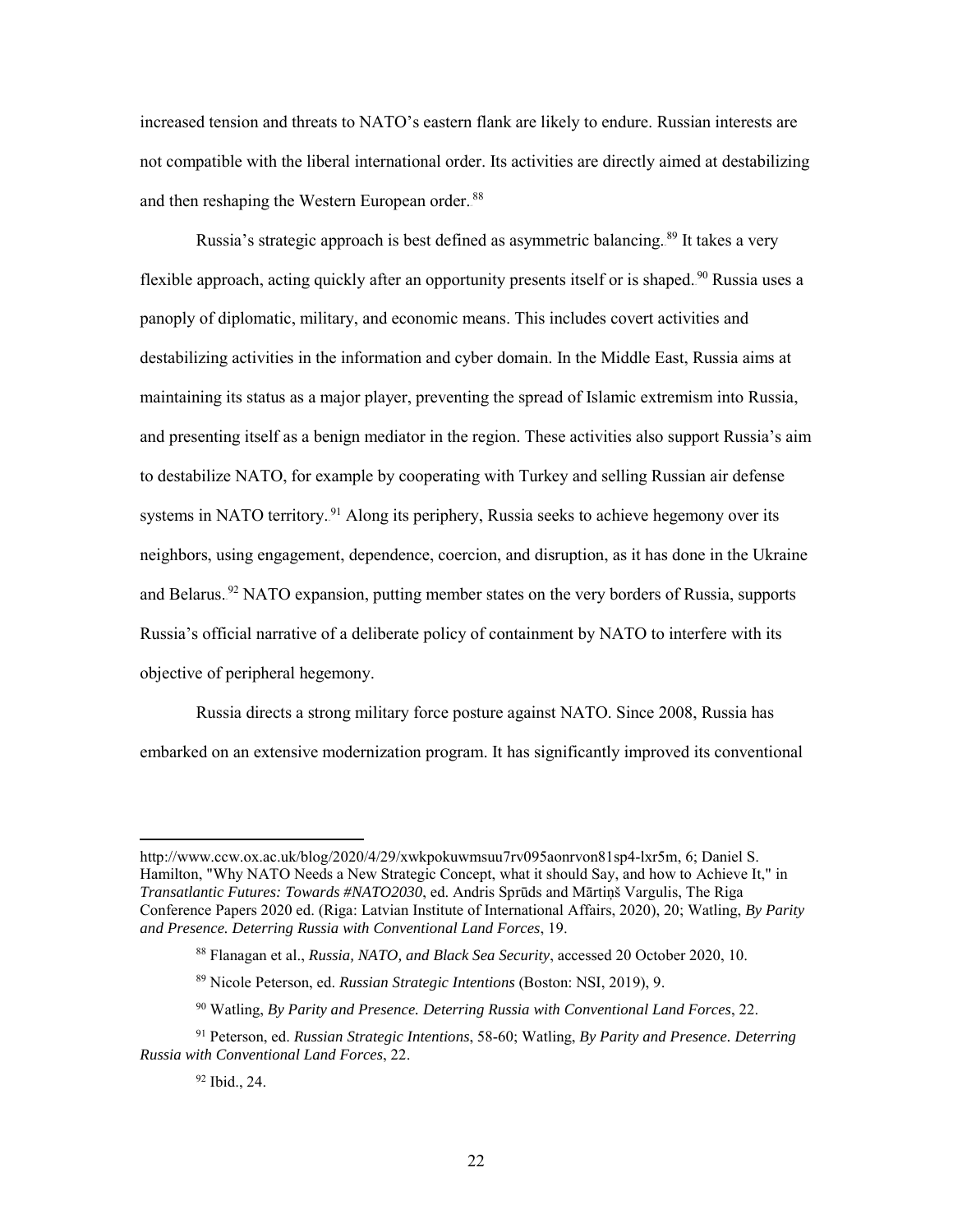increased tension and threats to NATO's eastern flank are likely to endure. Russian interests are not compatible with the liberal international order. Its activities are directly aimed at destabilizing and then reshaping the Western European order.[88]

Russia's strategic approach is best defined as asymmetric balancing.[89] It takes a very flexible approach, acting quickly after an opportunity presents itself or is shaped.[90] Russia uses a panoply of diplomatic, military, and economic means. This includes covert activities and destabilizing activities in the information and cyber domain. In the Middle East, Russia aims at maintaining its status as a major player, preventing the spread of Islamic extremism into Russia, and presenting itself as a benign mediator in the region. These activities also support Russia's aim to destabilize NATO, for example by cooperating with Turkey and selling Russian air defense systems in NATO territory.[91] Along its periphery, Russia seeks to achieve hegemony over its neighbors, using engagement, dependence, coercion, and disruption, as it has done in the Ukraine and Belarus.[92] NATO expansion, putting member states on the very borders of Russia, supports Russia's official narrative of a deliberate policy of containment by NATO to interfere with its objective of peripheral hegemony.

Russia directs a strong military force posture against NATO. Since 2008, Russia has embarked on an extensive modernization program. It has significantly improved its conventional

---

http://www.ccw.ox.ac.uk/blog/2020/4/29/xwkpokuwmsuu7rv095aonrvon81sp4-lxr5m, 6; Daniel S. Hamilton, "Why NATO Needs a New Strategic Concept, what it should Say, and how to Achieve It," in *Transatlantic Futures: Towards #NATO2030*, ed. Andris Sprūds and Mārtiņš Vargulis, The Riga Conference Papers 2020 ed. (Riga: Latvian Institute of International Affairs, 2020), 20; Watling, *By Parity and Presence. Deterring Russia with Conventional Land Forces*, 19.

[88] Flanagan et al., *Russia, NATO, and Black Sea Security*, accessed 20 October 2020, 10.

[89] Nicole Peterson, ed. *Russian Strategic Intentions* (Boston: NSI, 2019), 9.

[90] Watling, *By Parity and Presence. Deterring Russia with Conventional Land Forces*, 22.

[91] Peterson, ed. *Russian Strategic Intentions*, 58-60; Watling, *By Parity and Presence. Deterring Russia with Conventional Land Forces*, 22.

[92] Ibid., 24.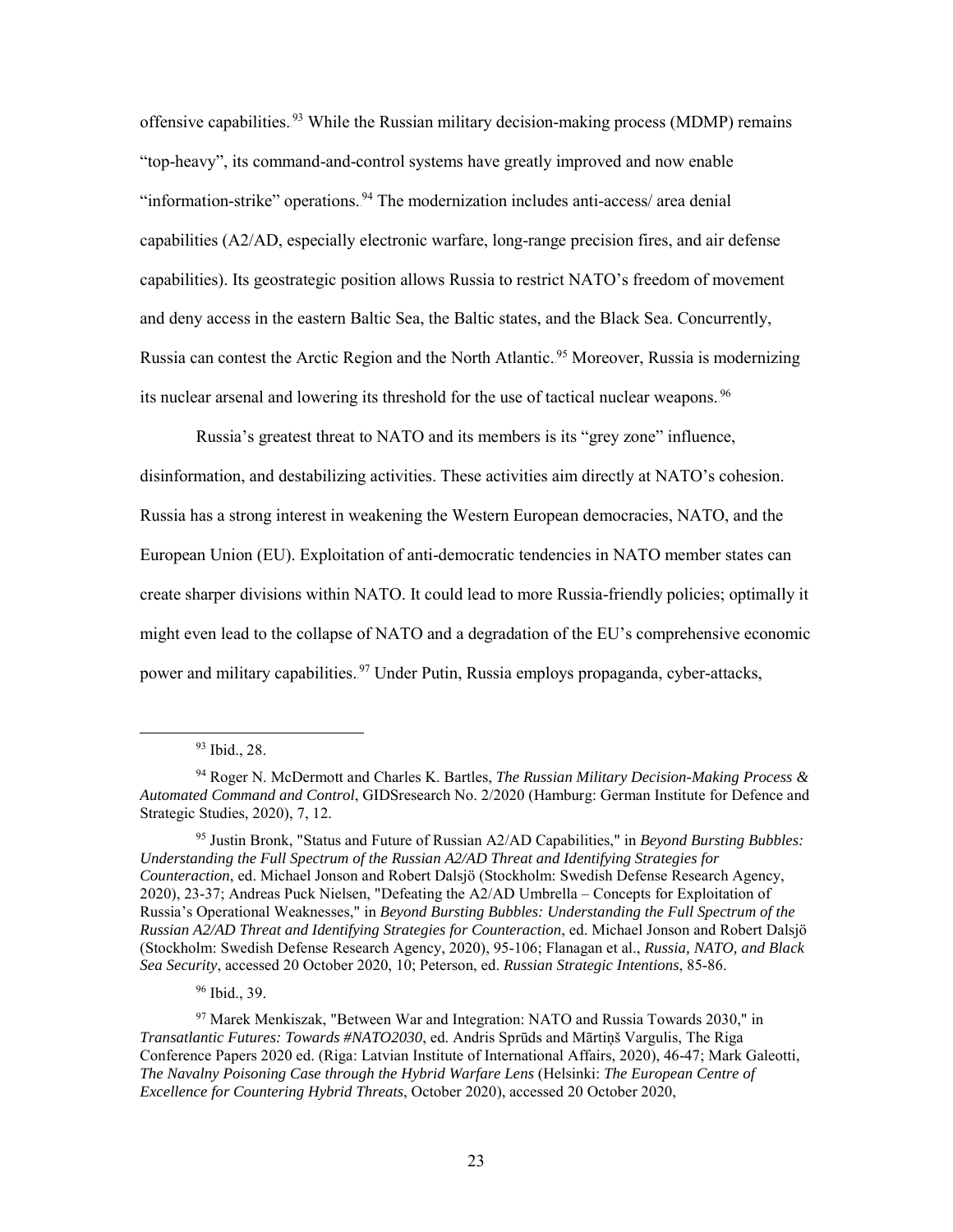offensive capabilities.[93] While the Russian military decision-making process (MDMP) remains "top-heavy", its command-and-control systems have greatly improved and now enable "information-strike" operations.[94] The modernization includes anti-access/ area denial capabilities (A2/AD, especially electronic warfare, long-range precision fires, and air defense capabilities). Its geostrategic position allows Russia to restrict NATO's freedom of movement and deny access in the eastern Baltic Sea, the Baltic states, and the Black Sea. Concurrently, Russia can contest the Arctic Region and the North Atlantic.[95] Moreover, Russia is modernizing its nuclear arsenal and lowering its threshold for the use of tactical nuclear weapons.[96]

Russia's greatest threat to NATO and its members is its "grey zone" influence, disinformation, and destabilizing activities. These activities aim directly at NATO's cohesion. Russia has a strong interest in weakening the Western European democracies, NATO, and the European Union (EU). Exploitation of anti-democratic tendencies in NATO member states can create sharper divisions within NATO. It could lead to more Russia-friendly policies; optimally it might even lead to the collapse of NATO and a degradation of the EU's comprehensive economic power and military capabilities.[97] Under Putin, Russia employs propaganda, cyber-attacks,

---

[93] Ibid., 28.

[94] Roger N. McDermott and Charles K. Bartles, *The Russian Military Decision-Making Process & Automated Command and Control*, GIDSresearch No. 2/2020 (Hamburg: German Institute for Defence and Strategic Studies, 2020), 7, 12.

[95] Justin Bronk, "Status and Future of Russian A2/AD Capabilities," in *Beyond Bursting Bubbles: Understanding the Full Spectrum of the Russian A2/AD Threat and Identifying Strategies for Counteraction*, ed. Michael Jonson and Robert Dalsjö (Stockholm: Swedish Defense Research Agency, 2020), 23-37; Andreas Puck Nielsen, "Defeating the A2/AD Umbrella – Concepts for Exploitation of Russia's Operational Weaknesses," in *Beyond Bursting Bubbles: Understanding the Full Spectrum of the Russian A2/AD Threat and Identifying Strategies for Counteraction*, ed. Michael Jonson and Robert Dalsjö (Stockholm: Swedish Defense Research Agency, 2020), 95-106; Flanagan et al., *Russia, NATO, and Black Sea Security*, accessed 20 October 2020, 10; Peterson, ed. *Russian Strategic Intentions*, 85-86.

[96] Ibid., 39.

[97] Marek Menkiszak, "Between War and Integration: NATO and Russia Towards 2030," in *Transatlantic Futures: Towards #NATO2030*, ed. Andris Sprūds and Mārtiņš Vargulis, The Riga Conference Papers 2020 ed. (Riga: Latvian Institute of International Affairs, 2020), 46-47; Mark Galeotti, *The Navalny Poisoning Case through the Hybrid Warfare Lens* (Helsinki: *The European Centre of Excellence for Countering Hybrid Threats*, October 2020), accessed 20 October 2020,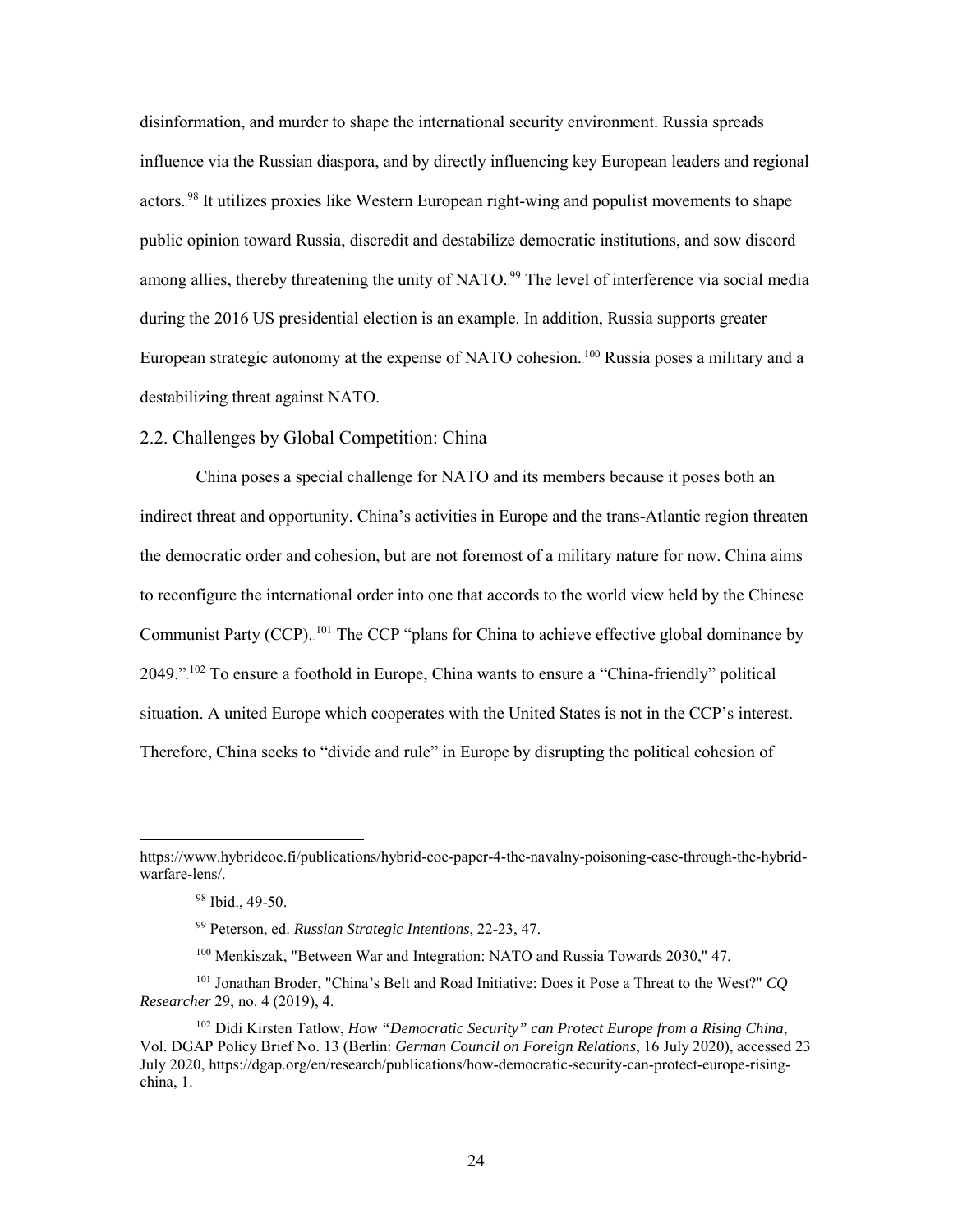disinformation, and murder to shape the international security environment. Russia spreads influence via the Russian diaspora, and by directly influencing key European leaders and regional actors.[98] It utilizes proxies like Western European right-wing and populist movements to shape public opinion toward Russia, discredit and destabilize democratic institutions, and sow discord among allies, thereby threatening the unity of NATO.[99] The level of interference via social media during the 2016 US presidential election is an example. In addition, Russia supports greater European strategic autonomy at the expense of NATO cohesion.[100] Russia poses a military and a destabilizing threat against NATO.

## 2.2. Challenges by Global Competition: China

China poses a special challenge for NATO and its members because it poses both an indirect threat and opportunity. China's activities in Europe and the trans-Atlantic region threaten the democratic order and cohesion, but are not foremost of a military nature for now. China aims to reconfigure the international order into one that accords to the world view held by the Chinese Communist Party (CCP).[101] The CCP "plans for China to achieve effective global dominance by 2049."[102] To ensure a foothold in Europe, China wants to ensure a "China-friendly" political situation. A united Europe which cooperates with the United States is not in the CCP's interest. Therefore, China seeks to "divide and rule" in Europe by disrupting the political cohesion of

---

https://www.hybridcoe.fi/publications/hybrid-coe-paper-4-the-navalny-poisoning-case-through-the-hybrid-warfare-lens/.

[98] Ibid., 49-50.

[99] Peterson, ed. *Russian Strategic Intentions*, 22-23, 47.

[100] Menkiszak, "Between War and Integration: NATO and Russia Towards 2030," 47.

[101] Jonathan Broder, "China's Belt and Road Initiative: Does it Pose a Threat to the West?" *CQ Researcher* 29, no. 4 (2019), 4.

[102] Didi Kirsten Tatlow, *How "Democratic Security" can Protect Europe from a Rising China*, Vol. DGAP Policy Brief No. 13 (Berlin: *German Council on Foreign Relations*, 16 July 2020), accessed 23 July 2020, https://dgap.org/en/research/publications/how-democratic-security-can-protect-europe-rising-china, 1.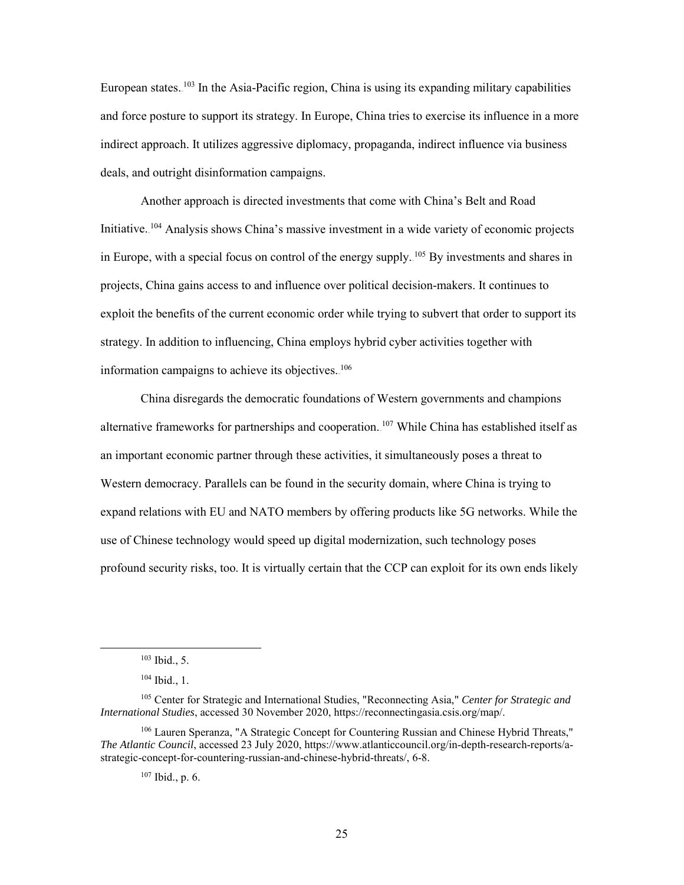European states.[103] In the Asia-Pacific region, China is using its expanding military capabilities and force posture to support its strategy. In Europe, China tries to exercise its influence in a more indirect approach. It utilizes aggressive diplomacy, propaganda, indirect influence via business deals, and outright disinformation campaigns.

Another approach is directed investments that come with China's Belt and Road Initiative.[104] Analysis shows China's massive investment in a wide variety of economic projects in Europe, with a special focus on control of the energy supply.[105] By investments and shares in projects, China gains access to and influence over political decision-makers. It continues to exploit the benefits of the current economic order while trying to subvert that order to support its strategy. In addition to influencing, China employs hybrid cyber activities together with information campaigns to achieve its objectives.[106]

China disregards the democratic foundations of Western governments and champions alternative frameworks for partnerships and cooperation.[107] While China has established itself as an important economic partner through these activities, it simultaneously poses a threat to Western democracy. Parallels can be found in the security domain, where China is trying to expand relations with EU and NATO members by offering products like 5G networks. While the use of Chinese technology would speed up digital modernization, such technology poses profound security risks, too. It is virtually certain that the CCP can exploit for its own ends likely

---

[103] Ibid., 5.

[104] Ibid., 1.

[105] Center for Strategic and International Studies, "Reconnecting Asia," *Center for Strategic and International Studies*, accessed 30 November 2020, https://reconnectingasia.csis.org/map/.

[106] Lauren Speranza, "A Strategic Concept for Countering Russian and Chinese Hybrid Threats," *The Atlantic Council*, accessed 23 July 2020, https://www.atlanticcouncil.org/in-depth-research-reports/a-strategic-concept-for-countering-russian-and-chinese-hybrid-threats/, 6-8.

[107] Ibid., p. 6.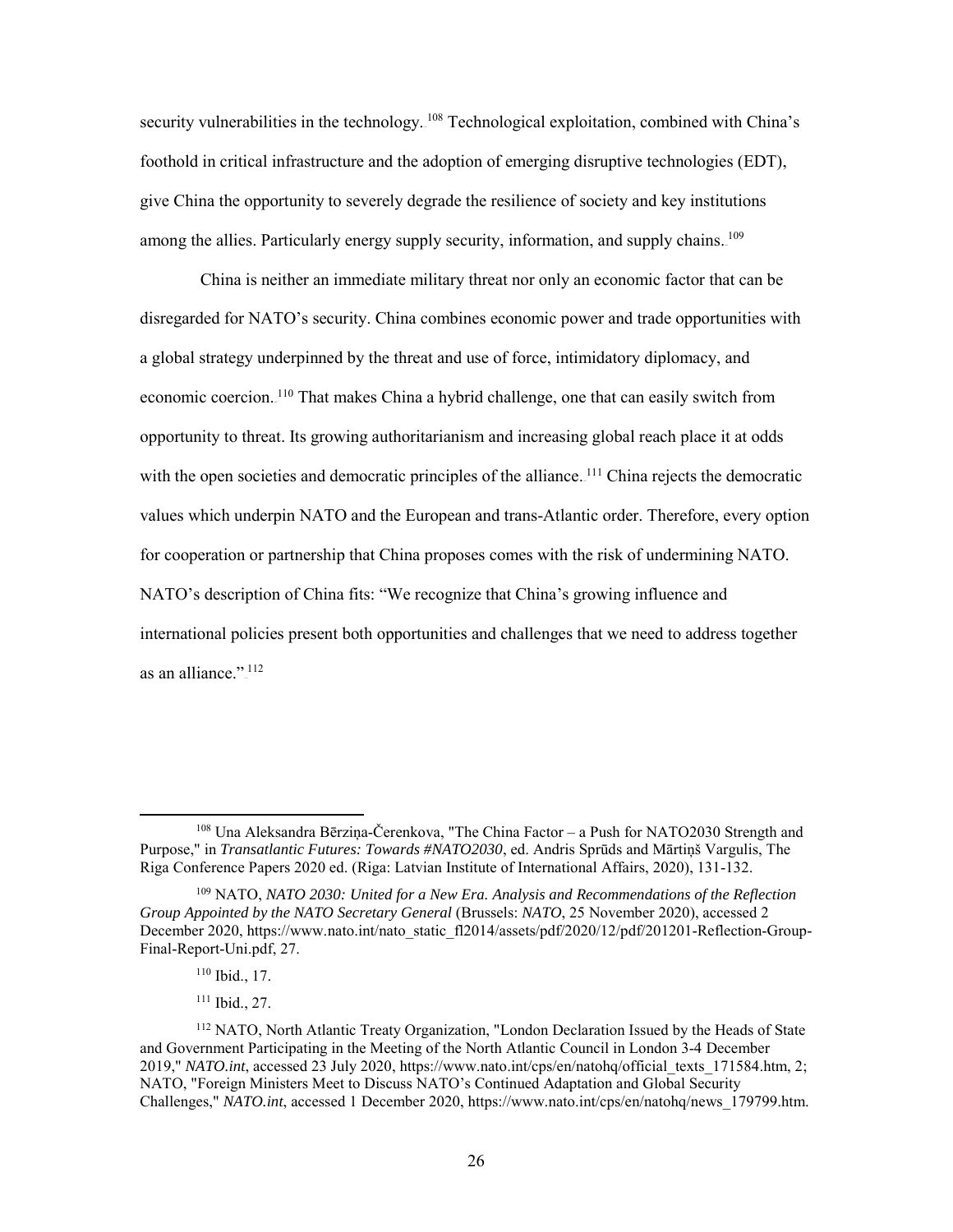security vulnerabilities in the technology.[108] Technological exploitation, combined with China's foothold in critical infrastructure and the adoption of emerging disruptive technologies (EDT), give China the opportunity to severely degrade the resilience of society and key institutions among the allies. Particularly energy supply security, information, and supply chains.[109]

China is neither an immediate military threat nor only an economic factor that can be disregarded for NATO's security. China combines economic power and trade opportunities with a global strategy underpinned by the threat and use of force, intimidatory diplomacy, and economic coercion.[110] That makes China a hybrid challenge, one that can easily switch from opportunity to threat. Its growing authoritarianism and increasing global reach place it at odds with the open societies and democratic principles of the alliance.[111] China rejects the democratic values which underpin NATO and the European and trans-Atlantic order. Therefore, every option for cooperation or partnership that China proposes comes with the risk of undermining NATO. NATO's description of China fits: "We recognize that China's growing influence and international policies present both opportunities and challenges that we need to address together as an alliance."[112]

---

[108] Una Aleksandra Bērziņa-Čerenkova, "The China Factor – a Push for NATO2030 Strength and Purpose," in *Transatlantic Futures: Towards #NATO2030*, ed. Andris Sprūds and Mārtiņš Vargulis, The Riga Conference Papers 2020 ed. (Riga: Latvian Institute of International Affairs, 2020), 131-132.

[109] NATO, *NATO 2030: United for a New Era. Analysis and Recommendations of the Reflection Group Appointed by the NATO Secretary General* (Brussels: *NATO*, 25 November 2020), accessed 2 December 2020, https://www.nato.int/nato_static_fl2014/assets/pdf/2020/12/pdf/201201-Reflection-Group-Final-Report-Uni.pdf, 27.

[110] Ibid., 17.

[111] Ibid., 27.

[112] NATO, North Atlantic Treaty Organization, "London Declaration Issued by the Heads of State and Government Participating in the Meeting of the North Atlantic Council in London 3-4 December 2019," *NATO.int*, accessed 23 July 2020, https://www.nato.int/cps/en/natohq/official_texts_171584.htm, 2; NATO, "Foreign Ministers Meet to Discuss NATO's Continued Adaptation and Global Security Challenges," *NATO.int*, accessed 1 December 2020, https://www.nato.int/cps/en/natohq/news_179799.htm.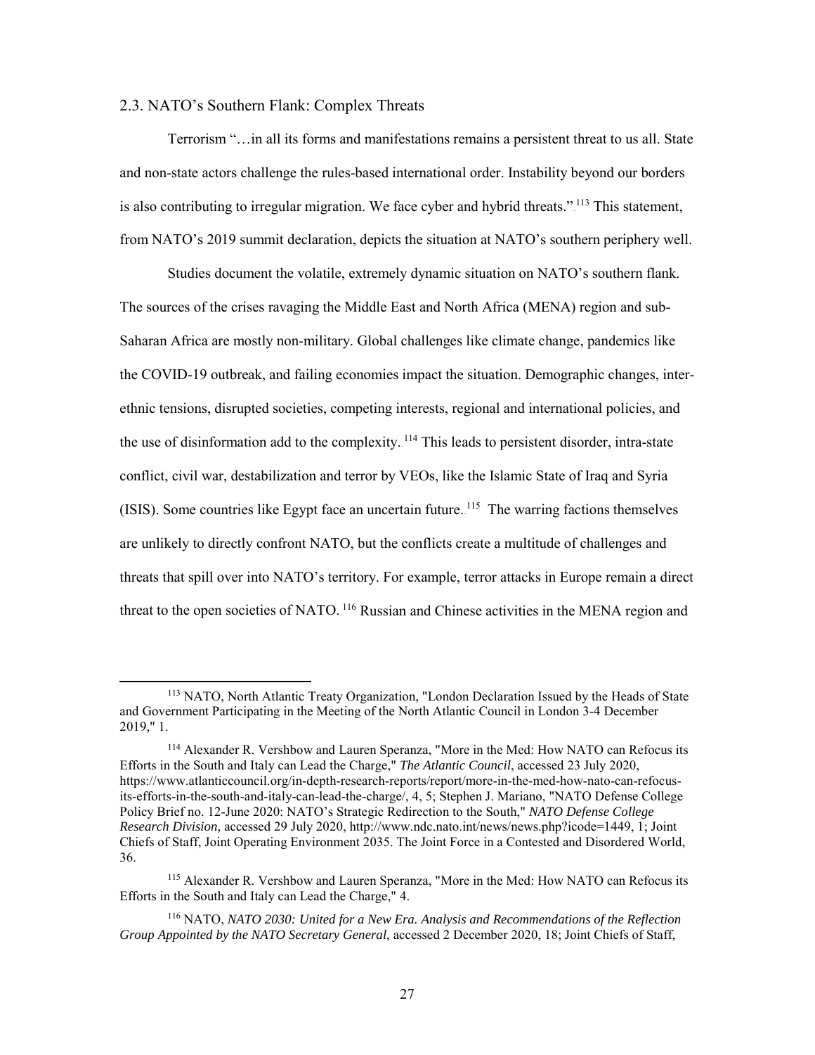### 2.3. NATO's Southern Flank: Complex Threats

Terrorism "…in all its forms and manifestations remains a persistent threat to us all. State and non-state actors challenge the rules-based international order. Instability beyond our borders is also contributing to irregular migration. We face cyber and hybrid threats."[113] This statement, from NATO's 2019 summit declaration, depicts the situation at NATO's southern periphery well.

Studies document the volatile, extremely dynamic situation on NATO's southern flank. The sources of the crises ravaging the Middle East and North Africa (MENA) region and sub-Saharan Africa are mostly non-military. Global challenges like climate change, pandemics like the COVID-19 outbreak, and failing economies impact the situation. Demographic changes, inter-ethnic tensions, disrupted societies, competing interests, regional and international policies, and the use of disinformation add to the complexity.[114] This leads to persistent disorder, intra-state conflict, civil war, destabilization and terror by VEOs, like the Islamic State of Iraq and Syria (ISIS). Some countries like Egypt face an uncertain future.[115] The warring factions themselves are unlikely to directly confront NATO, but the conflicts create a multitude of challenges and threats that spill over into NATO's territory. For example, terror attacks in Europe remain a direct threat to the open societies of NATO.[116] Russian and Chinese activities in the MENA region and

---

[113] NATO, North Atlantic Treaty Organization, "London Declaration Issued by the Heads of State and Government Participating in the Meeting of the North Atlantic Council in London 3-4 December 2019," 1.

[114] Alexander R. Vershbow and Lauren Speranza, "More in the Med: How NATO can Refocus its Efforts in the South and Italy can Lead the Charge," *The Atlantic Council*, accessed 23 July 2020, https://www.atlanticcouncil.org/in-depth-research-reports/report/more-in-the-med-how-nato-can-refocus-its-efforts-in-the-south-and-italy-can-lead-the-charge/, 4, 5; Stephen J. Mariano, "NATO Defense College Policy Brief no. 12-June 2020: NATO's Strategic Redirection to the South," *NATO Defense College Research Division,* accessed 29 July 2020, http://www.ndc.nato.int/news/news.php?icode=1449, 1; Joint Chiefs of Staff, Joint Operating Environment 2035. The Joint Force in a Contested and Disordered World, 36.

[115] Alexander R. Vershbow and Lauren Speranza, "More in the Med: How NATO can Refocus its Efforts in the South and Italy can Lead the Charge," 4.

[116] NATO, *NATO 2030: United for a New Era. Analysis and Recommendations of the Reflection Group Appointed by the NATO Secretary General*, accessed 2 December 2020, 18; Joint Chiefs of Staff,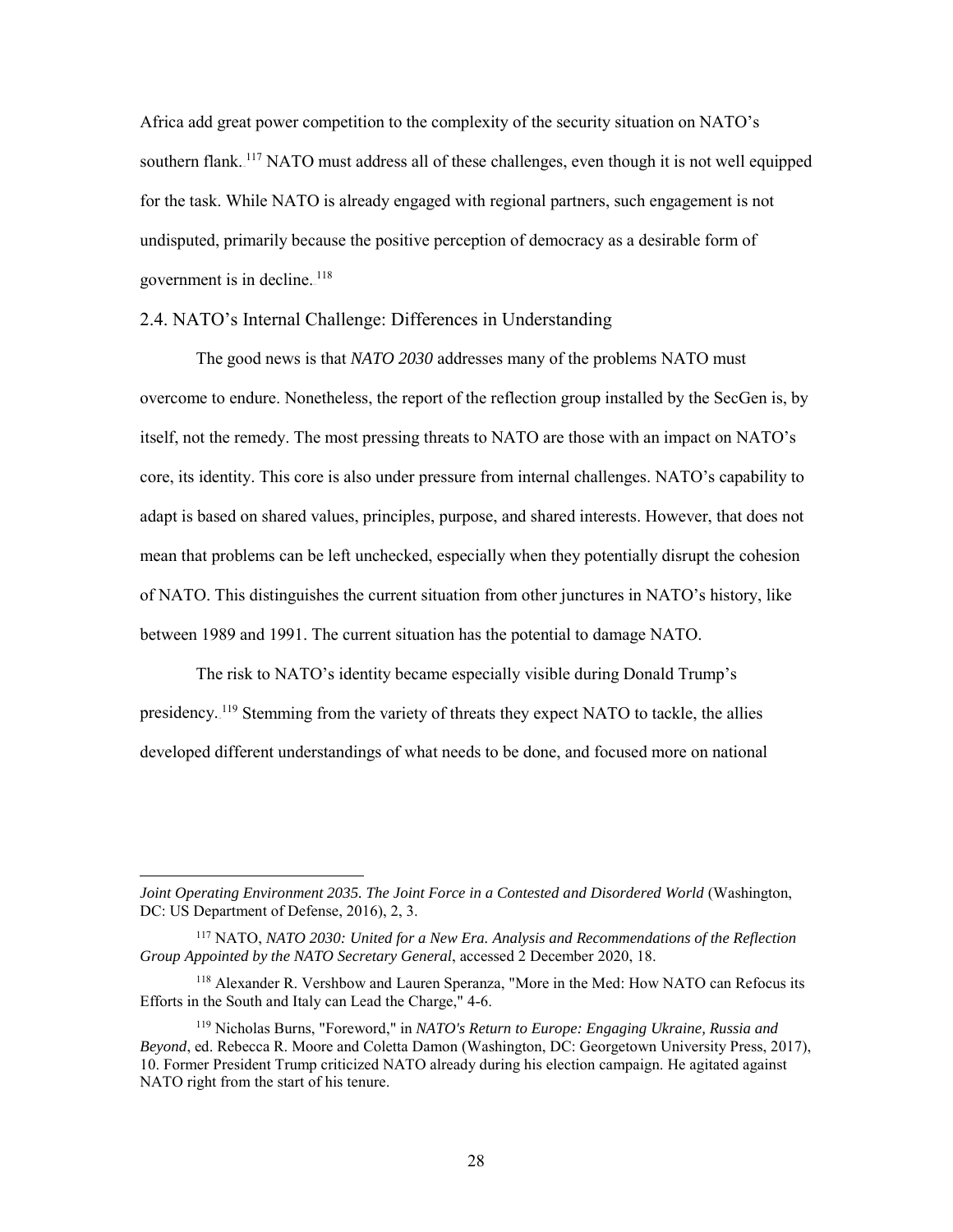Africa add great power competition to the complexity of the security situation on NATO's southern flank.[117] NATO must address all of these challenges, even though it is not well equipped for the task. While NATO is already engaged with regional partners, such engagement is not undisputed, primarily because the positive perception of democracy as a desirable form of government is in decline.[118]

## 2.4. NATO's Internal Challenge: Differences in Understanding

The good news is that *NATO 2030* addresses many of the problems NATO must overcome to endure. Nonetheless, the report of the reflection group installed by the SecGen is, by itself, not the remedy. The most pressing threats to NATO are those with an impact on NATO's core, its identity. This core is also under pressure from internal challenges. NATO's capability to adapt is based on shared values, principles, purpose, and shared interests. However, that does not mean that problems can be left unchecked, especially when they potentially disrupt the cohesion of NATO. This distinguishes the current situation from other junctures in NATO's history, like between 1989 and 1991. The current situation has the potential to damage NATO.

The risk to NATO's identity became especially visible during Donald Trump's presidency.[119] Stemming from the variety of threats they expect NATO to tackle, the allies developed different understandings of what needs to be done, and focused more on national

---

*Joint Operating Environment 2035. The Joint Force in a Contested and Disordered World* (Washington, DC: US Department of Defense, 2016), 2, 3.

[117] NATO, *NATO 2030: United for a New Era. Analysis and Recommendations of the Reflection Group Appointed by the NATO Secretary General*, accessed 2 December 2020, 18.

[118] Alexander R. Vershbow and Lauren Speranza, "More in the Med: How NATO can Refocus its Efforts in the South and Italy can Lead the Charge," 4-6.

[119] Nicholas Burns, "Foreword," in *NATO's Return to Europe: Engaging Ukraine, Russia and Beyond*, ed. Rebecca R. Moore and Coletta Damon (Washington, DC: Georgetown University Press, 2017), 10. Former President Trump criticized NATO already during his election campaign. He agitated against NATO right from the start of his tenure.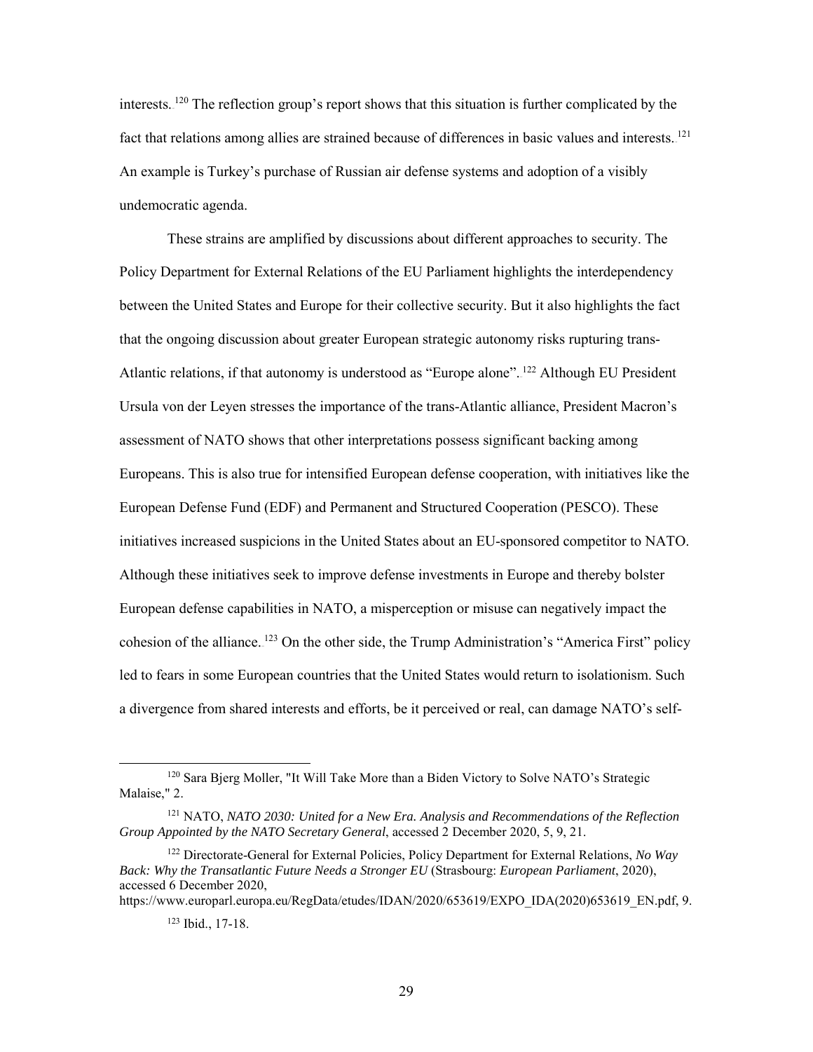interests.[120] The reflection group's report shows that this situation is further complicated by the fact that relations among allies are strained because of differences in basic values and interests.[121] An example is Turkey's purchase of Russian air defense systems and adoption of a visibly undemocratic agenda.

These strains are amplified by discussions about different approaches to security. The Policy Department for External Relations of the EU Parliament highlights the interdependency between the United States and Europe for their collective security. But it also highlights the fact that the ongoing discussion about greater European strategic autonomy risks rupturing trans-Atlantic relations, if that autonomy is understood as "Europe alone".[122] Although EU President Ursula von der Leyen stresses the importance of the trans-Atlantic alliance, President Macron's assessment of NATO shows that other interpretations possess significant backing among Europeans. This is also true for intensified European defense cooperation, with initiatives like the European Defense Fund (EDF) and Permanent and Structured Cooperation (PESCO). These initiatives increased suspicions in the United States about an EU-sponsored competitor to NATO. Although these initiatives seek to improve defense investments in Europe and thereby bolster European defense capabilities in NATO, a misperception or misuse can negatively impact the cohesion of the alliance.[123] On the other side, the Trump Administration's "America First" policy led to fears in some European countries that the United States would return to isolationism. Such a divergence from shared interests and efforts, be it perceived or real, can damage NATO's self-

---

[120] Sara Bjerg Moller, "It Will Take More than a Biden Victory to Solve NATO's Strategic Malaise," 2.

[121] NATO, *NATO 2030: United for a New Era. Analysis and Recommendations of the Reflection Group Appointed by the NATO Secretary General*, accessed 2 December 2020, 5, 9, 21.

[122] Directorate-General for External Policies, Policy Department for External Relations, *No Way Back: Why the Transatlantic Future Needs a Stronger EU* (Strasbourg: *European Parliament*, 2020), accessed 6 December 2020, https://www.europarl.europa.eu/RegData/etudes/IDAN/2020/653619/EXPO_IDA(2020)653619_EN.pdf, 9.

[123] Ibid., 17-18.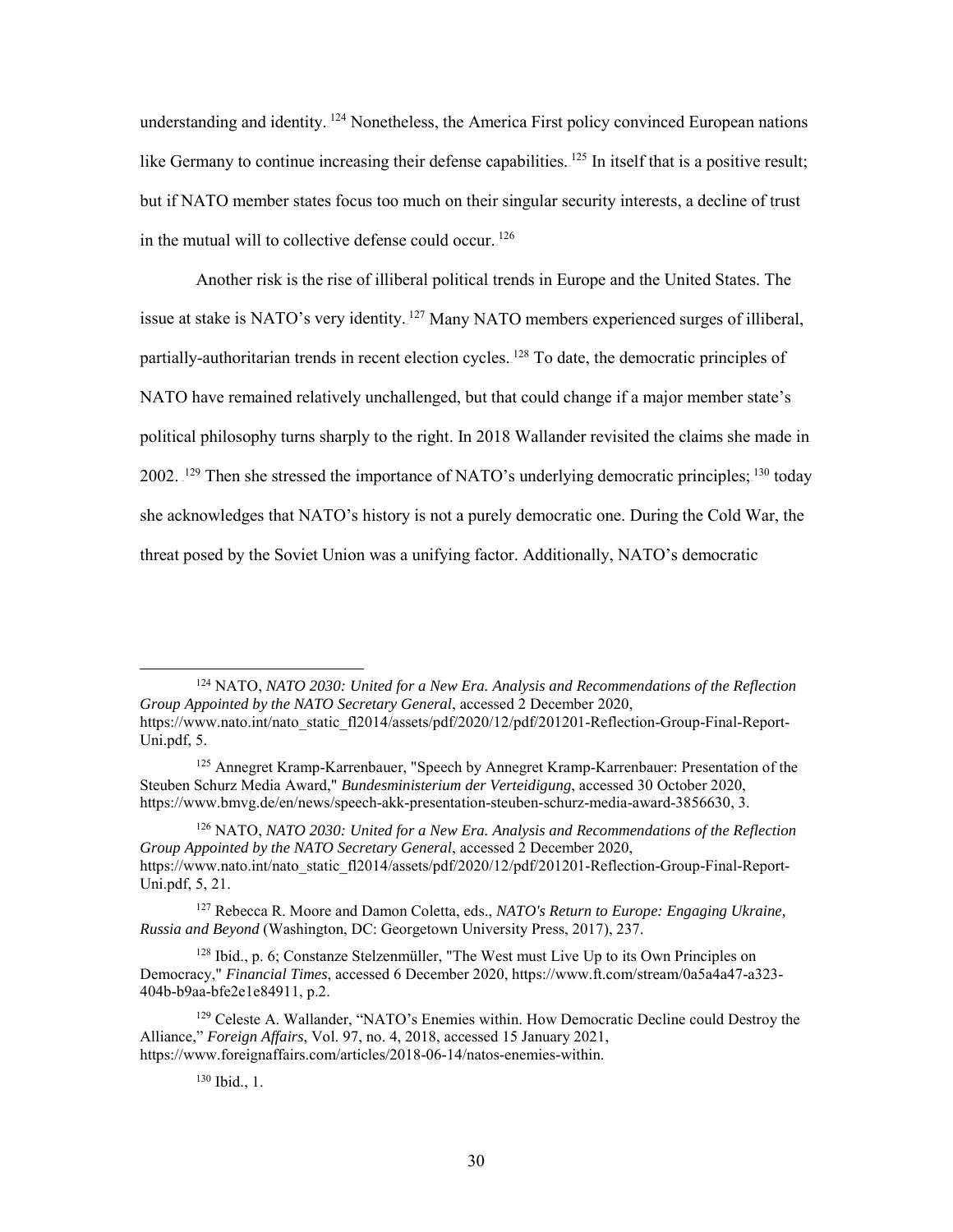understanding and identity.[124] Nonetheless, the America First policy convinced European nations like Germany to continue increasing their defense capabilities.[125] In itself that is a positive result; but if NATO member states focus too much on their singular security interests, a decline of trust in the mutual will to collective defense could occur.[126]

Another risk is the rise of illiberal political trends in Europe and the United States. The issue at stake is NATO's very identity.[127] Many NATO members experienced surges of illiberal, partially-authoritarian trends in recent election cycles.[128] To date, the democratic principles of NATO have remained relatively unchallenged, but that could change if a major member state's political philosophy turns sharply to the right. In 2018 Wallander revisited the claims she made in 2002.[129] Then she stressed the importance of NATO's underlying democratic principles;[130] today she acknowledges that NATO's history is not a purely democratic one. During the Cold War, the threat posed by the Soviet Union was a unifying factor. Additionally, NATO's democratic

---

[124] NATO, *NATO 2030: United for a New Era. Analysis and Recommendations of the Reflection Group Appointed by the NATO Secretary General*, accessed 2 December 2020, https://www.nato.int/nato_static_fl2014/assets/pdf/2020/12/pdf/201201-Reflection-Group-Final-Report-Uni.pdf, 5.

[125] Annegret Kramp-Karrenbauer, "Speech by Annegret Kramp-Karrenbauer: Presentation of the Steuben Schurz Media Award," *Bundesministerium der Verteidigung*, accessed 30 October 2020, https://www.bmvg.de/en/news/speech-akk-presentation-steuben-schurz-media-award-3856630, 3.

[126] NATO, *NATO 2030: United for a New Era. Analysis and Recommendations of the Reflection Group Appointed by the NATO Secretary General*, accessed 2 December 2020, https://www.nato.int/nato_static_fl2014/assets/pdf/2020/12/pdf/201201-Reflection-Group-Final-Report-Uni.pdf, 5, 21.

[127] Rebecca R. Moore and Damon Coletta, eds., *NATO's Return to Europe: Engaging Ukraine, Russia and Beyond* (Washington, DC: Georgetown University Press, 2017), 237.

[128] Ibid., p. 6; Constanze Stelzenmüller, "The West must Live Up to its Own Principles on Democracy," *Financial Times*, accessed 6 December 2020, https://www.ft.com/stream/0a5a4a47-a323-404b-b9aa-bfe2e1e84911, p.2.

[129] Celeste A. Wallander, "NATO's Enemies within. How Democratic Decline could Destroy the Alliance," *Foreign Affairs*, Vol. 97, no. 4, 2018, accessed 15 January 2021, https://www.foreignaffairs.com/articles/2018-06-14/natos-enemies-within.

[130] Ibid., 1.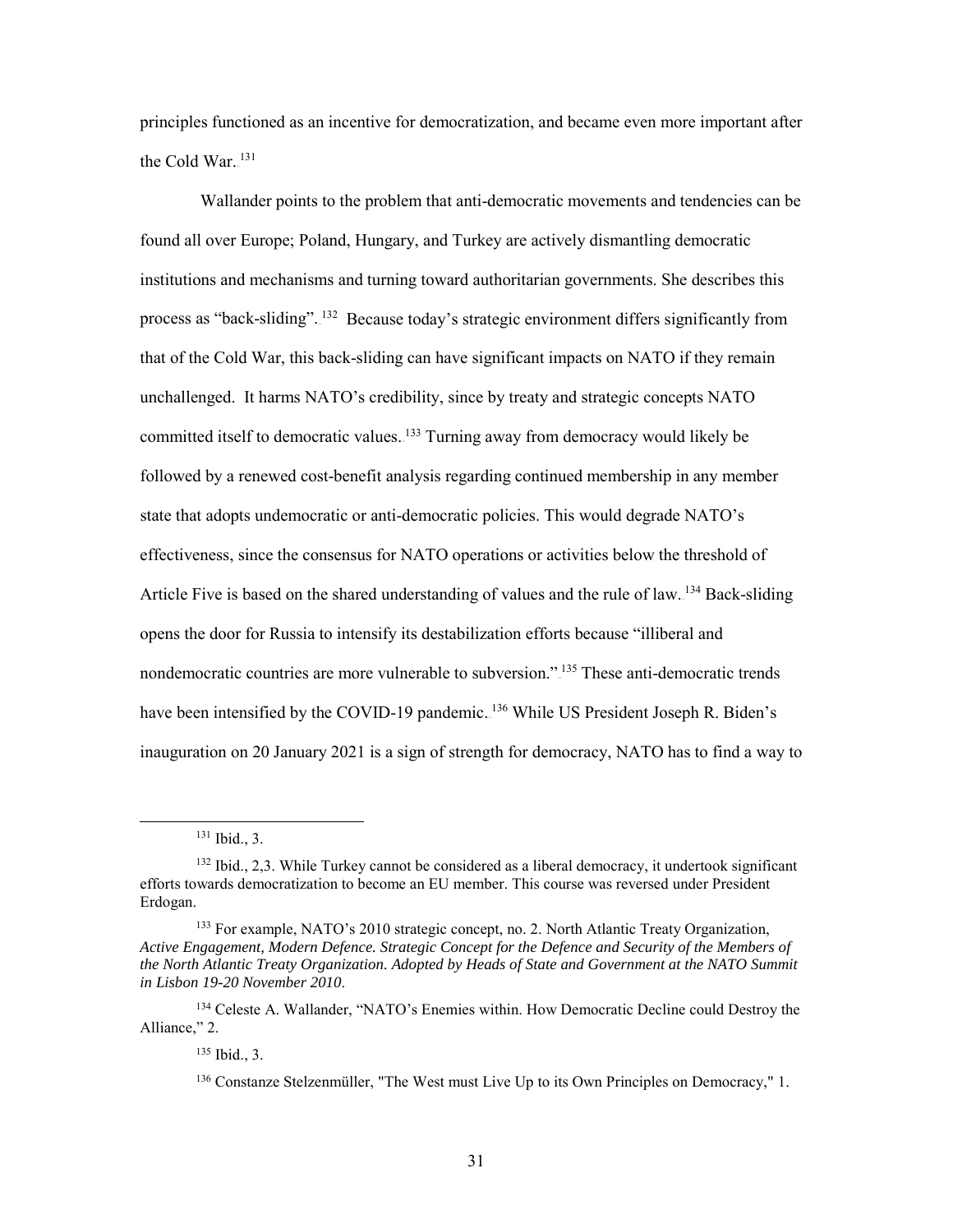principles functioned as an incentive for democratization, and became even more important after the Cold War.[131]

Wallander points to the problem that anti-democratic movements and tendencies can be found all over Europe; Poland, Hungary, and Turkey are actively dismantling democratic institutions and mechanisms and turning toward authoritarian governments. She describes this process as "back-sliding".[132] Because today's strategic environment differs significantly from that of the Cold War, this back-sliding can have significant impacts on NATO if they remain unchallenged. It harms NATO's credibility, since by treaty and strategic concepts NATO committed itself to democratic values.[133] Turning away from democracy would likely be followed by a renewed cost-benefit analysis regarding continued membership in any member state that adopts undemocratic or anti-democratic policies. This would degrade NATO's effectiveness, since the consensus for NATO operations or activities below the threshold of Article Five is based on the shared understanding of values and the rule of law.[134] Back-sliding opens the door for Russia to intensify its destabilization efforts because "illiberal and nondemocratic countries are more vulnerable to subversion."[135] These anti-democratic trends have been intensified by the COVID-19 pandemic.[136] While US President Joseph R. Biden's inauguration on 20 January 2021 is a sign of strength for democracy, NATO has to find a way to

---

[131] Ibid., 3.

[132] Ibid., 2,3. While Turkey cannot be considered as a liberal democracy, it undertook significant efforts towards democratization to become an EU member. This course was reversed under President Erdogan.

[133] For example, NATO's 2010 strategic concept, no. 2. North Atlantic Treaty Organization, *Active Engagement, Modern Defence. Strategic Concept for the Defence and Security of the Members of the North Atlantic Treaty Organization. Adopted by Heads of State and Government at the NATO Summit in Lisbon 19-20 November 2010*.

[134] Celeste A. Wallander, "NATO's Enemies within. How Democratic Decline could Destroy the Alliance," 2.

[135] Ibid., 3.

[136] Constanze Stelzenmüller, "The West must Live Up to its Own Principles on Democracy," 1.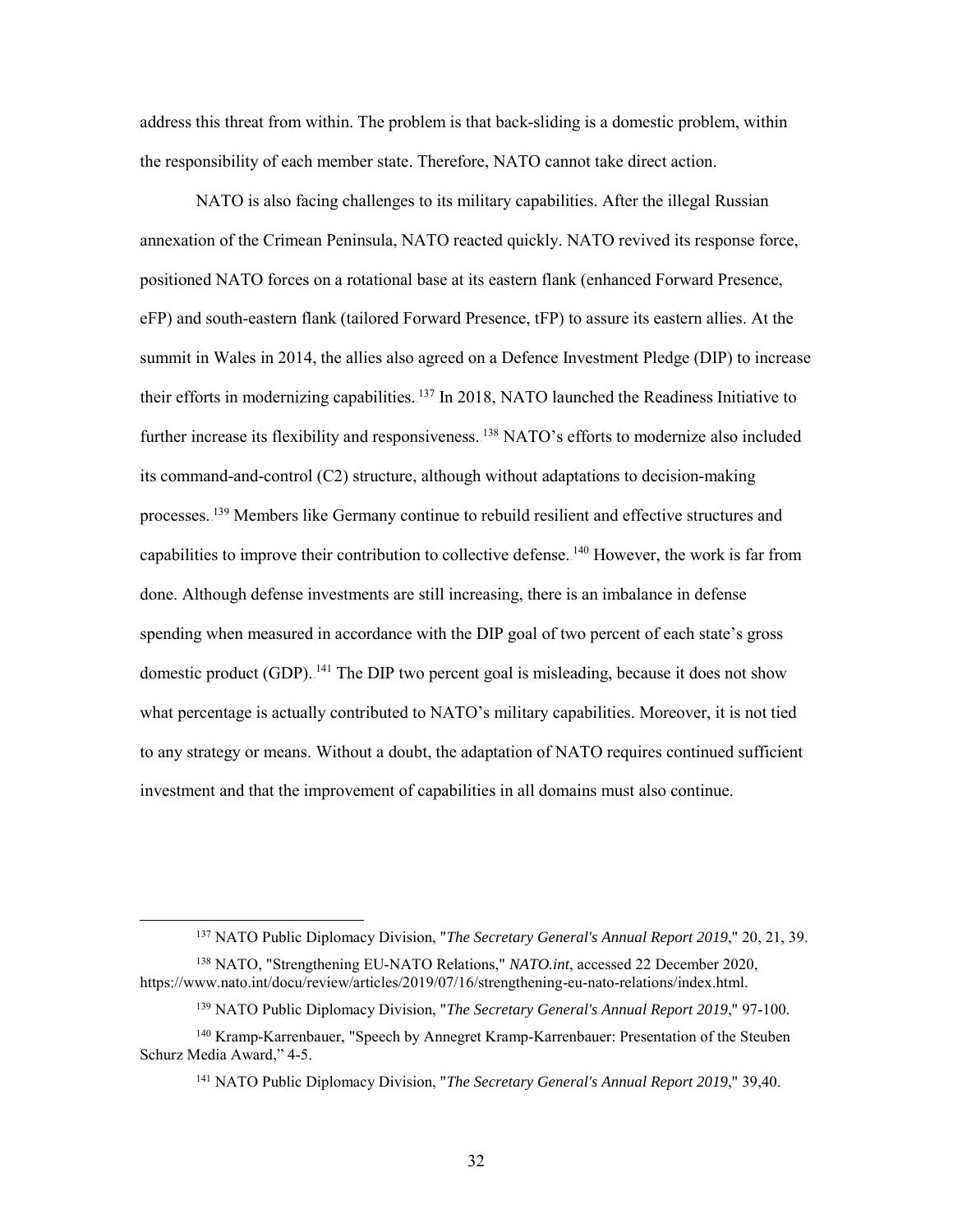address this threat from within. The problem is that back-sliding is a domestic problem, within the responsibility of each member state. Therefore, NATO cannot take direct action.

NATO is also facing challenges to its military capabilities. After the illegal Russian annexation of the Crimean Peninsula, NATO reacted quickly. NATO revived its response force, positioned NATO forces on a rotational base at its eastern flank (enhanced Forward Presence, eFP) and south-eastern flank (tailored Forward Presence, tFP) to assure its eastern allies. At the summit in Wales in 2014, the allies also agreed on a Defence Investment Pledge (DIP) to increase their efforts in modernizing capabilities.[137] In 2018, NATO launched the Readiness Initiative to further increase its flexibility and responsiveness.[138] NATO's efforts to modernize also included its command-and-control (C2) structure, although without adaptations to decision-making processes.[139] Members like Germany continue to rebuild resilient and effective structures and capabilities to improve their contribution to collective defense.[140] However, the work is far from done. Although defense investments are still increasing, there is an imbalance in defense spending when measured in accordance with the DIP goal of two percent of each state's gross domestic product (GDP).[141] The DIP two percent goal is misleading, because it does not show what percentage is actually contributed to NATO's military capabilities. Moreover, it is not tied to any strategy or means. Without a doubt, the adaptation of NATO requires continued sufficient investment and that the improvement of capabilities in all domains must also continue.

---

[137] NATO Public Diplomacy Division, "*The Secretary General's Annual Report 2019*," 20, 21, 39.

[138] NATO, "Strengthening EU-NATO Relations," *NATO.int*, accessed 22 December 2020, https://www.nato.int/docu/review/articles/2019/07/16/strengthening-eu-nato-relations/index.html.

[139] NATO Public Diplomacy Division, "*The Secretary General's Annual Report 2019*," 97-100.

[140] Kramp-Karrenbauer, "Speech by Annegret Kramp-Karrenbauer: Presentation of the Steuben Schurz Media Award," 4-5.

[141] NATO Public Diplomacy Division, "*The Secretary General's Annual Report 2019*," 39,40.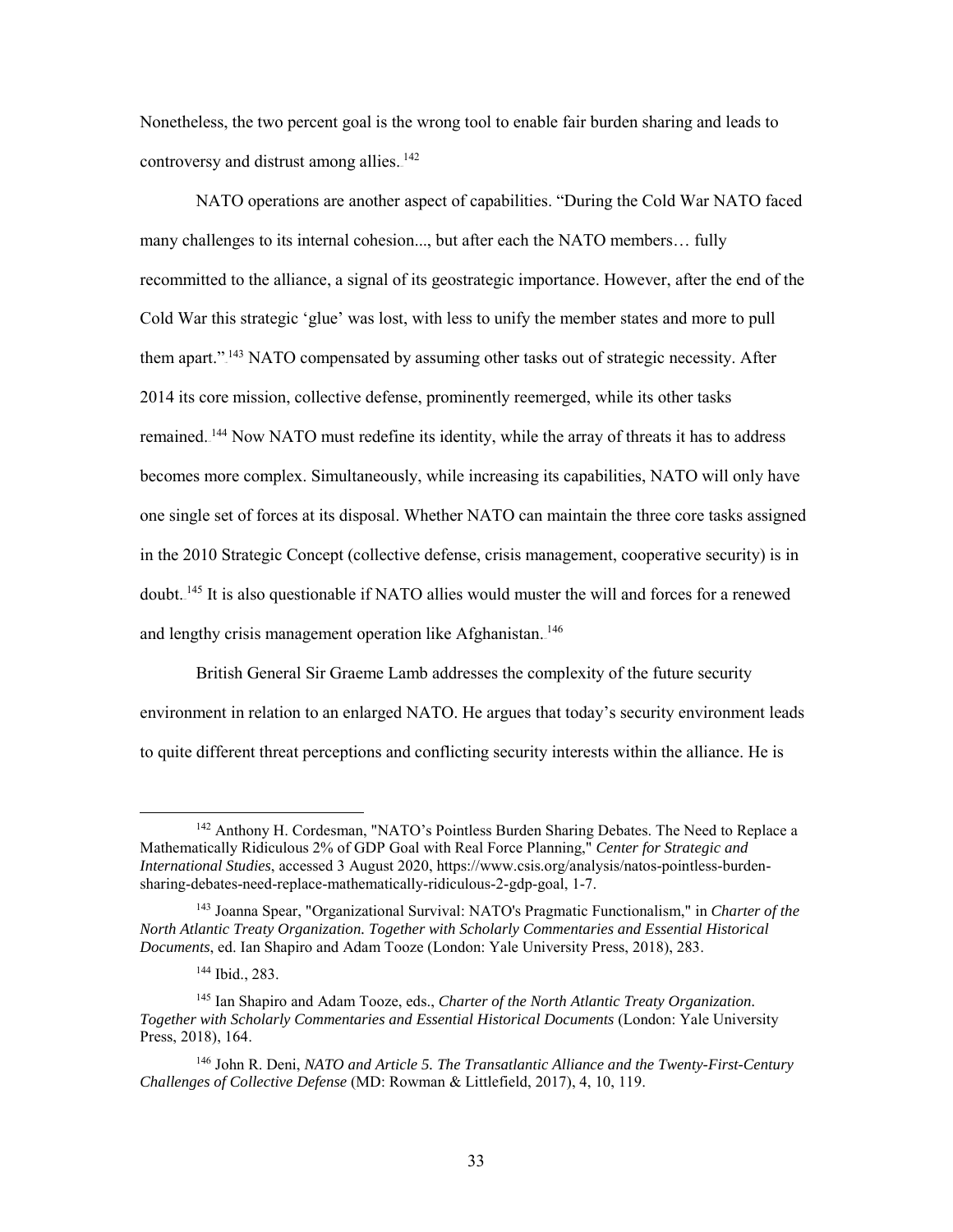Nonetheless, the two percent goal is the wrong tool to enable fair burden sharing and leads to controversy and distrust among allies.[142]

NATO operations are another aspect of capabilities. "During the Cold War NATO faced many challenges to its internal cohesion..., but after each the NATO members… fully recommitted to the alliance, a signal of its geostrategic importance. However, after the end of the Cold War this strategic 'glue' was lost, with less to unify the member states and more to pull them apart."[143] NATO compensated by assuming other tasks out of strategic necessity. After 2014 its core mission, collective defense, prominently reemerged, while its other tasks remained.[144] Now NATO must redefine its identity, while the array of threats it has to address becomes more complex. Simultaneously, while increasing its capabilities, NATO will only have one single set of forces at its disposal. Whether NATO can maintain the three core tasks assigned in the 2010 Strategic Concept (collective defense, crisis management, cooperative security) is in doubt.[145] It is also questionable if NATO allies would muster the will and forces for a renewed and lengthy crisis management operation like Afghanistan.[146]

British General Sir Graeme Lamb addresses the complexity of the future security environment in relation to an enlarged NATO. He argues that today's security environment leads to quite different threat perceptions and conflicting security interests within the alliance. He is

---

[142] Anthony H. Cordesman, "NATO's Pointless Burden Sharing Debates. The Need to Replace a Mathematically Ridiculous 2% of GDP Goal with Real Force Planning," *Center for Strategic and International Studies*, accessed 3 August 2020, https://www.csis.org/analysis/natos-pointless-burden-sharing-debates-need-replace-mathematically-ridiculous-2-gdp-goal, 1-7.

[143] Joanna Spear, "Organizational Survival: NATO's Pragmatic Functionalism," in *Charter of the North Atlantic Treaty Organization. Together with Scholarly Commentaries and Essential Historical Documents*, ed. Ian Shapiro and Adam Tooze (London: Yale University Press, 2018), 283.

[144] Ibid., 283.

[145] Ian Shapiro and Adam Tooze, eds., *Charter of the North Atlantic Treaty Organization. Together with Scholarly Commentaries and Essential Historical Documents* (London: Yale University Press, 2018), 164.

[146] John R. Deni, *NATO and Article 5. The Transatlantic Alliance and the Twenty-First-Century Challenges of Collective Defense* (MD: Rowman & Littlefield, 2017), 4, 10, 119.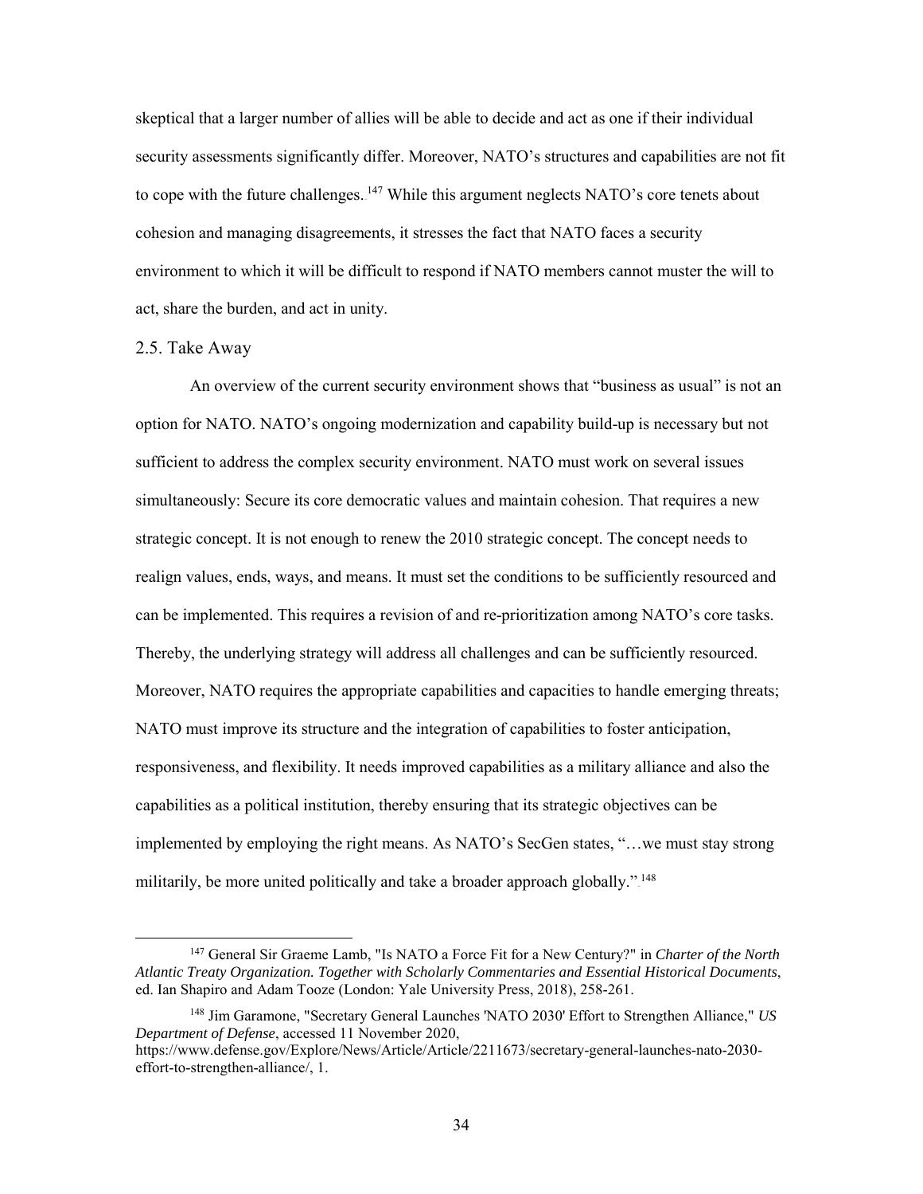skeptical that a larger number of allies will be able to decide and act as one if their individual security assessments significantly differ. Moreover, NATO's structures and capabilities are not fit to cope with the future challenges.[147] While this argument neglects NATO's core tenets about cohesion and managing disagreements, it stresses the fact that NATO faces a security environment to which it will be difficult to respond if NATO members cannot muster the will to act, share the burden, and act in unity.

### 2.5. Take Away

An overview of the current security environment shows that "business as usual" is not an option for NATO. NATO's ongoing modernization and capability build-up is necessary but not sufficient to address the complex security environment. NATO must work on several issues simultaneously: Secure its core democratic values and maintain cohesion. That requires a new strategic concept. It is not enough to renew the 2010 strategic concept. The concept needs to realign values, ends, ways, and means. It must set the conditions to be sufficiently resourced and can be implemented. This requires a revision of and re-prioritization among NATO's core tasks. Thereby, the underlying strategy will address all challenges and can be sufficiently resourced. Moreover, NATO requires the appropriate capabilities and capacities to handle emerging threats; NATO must improve its structure and the integration of capabilities to foster anticipation, responsiveness, and flexibility. It needs improved capabilities as a military alliance and also the capabilities as a political institution, thereby ensuring that its strategic objectives can be implemented by employing the right means. As NATO's SecGen states, "…we must stay strong militarily, be more united politically and take a broader approach globally."[148]

---

[147] General Sir Graeme Lamb, "Is NATO a Force Fit for a New Century?" in *Charter of the North Atlantic Treaty Organization. Together with Scholarly Commentaries and Essential Historical Documents*, ed. Ian Shapiro and Adam Tooze (London: Yale University Press, 2018), 258-261.

[148] Jim Garamone, "Secretary General Launches 'NATO 2030' Effort to Strengthen Alliance," *US Department of Defense*, accessed 11 November 2020, https://www.defense.gov/Explore/News/Article/Article/2211673/secretary-general-launches-nato-2030-effort-to-strengthen-alliance/, 1.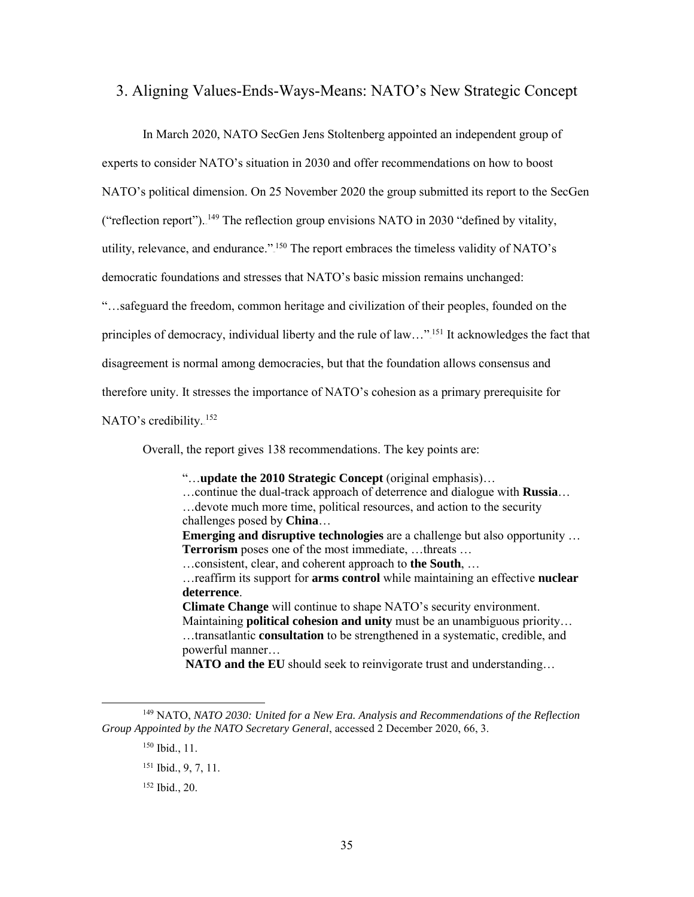## 3. Aligning Values-Ends-Ways-Means: NATO's New Strategic Concept

In March 2020, NATO SecGen Jens Stoltenberg appointed an independent group of experts to consider NATO's situation in 2030 and offer recommendations on how to boost NATO's political dimension. On 25 November 2020 the group submitted its report to the SecGen ("reflection report").[149] The reflection group envisions NATO in 2030 "defined by vitality, utility, relevance, and endurance."[150] The report embraces the timeless validity of NATO's democratic foundations and stresses that NATO's basic mission remains unchanged: "…safeguard the freedom, common heritage and civilization of their peoples, founded on the principles of democracy, individual liberty and the rule of law…"[151] It acknowledges the fact that disagreement is normal among democracies, but that the foundation allows consensus and therefore unity. It stresses the importance of NATO's cohesion as a primary prerequisite for NATO's credibility.[152]

Overall, the report gives 138 recommendations. The key points are:

> "…**update the 2010 Strategic Concept** (original emphasis)…
> …continue the dual-track approach of deterrence and dialogue with **Russia**…
> …devote much more time, political resources, and action to the security challenges posed by **China**…
> **Emerging and disruptive technologies** are a challenge but also opportunity …
> **Terrorism** poses one of the most immediate, …threats …
> …consistent, clear, and coherent approach to **the South**, …
> …reaffirm its support for **arms control** while maintaining an effective **nuclear deterrence**.
> **Climate Change** will continue to shape NATO's security environment.
> Maintaining **political cohesion and unity** must be an unambiguous priority…
> …transatlantic **consultation** to be strengthened in a systematic, credible, and powerful manner…
> **NATO and the EU** should seek to reinvigorate trust and understanding…

---

[149] NATO, *NATO 2030: United for a New Era. Analysis and Recommendations of the Reflection Group Appointed by the NATO Secretary General*, accessed 2 December 2020, 66, 3.

[150] Ibid., 11.

[151] Ibid., 9, 7, 11.

[152] Ibid., 20.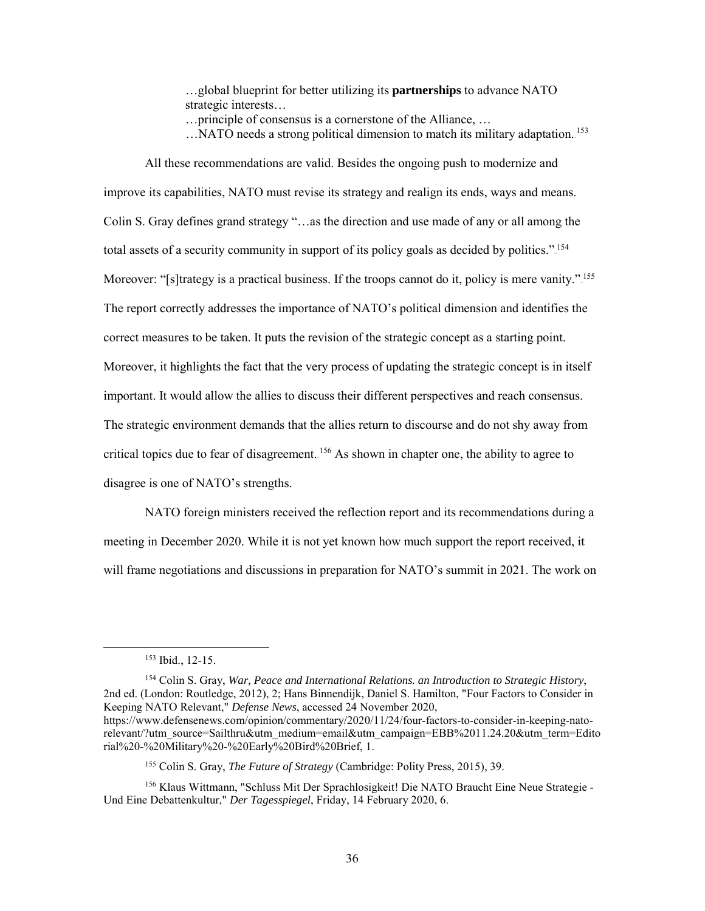> …global blueprint for better utilizing its **partnerships** to advance NATO strategic interests…
> …principle of consensus is a cornerstone of the Alliance, …
> …NATO needs a strong political dimension to match its military adaptation.[153]

All these recommendations are valid. Besides the ongoing push to modernize and improve its capabilities, NATO must revise its strategy and realign its ends, ways and means. Colin S. Gray defines grand strategy "…as the direction and use made of any or all among the total assets of a security community in support of its policy goals as decided by politics."[154] Moreover: "[s]trategy is a practical business. If the troops cannot do it, policy is mere vanity."[155] The report correctly addresses the importance of NATO's political dimension and identifies the correct measures to be taken. It puts the revision of the strategic concept as a starting point. Moreover, it highlights the fact that the very process of updating the strategic concept is in itself important. It would allow the allies to discuss their different perspectives and reach consensus. The strategic environment demands that the allies return to discourse and do not shy away from critical topics due to fear of disagreement.[156] As shown in chapter one, the ability to agree to disagree is one of NATO's strengths.

NATO foreign ministers received the reflection report and its recommendations during a meeting in December 2020. While it is not yet known how much support the report received, it will frame negotiations and discussions in preparation for NATO's summit in 2021. The work on

---

[153] Ibid., 12-15.

[154] Colin S. Gray, *War, Peace and International Relations. an Introduction to Strategic History*, 2nd ed. (London: Routledge, 2012), 2; Hans Binnendijk, Daniel S. Hamilton, "Four Factors to Consider in Keeping NATO Relevant," *Defense News*, accessed 24 November 2020, https://www.defensenews.com/opinion/commentary/2020/11/24/four-factors-to-consider-in-keeping-nato-relevant/?utm_source=Sailthru&utm_medium=email&utm_campaign=EBB%2011.24.20&utm_term=Editorial%20-%20Military%20-%20Early%20Bird%20Brief, 1.

[155] Colin S. Gray, *The Future of Strategy* (Cambridge: Polity Press, 2015), 39.

[156] Klaus Wittmann, "Schluss Mit Der Sprachlosigkeit! Die NATO Braucht Eine Neue Strategie - Und Eine Debattenkultur," *Der Tagesspiegel*, Friday, 14 February 2020, 6.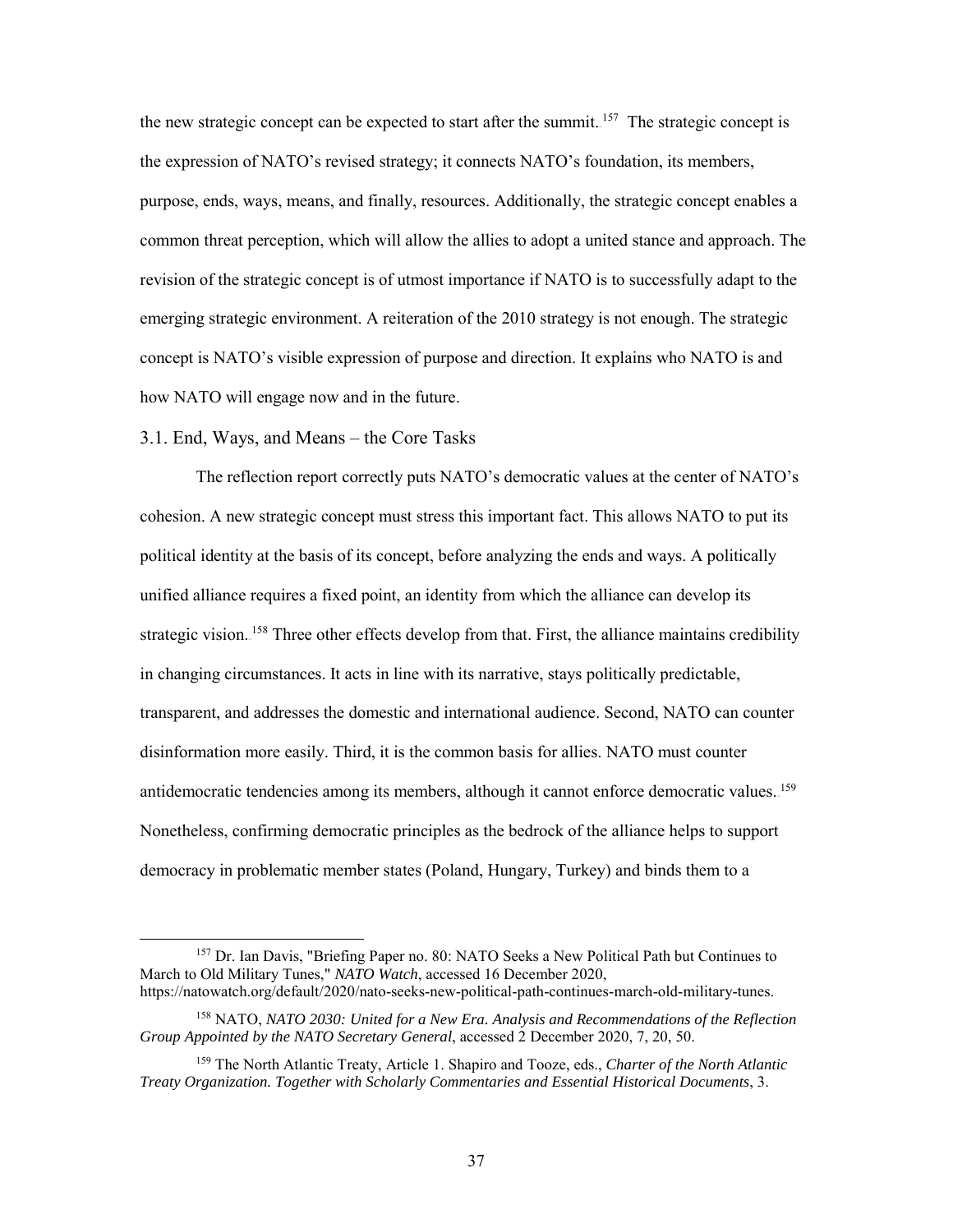the new strategic concept can be expected to start after the summit.[157] The strategic concept is the expression of NATO's revised strategy; it connects NATO's foundation, its members, purpose, ends, ways, means, and finally, resources. Additionally, the strategic concept enables a common threat perception, which will allow the allies to adopt a united stance and approach. The revision of the strategic concept is of utmost importance if NATO is to successfully adapt to the emerging strategic environment. A reiteration of the 2010 strategy is not enough. The strategic concept is NATO's visible expression of purpose and direction. It explains who NATO is and how NATO will engage now and in the future.

### 3.1. End, Ways, and Means – the Core Tasks

The reflection report correctly puts NATO's democratic values at the center of NATO's cohesion. A new strategic concept must stress this important fact. This allows NATO to put its political identity at the basis of its concept, before analyzing the ends and ways. A politically unified alliance requires a fixed point, an identity from which the alliance can develop its strategic vision.[158] Three other effects develop from that. First, the alliance maintains credibility in changing circumstances. It acts in line with its narrative, stays politically predictable, transparent, and addresses the domestic and international audience. Second, NATO can counter disinformation more easily. Third, it is the common basis for allies. NATO must counter antidemocratic tendencies among its members, although it cannot enforce democratic values.[159] Nonetheless, confirming democratic principles as the bedrock of the alliance helps to support democracy in problematic member states (Poland, Hungary, Turkey) and binds them to a

---

[157] Dr. Ian Davis, "Briefing Paper no. 80: NATO Seeks a New Political Path but Continues to March to Old Military Tunes," *NATO Watch*, accessed 16 December 2020, https://natowatch.org/default/2020/nato-seeks-new-political-path-continues-march-old-military-tunes.

[158] NATO, *NATO 2030: United for a New Era. Analysis and Recommendations of the Reflection Group Appointed by the NATO Secretary General*, accessed 2 December 2020, 7, 20, 50.

[159] The North Atlantic Treaty, Article 1. Shapiro and Tooze, eds., *Charter of the North Atlantic Treaty Organization. Together with Scholarly Commentaries and Essential Historical Documents*, 3.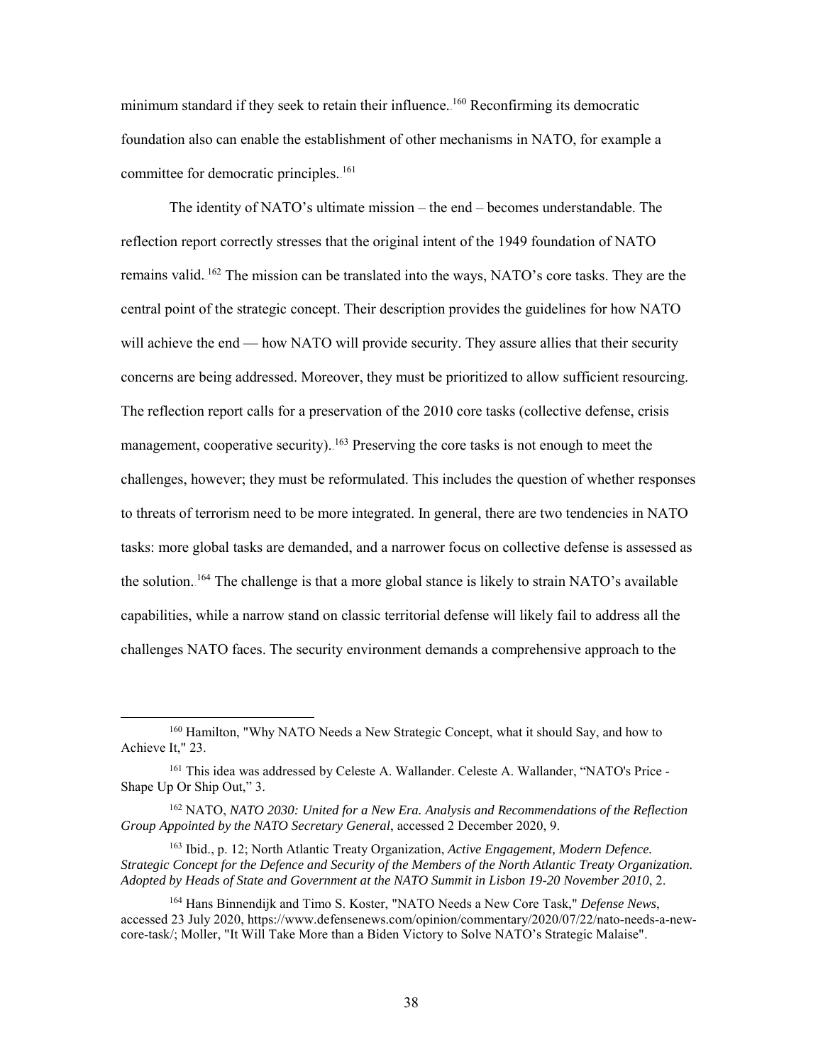minimum standard if they seek to retain their influence.[160] Reconfirming its democratic foundation also can enable the establishment of other mechanisms in NATO, for example a committee for democratic principles.[161]

The identity of NATO's ultimate mission – the end – becomes understandable. The reflection report correctly stresses that the original intent of the 1949 foundation of NATO remains valid.[162] The mission can be translated into the ways, NATO's core tasks. They are the central point of the strategic concept. Their description provides the guidelines for how NATO will achieve the end — how NATO will provide security. They assure allies that their security concerns are being addressed. Moreover, they must be prioritized to allow sufficient resourcing. The reflection report calls for a preservation of the 2010 core tasks (collective defense, crisis management, cooperative security).[163] Preserving the core tasks is not enough to meet the challenges, however; they must be reformulated. This includes the question of whether responses to threats of terrorism need to be more integrated. In general, there are two tendencies in NATO tasks: more global tasks are demanded, and a narrower focus on collective defense is assessed as the solution.[164] The challenge is that a more global stance is likely to strain NATO's available capabilities, while a narrow stand on classic territorial defense will likely fail to address all the challenges NATO faces. The security environment demands a comprehensive approach to the

---

[160] Hamilton, "Why NATO Needs a New Strategic Concept, what it should Say, and how to Achieve It," 23.

[161] This idea was addressed by Celeste A. Wallander. Celeste A. Wallander, "NATO's Price - Shape Up Or Ship Out," 3.

[162] NATO, *NATO 2030: United for a New Era. Analysis and Recommendations of the Reflection Group Appointed by the NATO Secretary General*, accessed 2 December 2020, 9.

[163] Ibid., p. 12; North Atlantic Treaty Organization, *Active Engagement, Modern Defence. Strategic Concept for the Defence and Security of the Members of the North Atlantic Treaty Organization. Adopted by Heads of State and Government at the NATO Summit in Lisbon 19-20 November 2010*, 2.

[164] Hans Binnendijk and Timo S. Koster, "NATO Needs a New Core Task," *Defense News*, accessed 23 July 2020, https://www.defensenews.com/opinion/commentary/2020/07/22/nato-needs-a-new-core-task/; Moller, "It Will Take More than a Biden Victory to Solve NATO's Strategic Malaise".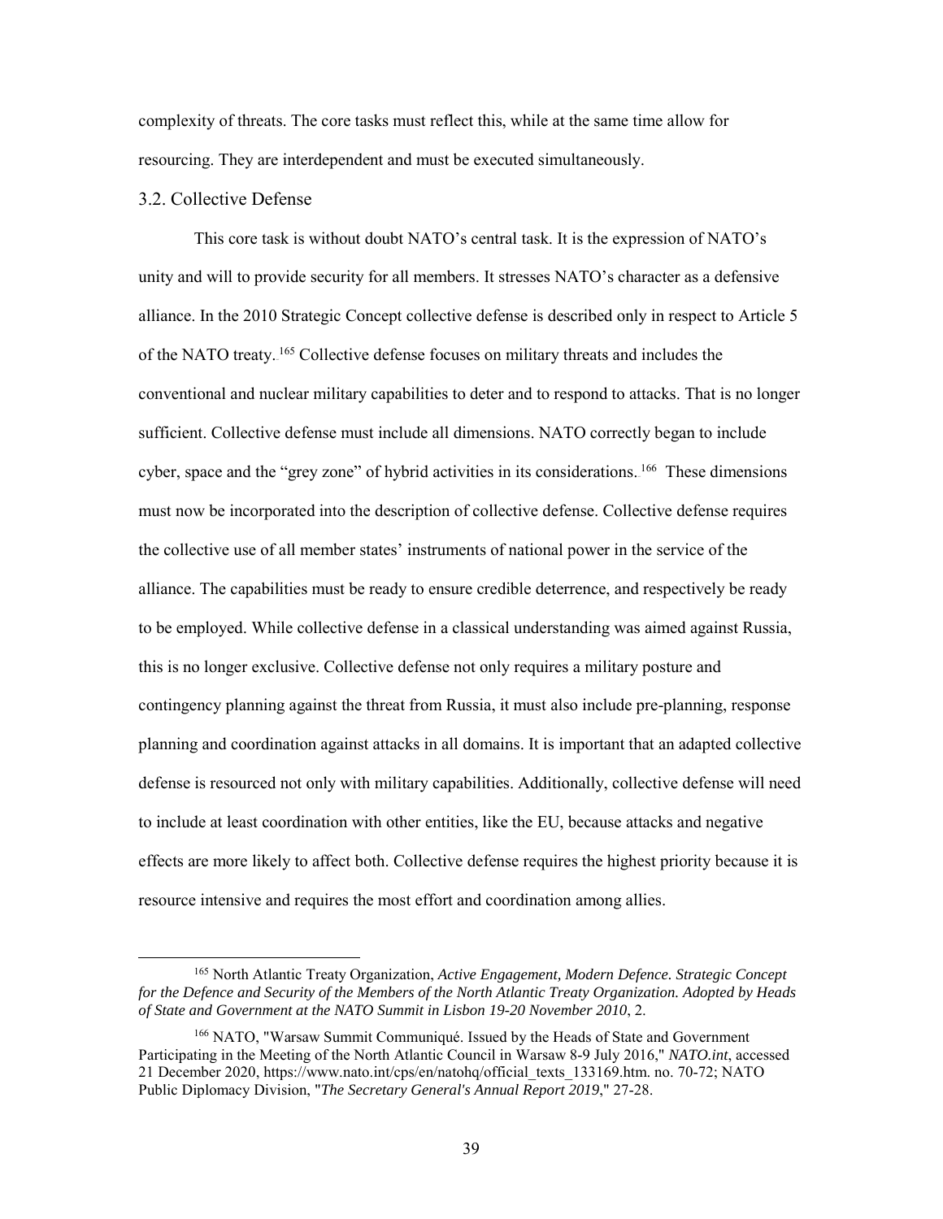complexity of threats. The core tasks must reflect this, while at the same time allow for resourcing. They are interdependent and must be executed simultaneously.

### 3.2. Collective Defense

This core task is without doubt NATO's central task. It is the expression of NATO's unity and will to provide security for all members. It stresses NATO's character as a defensive alliance. In the 2010 Strategic Concept collective defense is described only in respect to Article 5 of the NATO treaty.[165] Collective defense focuses on military threats and includes the conventional and nuclear military capabilities to deter and to respond to attacks. That is no longer sufficient. Collective defense must include all dimensions. NATO correctly began to include cyber, space and the "grey zone" of hybrid activities in its considerations.[166] These dimensions must now be incorporated into the description of collective defense. Collective defense requires the collective use of all member states' instruments of national power in the service of the alliance. The capabilities must be ready to ensure credible deterrence, and respectively be ready to be employed. While collective defense in a classical understanding was aimed against Russia, this is no longer exclusive. Collective defense not only requires a military posture and contingency planning against the threat from Russia, it must also include pre-planning, response planning and coordination against attacks in all domains. It is important that an adapted collective defense is resourced not only with military capabilities. Additionally, collective defense will need to include at least coordination with other entities, like the EU, because attacks and negative effects are more likely to affect both. Collective defense requires the highest priority because it is resource intensive and requires the most effort and coordination among allies.

---

[165] North Atlantic Treaty Organization, *Active Engagement, Modern Defence. Strategic Concept for the Defence and Security of the Members of the North Atlantic Treaty Organization. Adopted by Heads of State and Government at the NATO Summit in Lisbon 19-20 November 2010*, 2.

[166] NATO, "Warsaw Summit Communiqué. Issued by the Heads of State and Government Participating in the Meeting of the North Atlantic Council in Warsaw 8-9 July 2016," *NATO.int*, accessed 21 December 2020, https://www.nato.int/cps/en/natohq/official_texts_133169.htm. no. 70-72; NATO Public Diplomacy Division, "*The Secretary General's Annual Report 2019*," 27-28.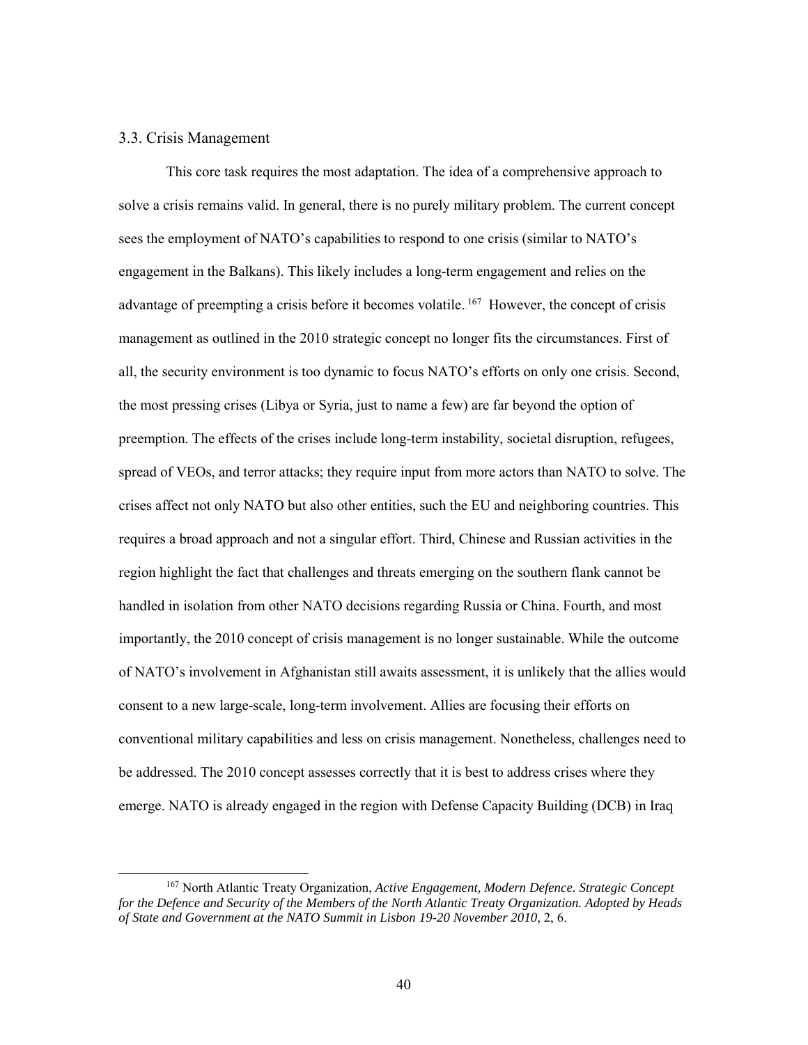### 3.3. Crisis Management

This core task requires the most adaptation. The idea of a comprehensive approach to solve a crisis remains valid. In general, there is no purely military problem. The current concept sees the employment of NATO's capabilities to respond to one crisis (similar to NATO's engagement in the Balkans). This likely includes a long-term engagement and relies on the advantage of preempting a crisis before it becomes volatile.[167] However, the concept of crisis management as outlined in the 2010 strategic concept no longer fits the circumstances. First of all, the security environment is too dynamic to focus NATO's efforts on only one crisis. Second, the most pressing crises (Libya or Syria, just to name a few) are far beyond the option of preemption. The effects of the crises include long-term instability, societal disruption, refugees, spread of VEOs, and terror attacks; they require input from more actors than NATO to solve. The crises affect not only NATO but also other entities, such the EU and neighboring countries. This requires a broad approach and not a singular effort. Third, Chinese and Russian activities in the region highlight the fact that challenges and threats emerging on the southern flank cannot be handled in isolation from other NATO decisions regarding Russia or China. Fourth, and most importantly, the 2010 concept of crisis management is no longer sustainable. While the outcome of NATO's involvement in Afghanistan still awaits assessment, it is unlikely that the allies would consent to a new large-scale, long-term involvement. Allies are focusing their efforts on conventional military capabilities and less on crisis management. Nonetheless, challenges need to be addressed. The 2010 concept assesses correctly that it is best to address crises where they emerge. NATO is already engaged in the region with Defense Capacity Building (DCB) in Iraq

---

[167] North Atlantic Treaty Organization, *Active Engagement, Modern Defence. Strategic Concept for the Defence and Security of the Members of the North Atlantic Treaty Organization. Adopted by Heads of State and Government at the NATO Summit in Lisbon 19-20 November 2010*, 2, 6.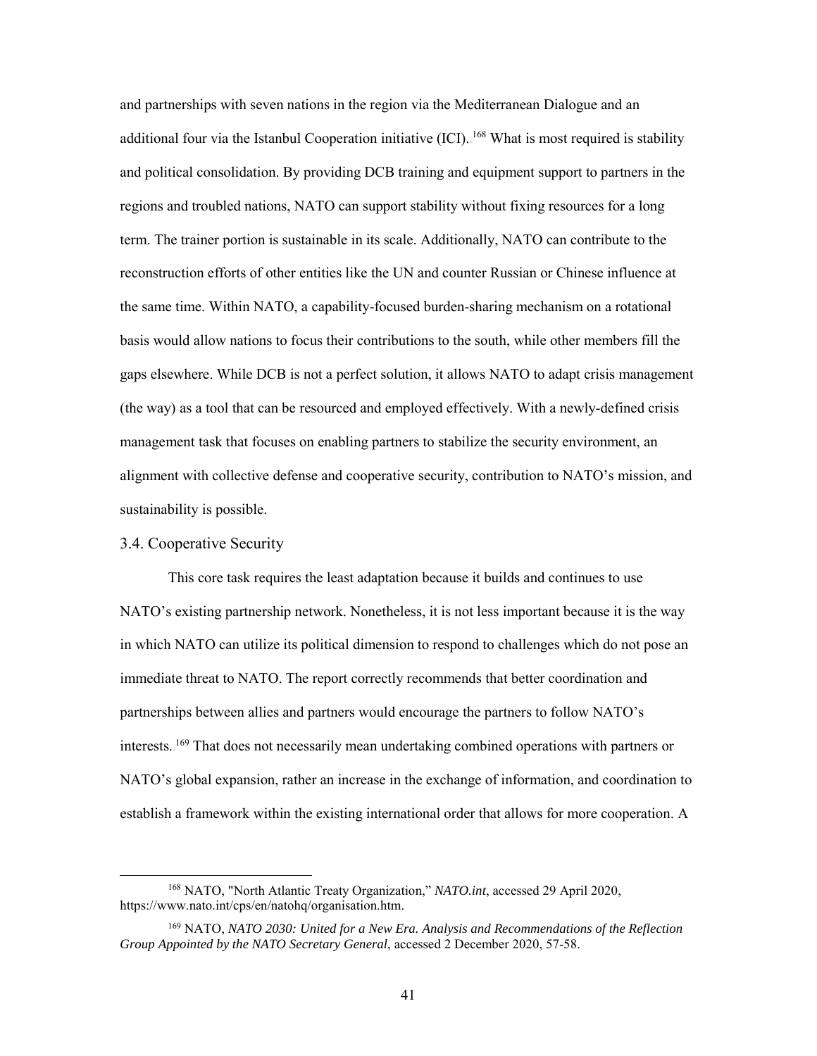and partnerships with seven nations in the region via the Mediterranean Dialogue and an additional four via the Istanbul Cooperation initiative (ICI).[168] What is most required is stability and political consolidation. By providing DCB training and equipment support to partners in the regions and troubled nations, NATO can support stability without fixing resources for a long term. The trainer portion is sustainable in its scale. Additionally, NATO can contribute to the reconstruction efforts of other entities like the UN and counter Russian or Chinese influence at the same time. Within NATO, a capability-focused burden-sharing mechanism on a rotational basis would allow nations to focus their contributions to the south, while other members fill the gaps elsewhere. While DCB is not a perfect solution, it allows NATO to adapt crisis management (the way) as a tool that can be resourced and employed effectively. With a newly-defined crisis management task that focuses on enabling partners to stabilize the security environment, an alignment with collective defense and cooperative security, contribution to NATO's mission, and sustainability is possible.

### 3.4. Cooperative Security

This core task requires the least adaptation because it builds and continues to use NATO's existing partnership network. Nonetheless, it is not less important because it is the way in which NATO can utilize its political dimension to respond to challenges which do not pose an immediate threat to NATO. The report correctly recommends that better coordination and partnerships between allies and partners would encourage the partners to follow NATO's interests.[169] That does not necessarily mean undertaking combined operations with partners or NATO's global expansion, rather an increase in the exchange of information, and coordination to establish a framework within the existing international order that allows for more cooperation. A

---

[168] NATO, "North Atlantic Treaty Organization," *NATO.int*, accessed 29 April 2020, https://www.nato.int/cps/en/natohq/organisation.htm.

[169] NATO, *NATO 2030: United for a New Era. Analysis and Recommendations of the Reflection Group Appointed by the NATO Secretary General*, accessed 2 December 2020, 57-58.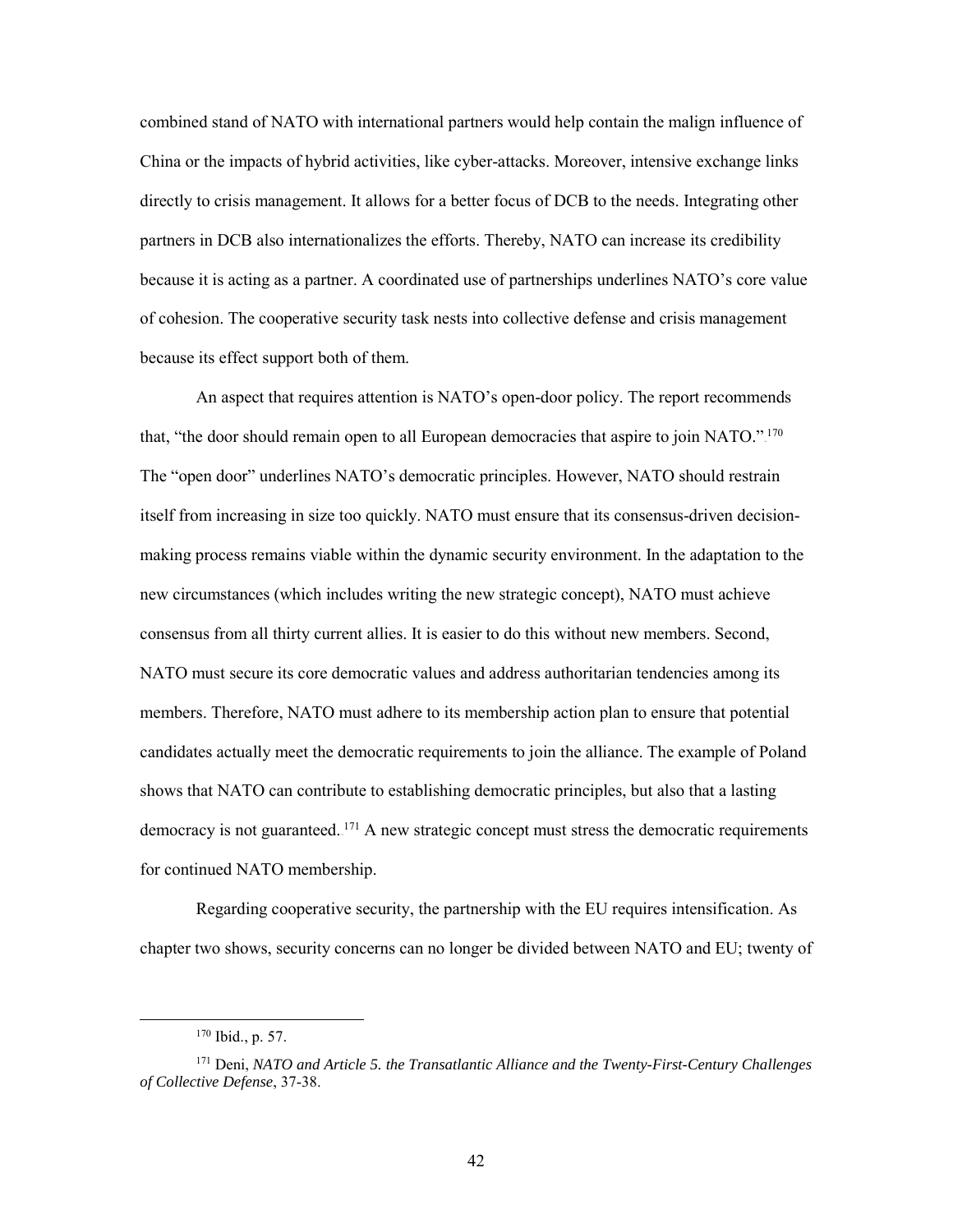combined stand of NATO with international partners would help contain the malign influence of China or the impacts of hybrid activities, like cyber-attacks. Moreover, intensive exchange links directly to crisis management. It allows for a better focus of DCB to the needs. Integrating other partners in DCB also internationalizes the efforts. Thereby, NATO can increase its credibility because it is acting as a partner. A coordinated use of partnerships underlines NATO's core value of cohesion. The cooperative security task nests into collective defense and crisis management because its effect support both of them.

An aspect that requires attention is NATO's open-door policy. The report recommends that, "the door should remain open to all European democracies that aspire to join NATO."[170] The "open door" underlines NATO's democratic principles. However, NATO should restrain itself from increasing in size too quickly. NATO must ensure that its consensus-driven decision-making process remains viable within the dynamic security environment. In the adaptation to the new circumstances (which includes writing the new strategic concept), NATO must achieve consensus from all thirty current allies. It is easier to do this without new members. Second, NATO must secure its core democratic values and address authoritarian tendencies among its members. Therefore, NATO must adhere to its membership action plan to ensure that potential candidates actually meet the democratic requirements to join the alliance. The example of Poland shows that NATO can contribute to establishing democratic principles, but also that a lasting democracy is not guaranteed.[171] A new strategic concept must stress the democratic requirements for continued NATO membership.

Regarding cooperative security, the partnership with the EU requires intensification. As chapter two shows, security concerns can no longer be divided between NATO and EU; twenty of

---

[170] Ibid., p. 57.

[171] Deni, *NATO and Article 5. the Transatlantic Alliance and the Twenty-First-Century Challenges of Collective Defense*, 37-38.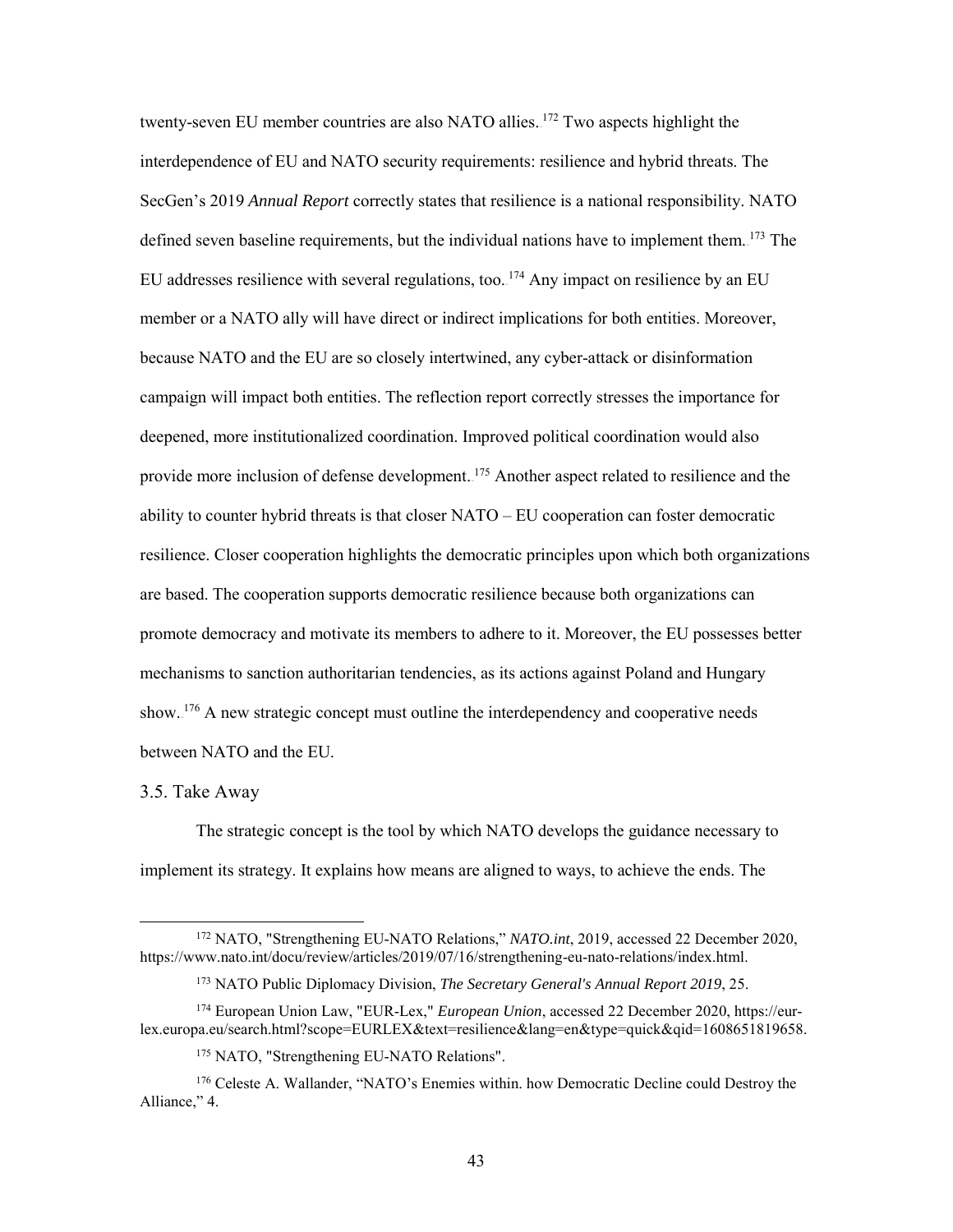twenty-seven EU member countries are also NATO allies.[172] Two aspects highlight the interdependence of EU and NATO security requirements: resilience and hybrid threats. The SecGen's 2019 *Annual Report* correctly states that resilience is a national responsibility. NATO defined seven baseline requirements, but the individual nations have to implement them.[173] The EU addresses resilience with several regulations, too.[174] Any impact on resilience by an EU member or a NATO ally will have direct or indirect implications for both entities. Moreover, because NATO and the EU are so closely intertwined, any cyber-attack or disinformation campaign will impact both entities. The reflection report correctly stresses the importance for deepened, more institutionalized coordination. Improved political coordination would also provide more inclusion of defense development.[175] Another aspect related to resilience and the ability to counter hybrid threats is that closer NATO – EU cooperation can foster democratic resilience. Closer cooperation highlights the democratic principles upon which both organizations are based. The cooperation supports democratic resilience because both organizations can promote democracy and motivate its members to adhere to it. Moreover, the EU possesses better mechanisms to sanction authoritarian tendencies, as its actions against Poland and Hungary show.[176] A new strategic concept must outline the interdependency and cooperative needs between NATO and the EU.

### 3.5. Take Away

The strategic concept is the tool by which NATO develops the guidance necessary to implement its strategy. It explains how means are aligned to ways, to achieve the ends. The

---

[172] NATO, "Strengthening EU-NATO Relations," *NATO.int*, 2019, accessed 22 December 2020, https://www.nato.int/docu/review/articles/2019/07/16/strengthening-eu-nato-relations/index.html.

[173] NATO Public Diplomacy Division, *The Secretary General's Annual Report 2019*, 25.

[174] European Union Law, "EUR-Lex," *European Union*, accessed 22 December 2020, https://eur-lex.europa.eu/search.html?scope=EURLEX&text=resilience&lang=en&type=quick&qid=1608651819658.

[175] NATO, "Strengthening EU-NATO Relations".

[176] Celeste A. Wallander, "NATO's Enemies within. how Democratic Decline could Destroy the Alliance," 4.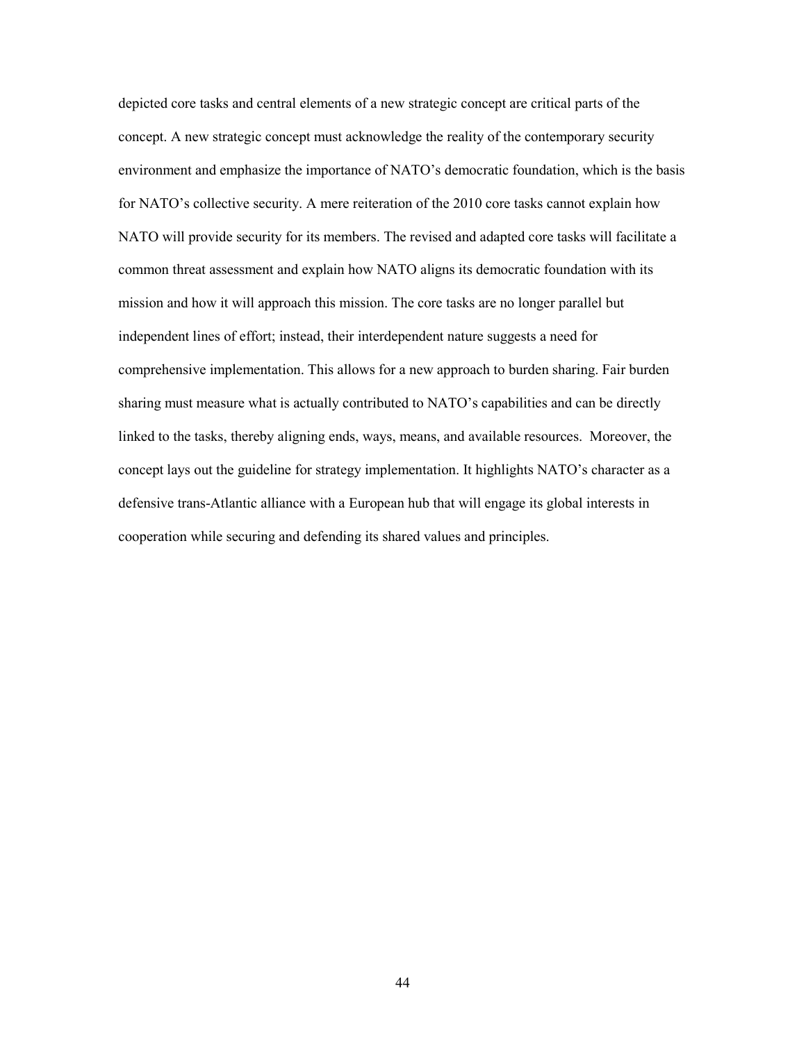depicted core tasks and central elements of a new strategic concept are critical parts of the concept. A new strategic concept must acknowledge the reality of the contemporary security environment and emphasize the importance of NATO's democratic foundation, which is the basis for NATO's collective security. A mere reiteration of the 2010 core tasks cannot explain how NATO will provide security for its members. The revised and adapted core tasks will facilitate a common threat assessment and explain how NATO aligns its democratic foundation with its mission and how it will approach this mission. The core tasks are no longer parallel but independent lines of effort; instead, their interdependent nature suggests a need for comprehensive implementation. This allows for a new approach to burden sharing. Fair burden sharing must measure what is actually contributed to NATO's capabilities and can be directly linked to the tasks, thereby aligning ends, ways, means, and available resources.  Moreover, the concept lays out the guideline for strategy implementation. It highlights NATO's character as a defensive trans-Atlantic alliance with a European hub that will engage its global interests in cooperation while securing and defending its shared values and principles.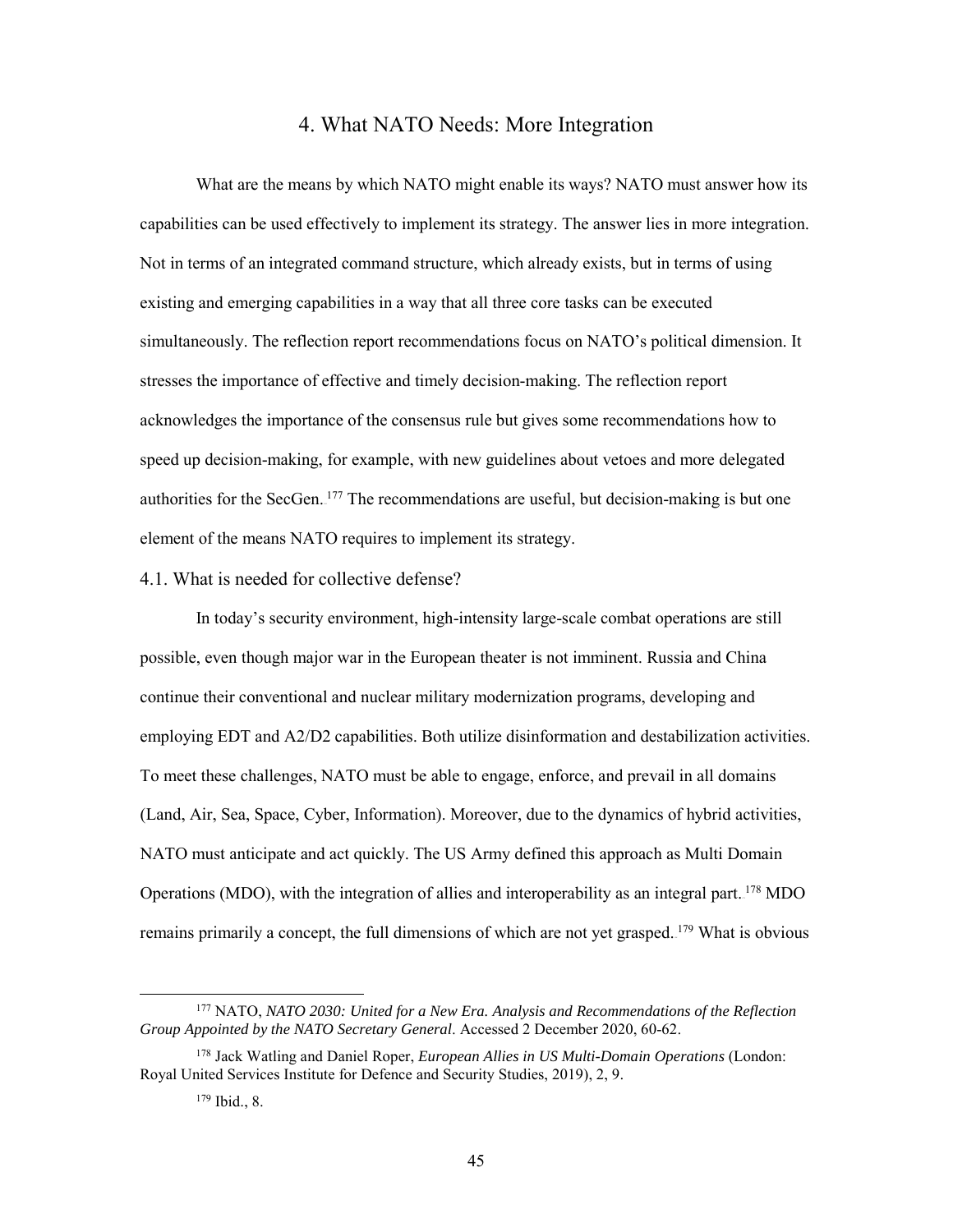## 4. What NATO Needs: More Integration

What are the means by which NATO might enable its ways? NATO must answer how its capabilities can be used effectively to implement its strategy. The answer lies in more integration. Not in terms of an integrated command structure, which already exists, but in terms of using existing and emerging capabilities in a way that all three core tasks can be executed simultaneously. The reflection report recommendations focus on NATO's political dimension. It stresses the importance of effective and timely decision-making. The reflection report acknowledges the importance of the consensus rule but gives some recommendations how to speed up decision-making, for example, with new guidelines about vetoes and more delegated authorities for the SecGen.[177] The recommendations are useful, but decision-making is but one element of the means NATO requires to implement its strategy.

### 4.1. What is needed for collective defense?

In today's security environment, high-intensity large-scale combat operations are still possible, even though major war in the European theater is not imminent. Russia and China continue their conventional and nuclear military modernization programs, developing and employing EDT and A2/D2 capabilities. Both utilize disinformation and destabilization activities. To meet these challenges, NATO must be able to engage, enforce, and prevail in all domains (Land, Air, Sea, Space, Cyber, Information). Moreover, due to the dynamics of hybrid activities, NATO must anticipate and act quickly. The US Army defined this approach as Multi Domain Operations (MDO), with the integration of allies and interoperability as an integral part.[178] MDO remains primarily a concept, the full dimensions of which are not yet grasped.[179] What is obvious

---

[177] NATO, *NATO 2030: United for a New Era. Analysis and Recommendations of the Reflection Group Appointed by the NATO Secretary General*. Accessed 2 December 2020, 60-62.

[178] Jack Watling and Daniel Roper, *European Allies in US Multi-Domain Operations* (London: Royal United Services Institute for Defence and Security Studies, 2019), 2, 9.

[179] Ibid., 8.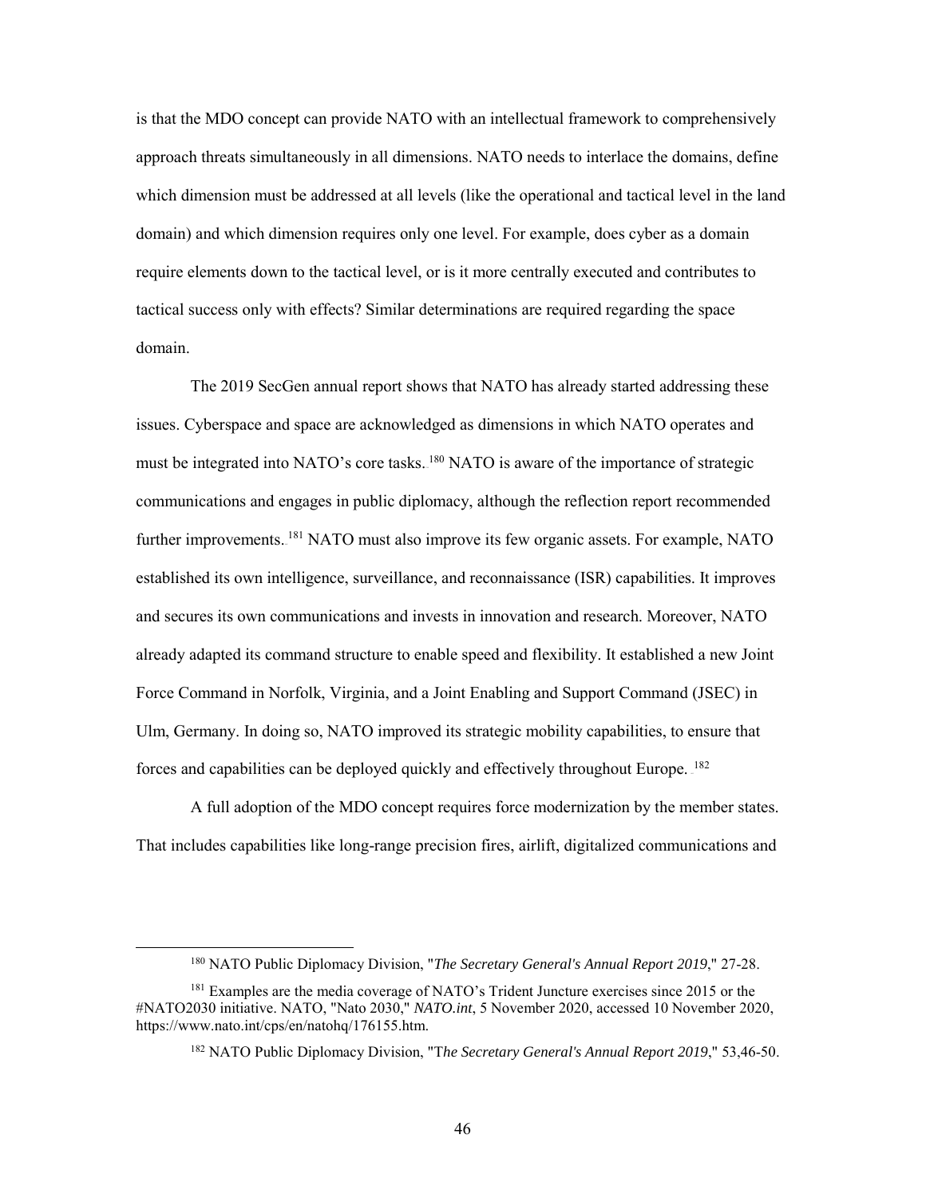is that the MDO concept can provide NATO with an intellectual framework to comprehensively approach threats simultaneously in all dimensions. NATO needs to interlace the domains, define which dimension must be addressed at all levels (like the operational and tactical level in the land domain) and which dimension requires only one level. For example, does cyber as a domain require elements down to the tactical level, or is it more centrally executed and contributes to tactical success only with effects? Similar determinations are required regarding the space domain.

The 2019 SecGen annual report shows that NATO has already started addressing these issues. Cyberspace and space are acknowledged as dimensions in which NATO operates and must be integrated into NATO's core tasks.[180] NATO is aware of the importance of strategic communications and engages in public diplomacy, although the reflection report recommended further improvements.[181] NATO must also improve its few organic assets. For example, NATO established its own intelligence, surveillance, and reconnaissance (ISR) capabilities. It improves and secures its own communications and invests in innovation and research. Moreover, NATO already adapted its command structure to enable speed and flexibility. It established a new Joint Force Command in Norfolk, Virginia, and a Joint Enabling and Support Command (JSEC) in Ulm, Germany. In doing so, NATO improved its strategic mobility capabilities, to ensure that forces and capabilities can be deployed quickly and effectively throughout Europe.[182]

A full adoption of the MDO concept requires force modernization by the member states. That includes capabilities like long-range precision fires, airlift, digitalized communications and

---

[180] NATO Public Diplomacy Division, "*The Secretary General's Annual Report 2019*," 27-28.

[181] Examples are the media coverage of NATO's Trident Juncture exercises since 2015 or the #NATO2030 initiative. NATO, "Nato 2030," *NATO.int*, 5 November 2020, accessed 10 November 2020, https://www.nato.int/cps/en/natohq/176155.htm.

[182] NATO Public Diplomacy Division, "T*he Secretary General's Annual Report 2019*," 53,46-50.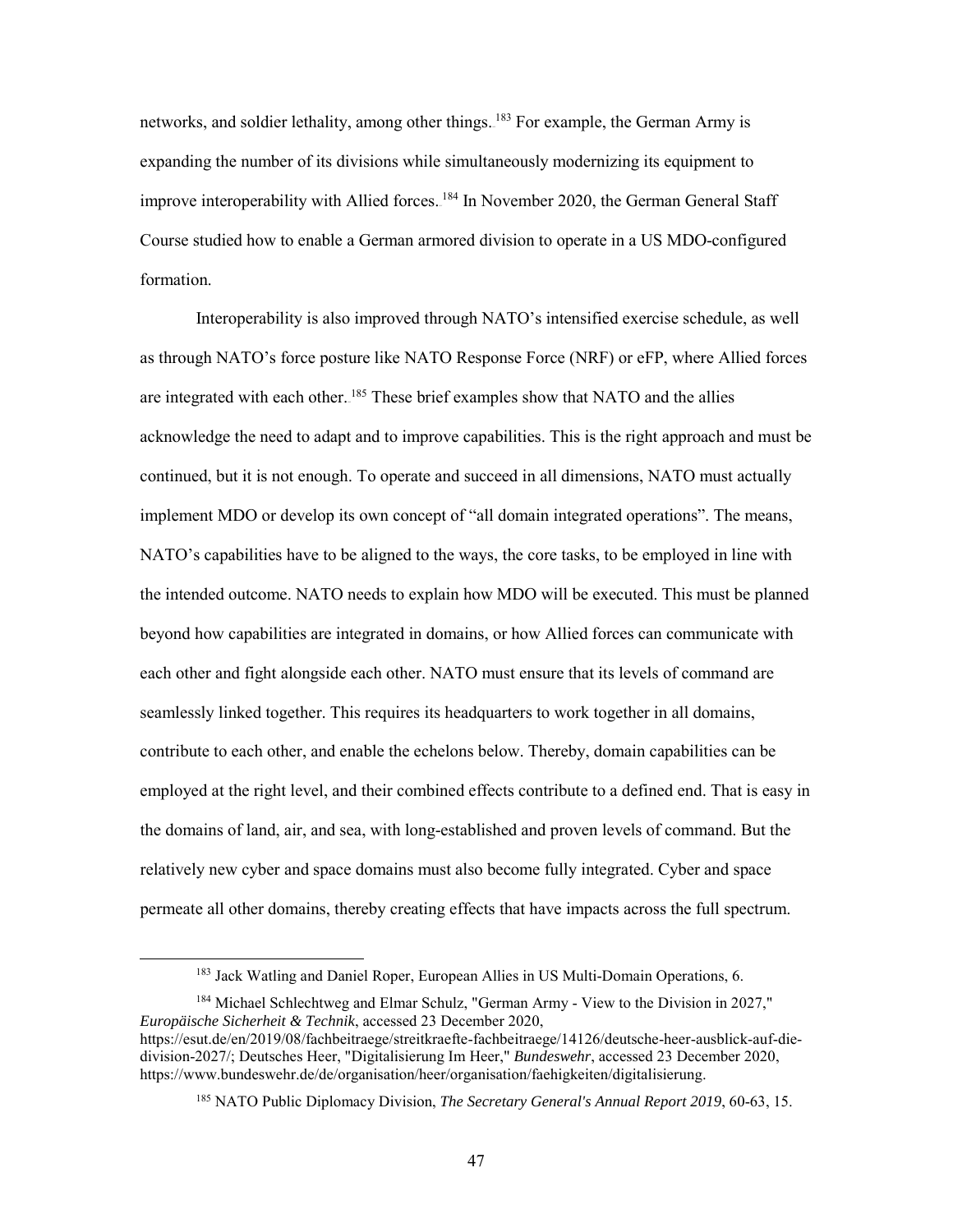networks, and soldier lethality, among other things.[183] For example, the German Army is expanding the number of its divisions while simultaneously modernizing its equipment to improve interoperability with Allied forces.[184] In November 2020, the German General Staff Course studied how to enable a German armored division to operate in a US MDO-configured formation.

Interoperability is also improved through NATO's intensified exercise schedule, as well as through NATO's force posture like NATO Response Force (NRF) or eFP, where Allied forces are integrated with each other.[185] These brief examples show that NATO and the allies acknowledge the need to adapt and to improve capabilities. This is the right approach and must be continued, but it is not enough. To operate and succeed in all dimensions, NATO must actually implement MDO or develop its own concept of "all domain integrated operations". The means, NATO's capabilities have to be aligned to the ways, the core tasks, to be employed in line with the intended outcome. NATO needs to explain how MDO will be executed. This must be planned beyond how capabilities are integrated in domains, or how Allied forces can communicate with each other and fight alongside each other. NATO must ensure that its levels of command are seamlessly linked together. This requires its headquarters to work together in all domains, contribute to each other, and enable the echelons below. Thereby, domain capabilities can be employed at the right level, and their combined effects contribute to a defined end. That is easy in the domains of land, air, and sea, with long-established and proven levels of command. But the relatively new cyber and space domains must also become fully integrated. Cyber and space permeate all other domains, thereby creating effects that have impacts across the full spectrum.

---

[183] Jack Watling and Daniel Roper, European Allies in US Multi-Domain Operations, 6.

[184] Michael Schlechtweg and Elmar Schulz, "German Army - View to the Division in 2027," *Europäische Sicherheit & Technik*, accessed 23 December 2020, https://esut.de/en/2019/08/fachbeitraege/streitkraefte-fachbeitraege/14126/deutsche-heer-ausblick-auf-die-division-2027/; Deutsches Heer, "Digitalisierung Im Heer," *Bundeswehr*, accessed 23 December 2020, https://www.bundeswehr.de/de/organisation/heer/organisation/faehigkeiten/digitalisierung.

[185] NATO Public Diplomacy Division, *The Secretary General's Annual Report 2019*, 60-63, 15.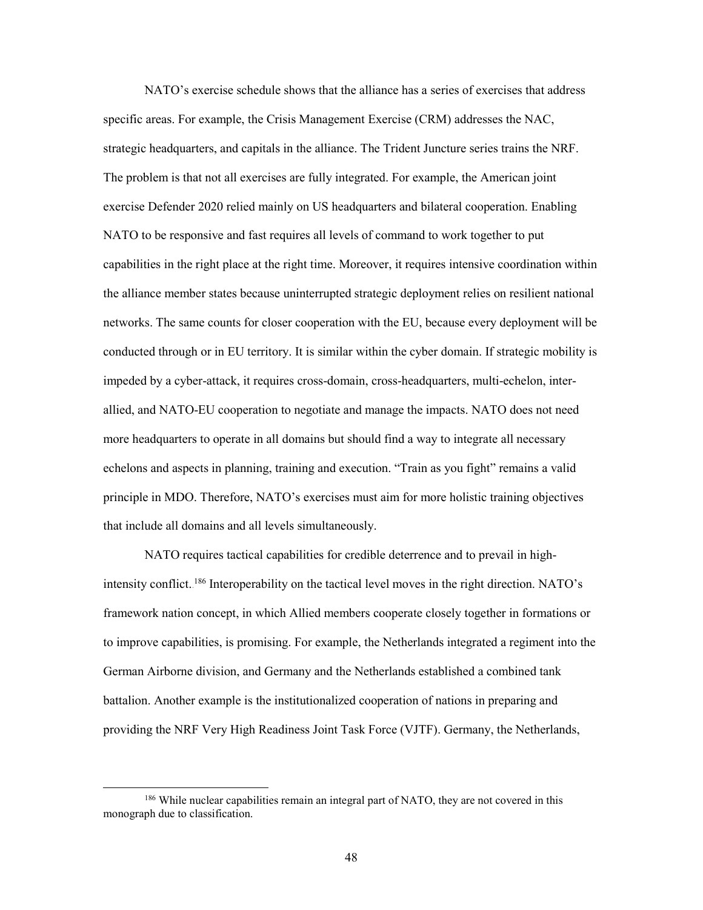NATO's exercise schedule shows that the alliance has a series of exercises that address specific areas. For example, the Crisis Management Exercise (CRM) addresses the NAC, strategic headquarters, and capitals in the alliance. The Trident Juncture series trains the NRF. The problem is that not all exercises are fully integrated. For example, the American joint exercise Defender 2020 relied mainly on US headquarters and bilateral cooperation. Enabling NATO to be responsive and fast requires all levels of command to work together to put capabilities in the right place at the right time. Moreover, it requires intensive coordination within the alliance member states because uninterrupted strategic deployment relies on resilient national networks. The same counts for closer cooperation with the EU, because every deployment will be conducted through or in EU territory. It is similar within the cyber domain. If strategic mobility is impeded by a cyber-attack, it requires cross-domain, cross-headquarters, multi-echelon, inter-allied, and NATO-EU cooperation to negotiate and manage the impacts. NATO does not need more headquarters to operate in all domains but should find a way to integrate all necessary echelons and aspects in planning, training and execution. "Train as you fight" remains a valid principle in MDO. Therefore, NATO's exercises must aim for more holistic training objectives that include all domains and all levels simultaneously.

NATO requires tactical capabilities for credible deterrence and to prevail in high-intensity conflict.[186] Interoperability on the tactical level moves in the right direction. NATO's framework nation concept, in which Allied members cooperate closely together in formations or to improve capabilities, is promising. For example, the Netherlands integrated a regiment into the German Airborne division, and Germany and the Netherlands established a combined tank battalion. Another example is the institutionalized cooperation of nations in preparing and providing the NRF Very High Readiness Joint Task Force (VJTF). Germany, the Netherlands,

[186] While nuclear capabilities remain an integral part of NATO, they are not covered in this monograph due to classification.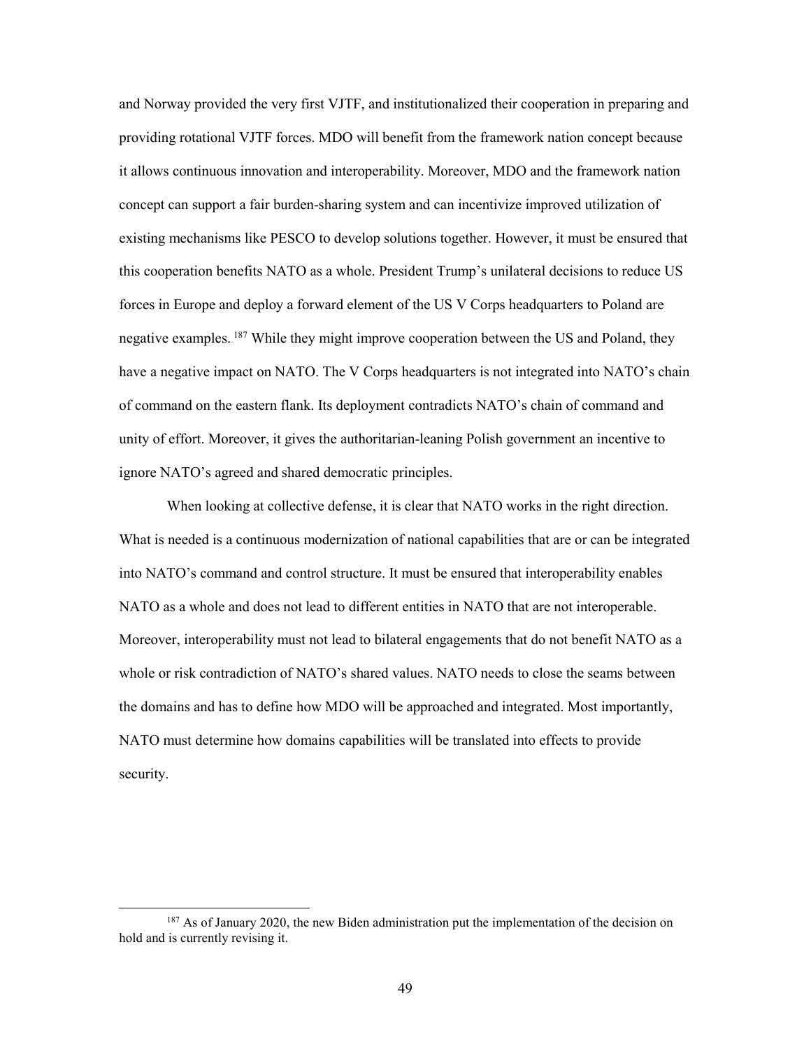and Norway provided the very first VJTF, and institutionalized their cooperation in preparing and providing rotational VJTF forces. MDO will benefit from the framework nation concept because it allows continuous innovation and interoperability. Moreover, MDO and the framework nation concept can support a fair burden-sharing system and can incentivize improved utilization of existing mechanisms like PESCO to develop solutions together. However, it must be ensured that this cooperation benefits NATO as a whole. President Trump's unilateral decisions to reduce US forces in Europe and deploy a forward element of the US V Corps headquarters to Poland are negative examples.[187] While they might improve cooperation between the US and Poland, they have a negative impact on NATO. The V Corps headquarters is not integrated into NATO's chain of command on the eastern flank. Its deployment contradicts NATO's chain of command and unity of effort. Moreover, it gives the authoritarian-leaning Polish government an incentive to ignore NATO's agreed and shared democratic principles.

When looking at collective defense, it is clear that NATO works in the right direction. What is needed is a continuous modernization of national capabilities that are or can be integrated into NATO's command and control structure. It must be ensured that interoperability enables NATO as a whole and does not lead to different entities in NATO that are not interoperable. Moreover, interoperability must not lead to bilateral engagements that do not benefit NATO as a whole or risk contradiction of NATO's shared values. NATO needs to close the seams between the domains and has to define how MDO will be approached and integrated. Most importantly, NATO must determine how domains capabilities will be translated into effects to provide security.

[187] As of January 2020, the new Biden administration put the implementation of the decision on hold and is currently revising it.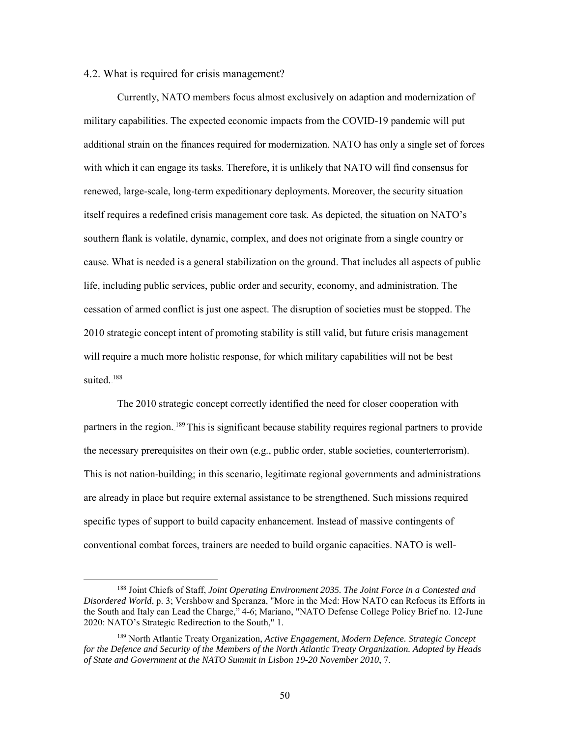### 4.2. What is required for crisis management?

Currently, NATO members focus almost exclusively on adaption and modernization of military capabilities. The expected economic impacts from the COVID-19 pandemic will put additional strain on the finances required for modernization. NATO has only a single set of forces with which it can engage its tasks. Therefore, it is unlikely that NATO will find consensus for renewed, large-scale, long-term expeditionary deployments. Moreover, the security situation itself requires a redefined crisis management core task. As depicted, the situation on NATO's southern flank is volatile, dynamic, complex, and does not originate from a single country or cause. What is needed is a general stabilization on the ground. That includes all aspects of public life, including public services, public order and security, economy, and administration. The cessation of armed conflict is just one aspect. The disruption of societies must be stopped. The 2010 strategic concept intent of promoting stability is still valid, but future crisis management will require a much more holistic response, for which military capabilities will not be best suited.[188]

The 2010 strategic concept correctly identified the need for closer cooperation with partners in the region.[189] This is significant because stability requires regional partners to provide the necessary prerequisites on their own (e.g., public order, stable societies, counterterrorism). This is not nation-building; in this scenario, legitimate regional governments and administrations are already in place but require external assistance to be strengthened. Such missions required specific types of support to build capacity enhancement. Instead of massive contingents of conventional combat forces, trainers are needed to build organic capacities. NATO is well-

---

[188] Joint Chiefs of Staff, *Joint Operating Environment 2035. The Joint Force in a Contested and Disordered World*, p. 3; Vershbow and Speranza, "More in the Med: How NATO can Refocus its Efforts in the South and Italy can Lead the Charge," 4-6; Mariano, "NATO Defense College Policy Brief no. 12-June 2020: NATO's Strategic Redirection to the South," 1.

[189] North Atlantic Treaty Organization, *Active Engagement, Modern Defence. Strategic Concept for the Defence and Security of the Members of the North Atlantic Treaty Organization. Adopted by Heads of State and Government at the NATO Summit in Lisbon 19-20 November 2010*, 7.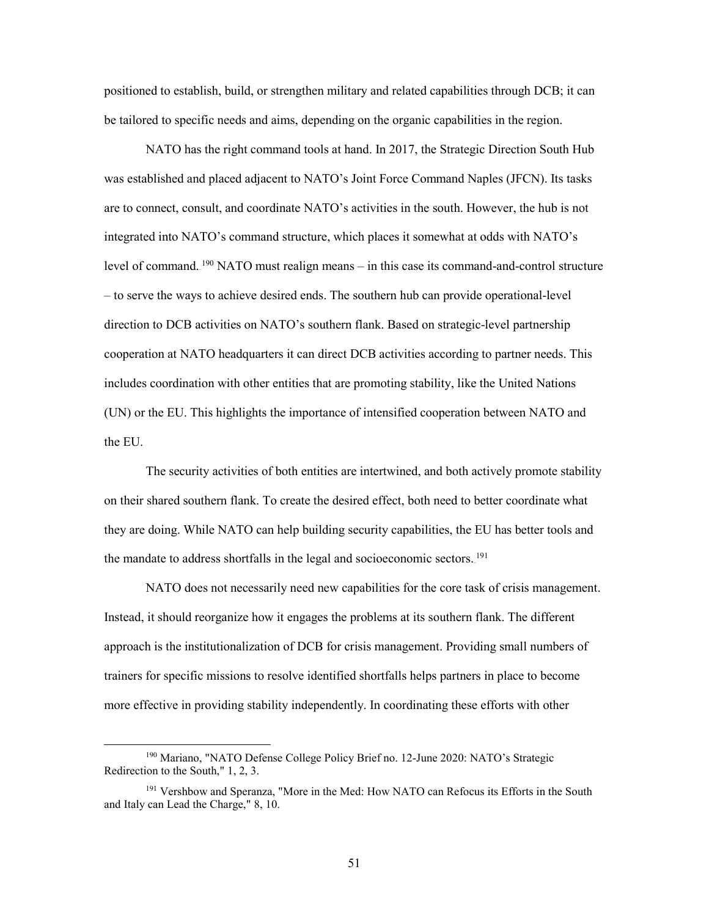positioned to establish, build, or strengthen military and related capabilities through DCB; it can be tailored to specific needs and aims, depending on the organic capabilities in the region.

NATO has the right command tools at hand. In 2017, the Strategic Direction South Hub was established and placed adjacent to NATO's Joint Force Command Naples (JFCN). Its tasks are to connect, consult, and coordinate NATO's activities in the south. However, the hub is not integrated into NATO's command structure, which places it somewhat at odds with NATO's level of command.[190] NATO must realign means – in this case its command-and-control structure – to serve the ways to achieve desired ends. The southern hub can provide operational-level direction to DCB activities on NATO's southern flank. Based on strategic-level partnership cooperation at NATO headquarters it can direct DCB activities according to partner needs. This includes coordination with other entities that are promoting stability, like the United Nations (UN) or the EU. This highlights the importance of intensified cooperation between NATO and the EU.

The security activities of both entities are intertwined, and both actively promote stability on their shared southern flank. To create the desired effect, both need to better coordinate what they are doing. While NATO can help building security capabilities, the EU has better tools and the mandate to address shortfalls in the legal and socioeconomic sectors.[191]

NATO does not necessarily need new capabilities for the core task of crisis management. Instead, it should reorganize how it engages the problems at its southern flank. The different approach is the institutionalization of DCB for crisis management. Providing small numbers of trainers for specific missions to resolve identified shortfalls helps partners in place to become more effective in providing stability independently. In coordinating these efforts with other

---

[190] Mariano, "NATO Defense College Policy Brief no. 12-June 2020: NATO's Strategic Redirection to the South," 1, 2, 3.

[191] Vershbow and Speranza, "More in the Med: How NATO can Refocus its Efforts in the South and Italy can Lead the Charge," 8, 10.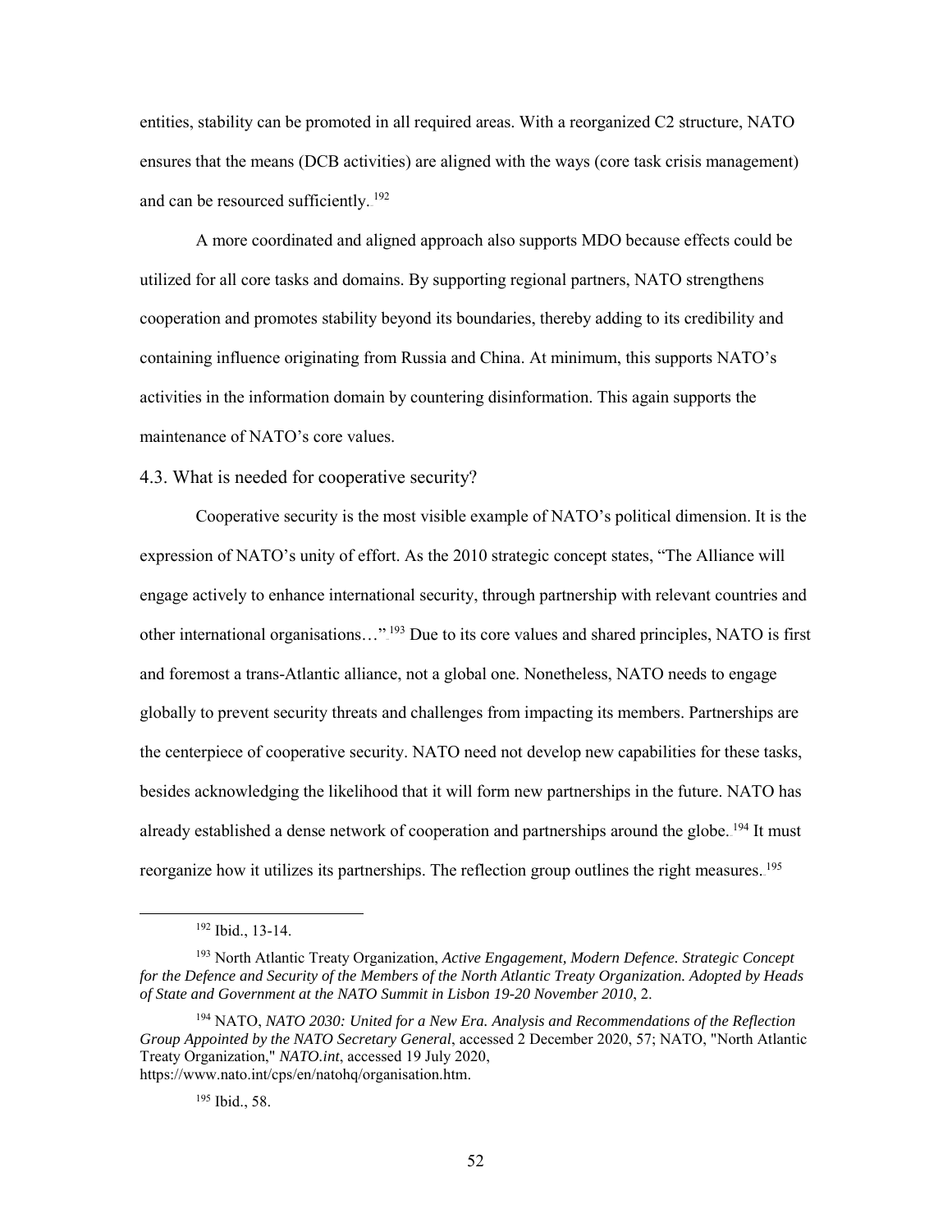entities, stability can be promoted in all required areas. With a reorganized C2 structure, NATO ensures that the means (DCB activities) are aligned with the ways (core task crisis management) and can be resourced sufficiently.[192]

A more coordinated and aligned approach also supports MDO because effects could be utilized for all core tasks and domains. By supporting regional partners, NATO strengthens cooperation and promotes stability beyond its boundaries, thereby adding to its credibility and containing influence originating from Russia and China. At minimum, this supports NATO's activities in the information domain by countering disinformation. This again supports the maintenance of NATO's core values.

### 4.3. What is needed for cooperative security?

Cooperative security is the most visible example of NATO's political dimension. It is the expression of NATO's unity of effort. As the 2010 strategic concept states, "The Alliance will engage actively to enhance international security, through partnership with relevant countries and other international organisations…".[193] Due to its core values and shared principles, NATO is first and foremost a trans-Atlantic alliance, not a global one. Nonetheless, NATO needs to engage globally to prevent security threats and challenges from impacting its members. Partnerships are the centerpiece of cooperative security. NATO need not develop new capabilities for these tasks, besides acknowledging the likelihood that it will form new partnerships in the future. NATO has already established a dense network of cooperation and partnerships around the globe.[194] It must reorganize how it utilizes its partnerships. The reflection group outlines the right measures.[195]

---

[192] Ibid., 13-14.

[193] North Atlantic Treaty Organization, *Active Engagement, Modern Defence. Strategic Concept for the Defence and Security of the Members of the North Atlantic Treaty Organization. Adopted by Heads of State and Government at the NATO Summit in Lisbon 19-20 November 2010*, 2.

[194] NATO, *NATO 2030: United for a New Era. Analysis and Recommendations of the Reflection Group Appointed by the NATO Secretary General*, accessed 2 December 2020, 57; NATO, "North Atlantic Treaty Organization," *NATO.int*, accessed 19 July 2020, https://www.nato.int/cps/en/natohq/organisation.htm.

[195] Ibid., 58.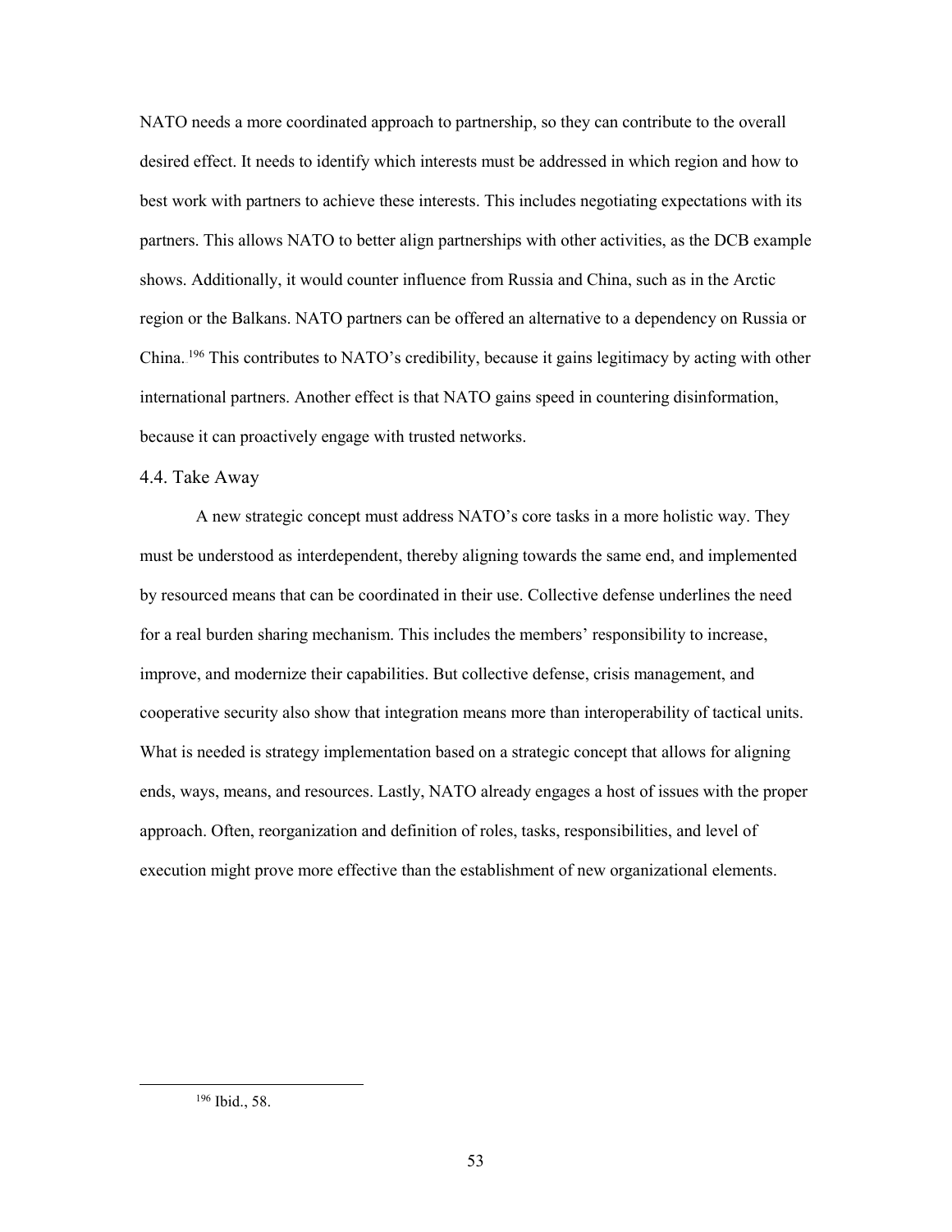NATO needs a more coordinated approach to partnership, so they can contribute to the overall desired effect. It needs to identify which interests must be addressed in which region and how to best work with partners to achieve these interests. This includes negotiating expectations with its partners. This allows NATO to better align partnerships with other activities, as the DCB example shows. Additionally, it would counter influence from Russia and China, such as in the Arctic region or the Balkans. NATO partners can be offered an alternative to a dependency on Russia or China.[196] This contributes to NATO's credibility, because it gains legitimacy by acting with other international partners. Another effect is that NATO gains speed in countering disinformation, because it can proactively engage with trusted networks.

### 4.4. Take Away

A new strategic concept must address NATO's core tasks in a more holistic way. They must be understood as interdependent, thereby aligning towards the same end, and implemented by resourced means that can be coordinated in their use. Collective defense underlines the need for a real burden sharing mechanism. This includes the members' responsibility to increase, improve, and modernize their capabilities. But collective defense, crisis management, and cooperative security also show that integration means more than interoperability of tactical units. What is needed is strategy implementation based on a strategic concept that allows for aligning ends, ways, means, and resources. Lastly, NATO already engages a host of issues with the proper approach. Often, reorganization and definition of roles, tasks, responsibilities, and level of execution might prove more effective than the establishment of new organizational elements.

---

[196] Ibid., 58.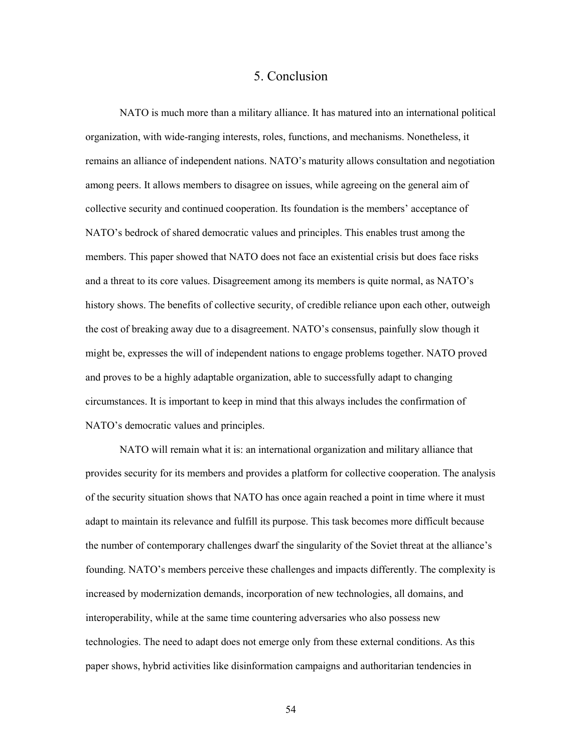# 5. Conclusion

NATO is much more than a military alliance. It has matured into an international political organization, with wide-ranging interests, roles, functions, and mechanisms. Nonetheless, it remains an alliance of independent nations. NATO's maturity allows consultation and negotiation among peers. It allows members to disagree on issues, while agreeing on the general aim of collective security and continued cooperation. Its foundation is the members' acceptance of NATO's bedrock of shared democratic values and principles. This enables trust among the members. This paper showed that NATO does not face an existential crisis but does face risks and a threat to its core values. Disagreement among its members is quite normal, as NATO's history shows. The benefits of collective security, of credible reliance upon each other, outweigh the cost of breaking away due to a disagreement. NATO's consensus, painfully slow though it might be, expresses the will of independent nations to engage problems together. NATO proved and proves to be a highly adaptable organization, able to successfully adapt to changing circumstances. It is important to keep in mind that this always includes the confirmation of NATO's democratic values and principles.

NATO will remain what it is: an international organization and military alliance that provides security for its members and provides a platform for collective cooperation. The analysis of the security situation shows that NATO has once again reached a point in time where it must adapt to maintain its relevance and fulfill its purpose. This task becomes more difficult because the number of contemporary challenges dwarf the singularity of the Soviet threat at the alliance's founding. NATO's members perceive these challenges and impacts differently. The complexity is increased by modernization demands, incorporation of new technologies, all domains, and interoperability, while at the same time countering adversaries who also possess new technologies. The need to adapt does not emerge only from these external conditions. As this paper shows, hybrid activities like disinformation campaigns and authoritarian tendencies in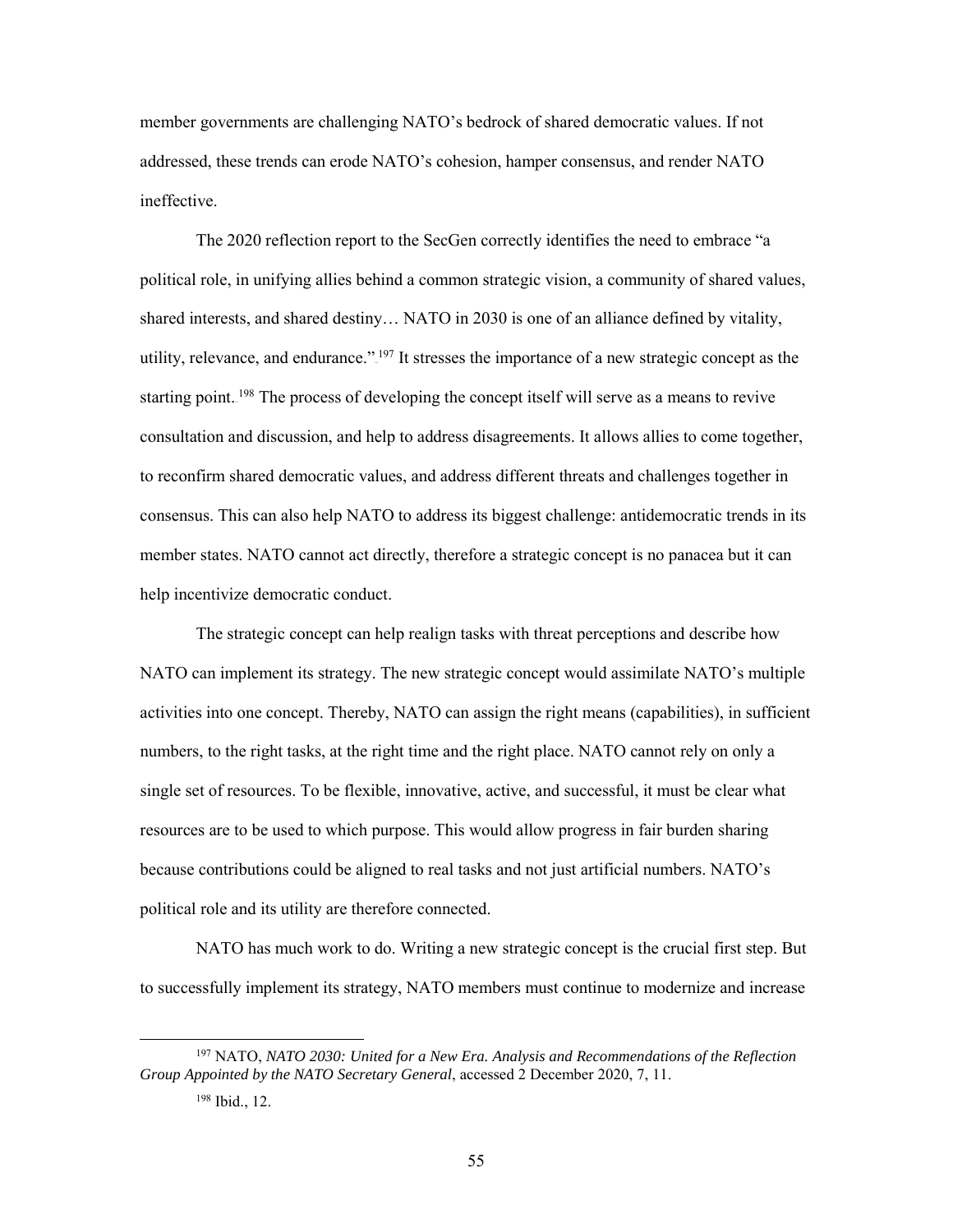member governments are challenging NATO's bedrock of shared democratic values. If not addressed, these trends can erode NATO's cohesion, hamper consensus, and render NATO ineffective.

The 2020 reflection report to the SecGen correctly identifies the need to embrace "a political role, in unifying allies behind a common strategic vision, a community of shared values, shared interests, and shared destiny… NATO in 2030 is one of an alliance defined by vitality, utility, relevance, and endurance."[197] It stresses the importance of a new strategic concept as the starting point.[198] The process of developing the concept itself will serve as a means to revive consultation and discussion, and help to address disagreements. It allows allies to come together, to reconfirm shared democratic values, and address different threats and challenges together in consensus. This can also help NATO to address its biggest challenge: antidemocratic trends in its member states. NATO cannot act directly, therefore a strategic concept is no panacea but it can help incentivize democratic conduct.

The strategic concept can help realign tasks with threat perceptions and describe how NATO can implement its strategy. The new strategic concept would assimilate NATO's multiple activities into one concept. Thereby, NATO can assign the right means (capabilities), in sufficient numbers, to the right tasks, at the right time and the right place. NATO cannot rely on only a single set of resources. To be flexible, innovative, active, and successful, it must be clear what resources are to be used to which purpose. This would allow progress in fair burden sharing because contributions could be aligned to real tasks and not just artificial numbers. NATO's political role and its utility are therefore connected.

NATO has much work to do. Writing a new strategic concept is the crucial first step. But to successfully implement its strategy, NATO members must continue to modernize and increase

---

[197] NATO, *NATO 2030: United for a New Era. Analysis and Recommendations of the Reflection Group Appointed by the NATO Secretary General*, accessed 2 December 2020, 7, 11.

[198] Ibid., 12.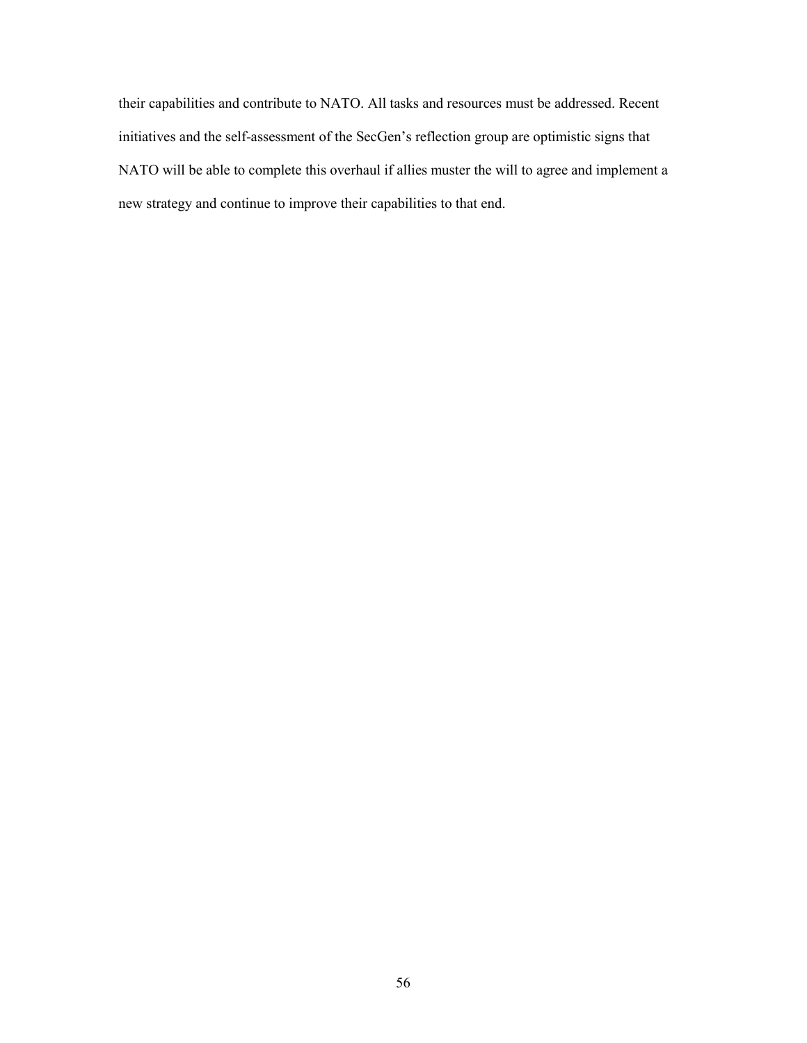their capabilities and contribute to NATO. All tasks and resources must be addressed. Recent initiatives and the self-assessment of the SecGen's reflection group are optimistic signs that NATO will be able to complete this overhaul if allies muster the will to agree and implement a new strategy and continue to improve their capabilities to that end.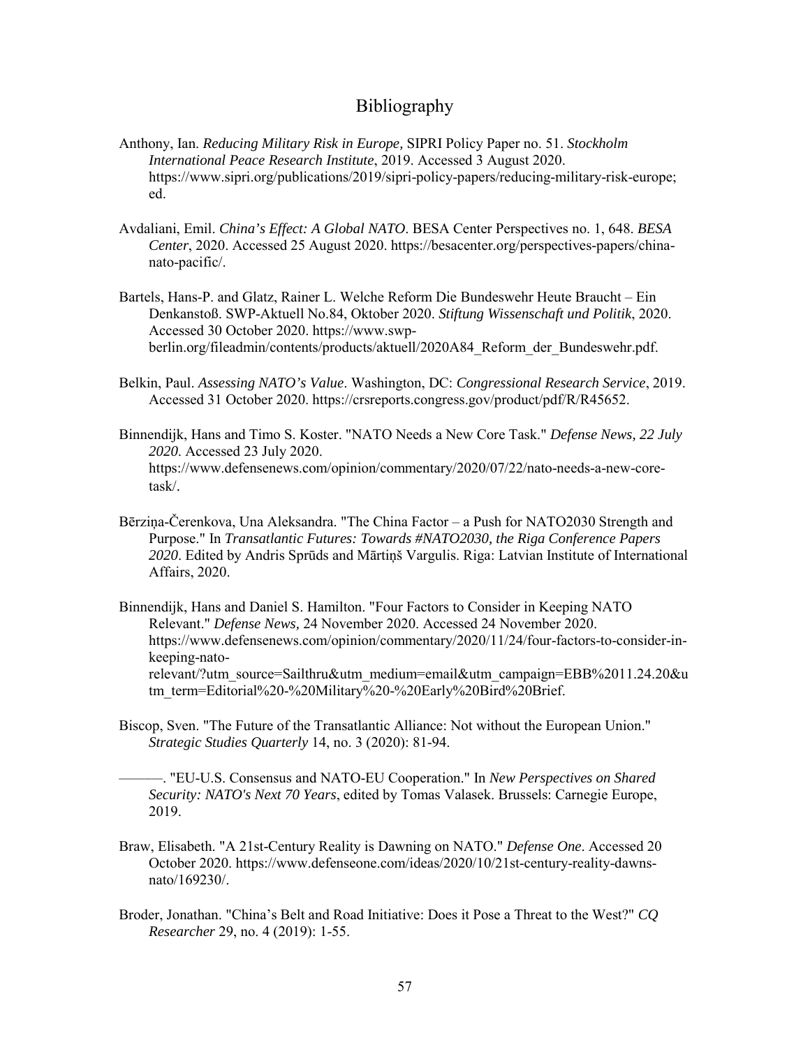# Bibliography

Anthony, Ian. *Reducing Military Risk in Europe,* SIPRI Policy Paper no. 51. *Stockholm International Peace Research Institute*, 2019. Accessed 3 August 2020. https://www.sipri.org/publications/2019/sipri-policy-papers/reducing-military-risk-europe; ed.

Avdaliani, Emil. *China's Effect: A Global NATO*. BESA Center Perspectives no. 1, 648. *BESA Center*, 2020. Accessed 25 August 2020. https://besacenter.org/perspectives-papers/china-nato-pacific/.

Bartels, Hans-P. and Glatz, Rainer L. Welche Reform Die Bundeswehr Heute Braucht – Ein Denkanstoß. SWP-Aktuell No.84, Oktober 2020. *Stiftung Wissenschaft und Politik*, 2020. Accessed 30 October 2020. https://www.swp-berlin.org/fileadmin/contents/products/aktuell/2020A84_Reform_der_Bundeswehr.pdf.

Belkin, Paul. *Assessing NATO's Value*. Washington, DC: *Congressional Research Service*, 2019. Accessed 31 October 2020. https://crsreports.congress.gov/product/pdf/R/R45652.

Binnendijk, Hans and Timo S. Koster. "NATO Needs a New Core Task." *Defense News, 22 July 2020*. Accessed 23 July 2020. https://www.defensenews.com/opinion/commentary/2020/07/22/nato-needs-a-new-core-task/.

Bērziņa-Čerenkova, Una Aleksandra. "The China Factor – a Push for NATO2030 Strength and Purpose." In *Transatlantic Futures: Towards #NATO2030, the Riga Conference Papers 2020*. Edited by Andris Sprūds and Mārtiņš Vargulis. Riga: Latvian Institute of International Affairs, 2020.

Binnendijk, Hans and Daniel S. Hamilton. "Four Factors to Consider in Keeping NATO Relevant." *Defense News,* 24 November 2020. Accessed 24 November 2020. https://www.defensenews.com/opinion/commentary/2020/11/24/four-factors-to-consider-in-keeping-nato-relevant/?utm_source=Sailthru&utm_medium=email&utm_campaign=EBB%2011.24.20&utm_term=Editorial%20-%20Military%20-%20Early%20Bird%20Brief.

Biscop, Sven. "The Future of the Transatlantic Alliance: Not without the European Union." *Strategic Studies Quarterly* 14, no. 3 (2020): 81-94.

———. "EU-U.S. Consensus and NATO-EU Cooperation." In *New Perspectives on Shared Security: NATO's Next 70 Years*, edited by Tomas Valasek. Brussels: Carnegie Europe, 2019.

Braw, Elisabeth. "A 21st-Century Reality is Dawning on NATO." *Defense One*. Accessed 20 October 2020. https://www.defenseone.com/ideas/2020/10/21st-century-reality-dawns-nato/169230/.

Broder, Jonathan. "China's Belt and Road Initiative: Does it Pose a Threat to the West?" *CQ Researcher* 29, no. 4 (2019): 1-55.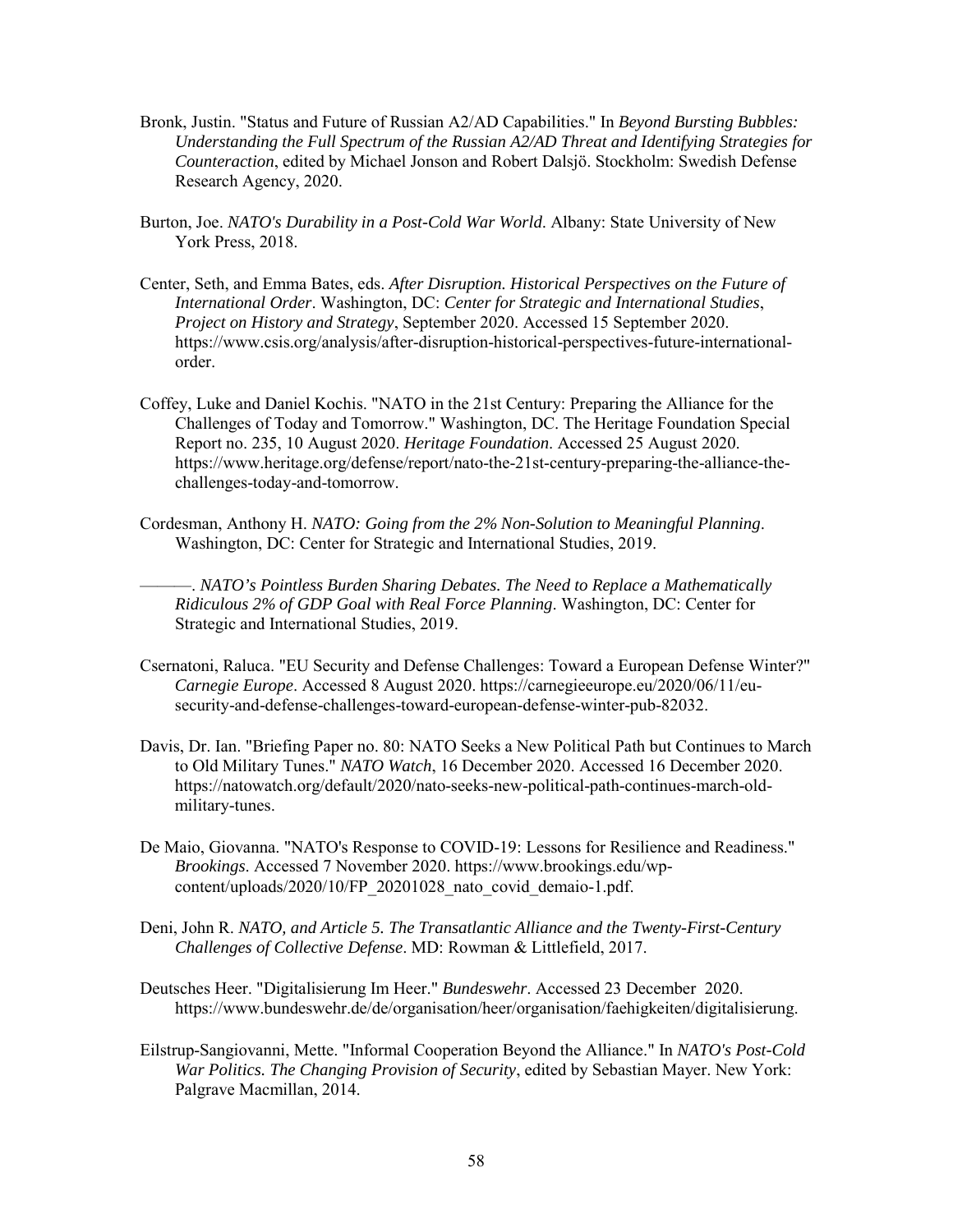Bronk, Justin. "Status and Future of Russian A2/AD Capabilities." In *Beyond Bursting Bubbles: Understanding the Full Spectrum of the Russian A2/AD Threat and Identifying Strategies for Counteraction*, edited by Michael Jonson and Robert Dalsjö. Stockholm: Swedish Defense Research Agency, 2020.

Burton, Joe. *NATO's Durability in a Post-Cold War World*. Albany: State University of New York Press, 2018.

Center, Seth, and Emma Bates, eds. *After Disruption. Historical Perspectives on the Future of International Order*. Washington, DC: *Center for Strategic and International Studies, Project on History and Strategy*, September 2020. Accessed 15 September 2020. https://www.csis.org/analysis/after-disruption-historical-perspectives-future-international-order.

Coffey, Luke and Daniel Kochis. "NATO in the 21st Century: Preparing the Alliance for the Challenges of Today and Tomorrow." Washington, DC. The Heritage Foundation Special Report no. 235, 10 August 2020. *Heritage Foundation*. Accessed 25 August 2020. https://www.heritage.org/defense/report/nato-the-21st-century-preparing-the-alliance-the-challenges-today-and-tomorrow.

Cordesman, Anthony H. *NATO: Going from the 2% Non-Solution to Meaningful Planning*. Washington, DC: Center for Strategic and International Studies, 2019.

———. *NATO's Pointless Burden Sharing Debates. The Need to Replace a Mathematically Ridiculous 2% of GDP Goal with Real Force Planning*. Washington, DC: Center for Strategic and International Studies, 2019.

Csernatoni, Raluca. "EU Security and Defense Challenges: Toward a European Defense Winter?" *Carnegie Europe*. Accessed 8 August 2020. https://carnegieeurope.eu/2020/06/11/eu-security-and-defense-challenges-toward-european-defense-winter-pub-82032.

Davis, Dr. Ian. "Briefing Paper no. 80: NATO Seeks a New Political Path but Continues to March to Old Military Tunes." *NATO Watch*, 16 December 2020. Accessed 16 December 2020. https://natowatch.org/default/2020/nato-seeks-new-political-path-continues-march-old-military-tunes.

De Maio, Giovanna. "NATO's Response to COVID-19: Lessons for Resilience and Readiness." *Brookings*. Accessed 7 November 2020. https://www.brookings.edu/wp-content/uploads/2020/10/FP_20201028_nato_covid_demaio-1.pdf.

Deni, John R. *NATO, and Article 5. The Transatlantic Alliance and the Twenty-First-Century Challenges of Collective Defense*. MD: Rowman & Littlefield, 2017.

Deutsches Heer. "Digitalisierung Im Heer." *Bundeswehr*. Accessed 23 December 2020. https://www.bundeswehr.de/de/organisation/heer/organisation/faehigkeiten/digitalisierung.

Eilstrup-Sangiovanni, Mette. "Informal Cooperation Beyond the Alliance." In *NATO's Post-Cold War Politics. The Changing Provision of Security*, edited by Sebastian Mayer. New York: Palgrave Macmillan, 2014.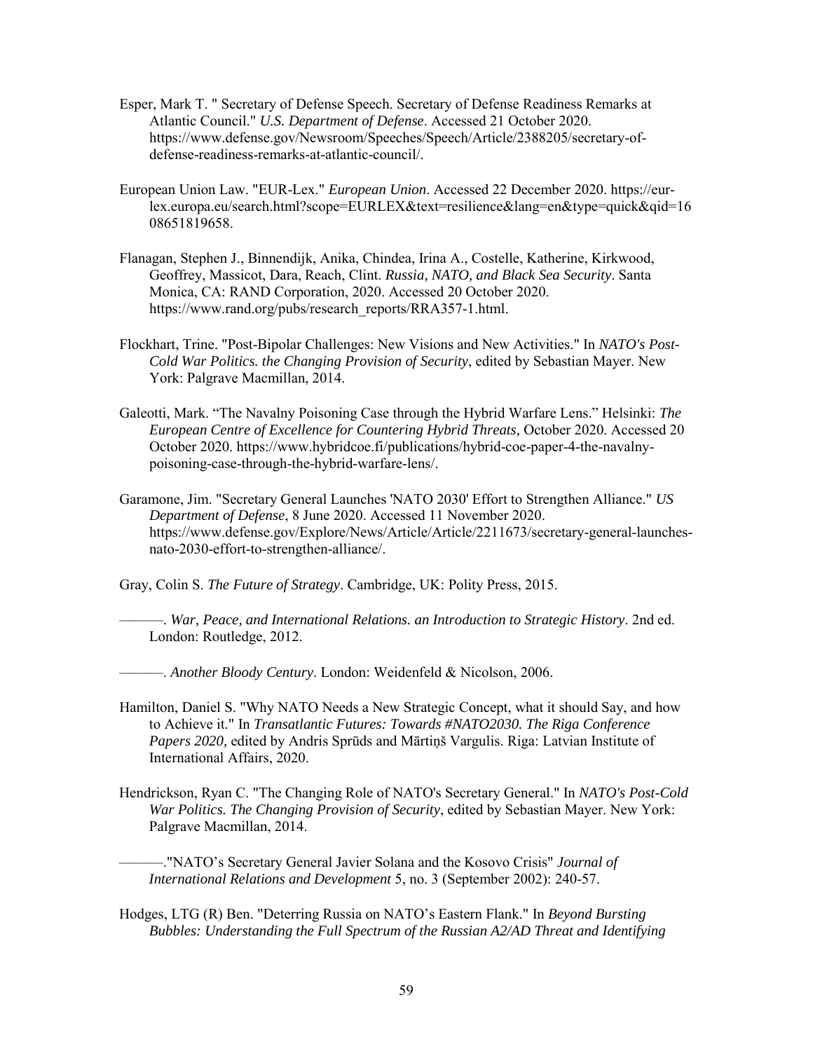Esper, Mark T. " Secretary of Defense Speech. Secretary of Defense Readiness Remarks at Atlantic Council." *U.S. Department of Defense*. Accessed 21 October 2020. https://www.defense.gov/Newsroom/Speeches/Speech/Article/2388205/secretary-of-defense-readiness-remarks-at-atlantic-council/.

European Union Law. "EUR-Lex." *European Union*. Accessed 22 December 2020. https://eur-lex.europa.eu/search.html?scope=EURLEX&text=resilience&lang=en&type=quick&qid=1608651819658.

Flanagan, Stephen J., Binnendijk, Anika, Chindea, Irina A., Costelle, Katherine, Kirkwood, Geoffrey, Massicot, Dara, Reach, Clint. *Russia, NATO, and Black Sea Security*. Santa Monica, CA: RAND Corporation, 2020. Accessed 20 October 2020. https://www.rand.org/pubs/research_reports/RRA357-1.html.

Flockhart, Trine. "Post-Bipolar Challenges: New Visions and New Activities." In *NATO's Post-Cold War Politics. the Changing Provision of Security*, edited by Sebastian Mayer. New York: Palgrave Macmillan, 2014.

Galeotti, Mark. "The Navalny Poisoning Case through the Hybrid Warfare Lens." Helsinki: *The European Centre of Excellence for Countering Hybrid Threats,* October 2020. Accessed 20 October 2020. https://www.hybridcoe.fi/publications/hybrid-coe-paper-4-the-navalny-poisoning-case-through-the-hybrid-warfare-lens/.

Garamone, Jim. "Secretary General Launches 'NATO 2030' Effort to Strengthen Alliance." *US Department of Defense*, 8 June 2020. Accessed 11 November 2020. https://www.defense.gov/Explore/News/Article/Article/2211673/secretary-general-launches-nato-2030-effort-to-strengthen-alliance/.

Gray, Colin S. *The Future of Strategy*. Cambridge, UK: Polity Press, 2015.

———. *War, Peace, and International Relations. an Introduction to Strategic History*. 2nd ed. London: Routledge, 2012.

———. *Another Bloody Century*. London: Weidenfeld & Nicolson, 2006.

Hamilton, Daniel S. "Why NATO Needs a New Strategic Concept, what it should Say, and how to Achieve it." In *Transatlantic Futures: Towards #NATO2030. The Riga Conference Papers 2020,* edited by Andris Sprūds and Mārtiņš Vargulis. Riga: Latvian Institute of International Affairs, 2020.

Hendrickson, Ryan C. "The Changing Role of NATO's Secretary General." In *NATO's Post-Cold War Politics. The Changing Provision of Security*, edited by Sebastian Mayer. New York: Palgrave Macmillan, 2014.

———."NATO's Secretary General Javier Solana and the Kosovo Crisis" *Journal of International Relations and Development* 5, no. 3 (September 2002): 240-57.

Hodges, LTG (R) Ben. "Deterring Russia on NATO's Eastern Flank." In *Beyond Bursting Bubbles: Understanding the Full Spectrum of the Russian A2/AD Threat and Identifying*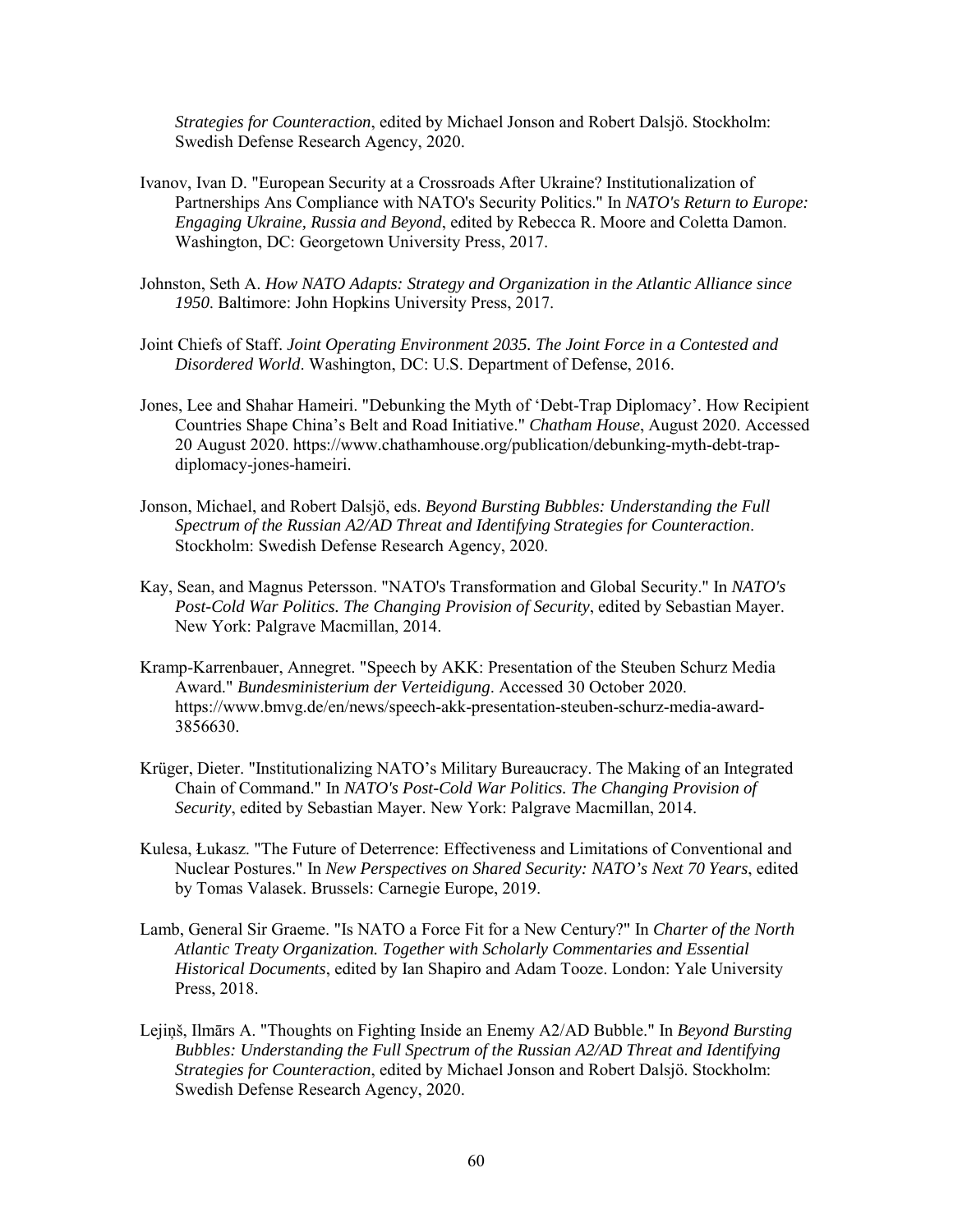*Strategies for Counteraction*, edited by Michael Jonson and Robert Dalsjö. Stockholm: Swedish Defense Research Agency, 2020.

Ivanov, Ivan D. "European Security at a Crossroads After Ukraine? Institutionalization of Partnerships Ans Compliance with NATO's Security Politics." In *NATO's Return to Europe: Engaging Ukraine, Russia and Beyond*, edited by Rebecca R. Moore and Coletta Damon. Washington, DC: Georgetown University Press, 2017.

Johnston, Seth A. *How NATO Adapts: Strategy and Organization in the Atlantic Alliance since 1950*. Baltimore: John Hopkins University Press, 2017.

Joint Chiefs of Staff. *Joint Operating Environment 2035. The Joint Force in a Contested and Disordered World*. Washington, DC: U.S. Department of Defense, 2016.

Jones, Lee and Shahar Hameiri. "Debunking the Myth of 'Debt-Trap Diplomacy'. How Recipient Countries Shape China's Belt and Road Initiative." *Chatham House*, August 2020. Accessed 20 August 2020. https://www.chathamhouse.org/publication/debunking-myth-debt-trap-diplomacy-jones-hameiri.

Jonson, Michael, and Robert Dalsjö, eds. *Beyond Bursting Bubbles: Understanding the Full Spectrum of the Russian A2/AD Threat and Identifying Strategies for Counteraction*. Stockholm: Swedish Defense Research Agency, 2020.

Kay, Sean, and Magnus Petersson. "NATO's Transformation and Global Security." In *NATO's Post-Cold War Politics. The Changing Provision of Security*, edited by Sebastian Mayer. New York: Palgrave Macmillan, 2014.

Kramp-Karrenbauer, Annegret. "Speech by AKK: Presentation of the Steuben Schurz Media Award." *Bundesministerium der Verteidigung*. Accessed 30 October 2020. https://www.bmvg.de/en/news/speech-akk-presentation-steuben-schurz-media-award-3856630.

Krüger, Dieter. "Institutionalizing NATO's Military Bureaucracy. The Making of an Integrated Chain of Command." In *NATO's Post-Cold War Politics. The Changing Provision of Security*, edited by Sebastian Mayer. New York: Palgrave Macmillan, 2014.

Kulesa, Łukasz. "The Future of Deterrence: Effectiveness and Limitations of Conventional and Nuclear Postures." In *New Perspectives on Shared Security: NATO's Next 70 Years*, edited by Tomas Valasek. Brussels: Carnegie Europe, 2019.

Lamb, General Sir Graeme. "Is NATO a Force Fit for a New Century?" In *Charter of the North Atlantic Treaty Organization. Together with Scholarly Commentaries and Essential Historical Documents*, edited by Ian Shapiro and Adam Tooze. London: Yale University Press, 2018.

Lejiņš, Ilmārs A. "Thoughts on Fighting Inside an Enemy A2/AD Bubble." In *Beyond Bursting Bubbles: Understanding the Full Spectrum of the Russian A2/AD Threat and Identifying Strategies for Counteraction*, edited by Michael Jonson and Robert Dalsjö. Stockholm: Swedish Defense Research Agency, 2020.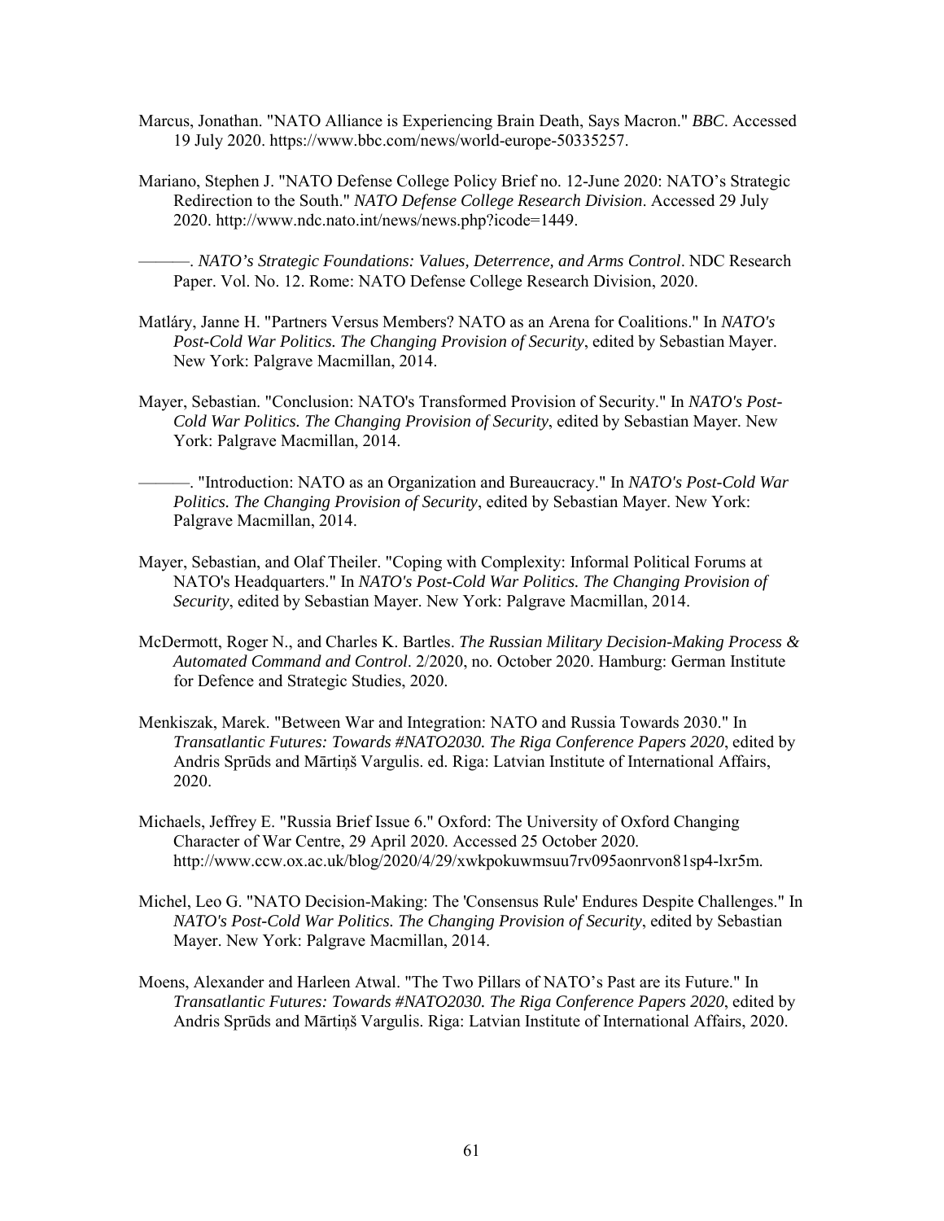Marcus, Jonathan. "NATO Alliance is Experiencing Brain Death, Says Macron." *BBC*. Accessed 19 July 2020. https://www.bbc.com/news/world-europe-50335257.

Mariano, Stephen J. "NATO Defense College Policy Brief no. 12-June 2020: NATO's Strategic Redirection to the South." *NATO Defense College Research Division*. Accessed 29 July 2020. http://www.ndc.nato.int/news/news.php?icode=1449.

———. *NATO's Strategic Foundations: Values, Deterrence, and Arms Control*. NDC Research Paper. Vol. No. 12. Rome: NATO Defense College Research Division, 2020.

Matláry, Janne H. "Partners Versus Members? NATO as an Arena for Coalitions." In *NATO's Post-Cold War Politics. The Changing Provision of Security*, edited by Sebastian Mayer. New York: Palgrave Macmillan, 2014.

Mayer, Sebastian. "Conclusion: NATO's Transformed Provision of Security." In *NATO's Post-Cold War Politics. The Changing Provision of Security*, edited by Sebastian Mayer. New York: Palgrave Macmillan, 2014.

———. "Introduction: NATO as an Organization and Bureaucracy." In *NATO's Post-Cold War Politics. The Changing Provision of Security*, edited by Sebastian Mayer. New York: Palgrave Macmillan, 2014.

Mayer, Sebastian, and Olaf Theiler. "Coping with Complexity: Informal Political Forums at NATO's Headquarters." In *NATO's Post-Cold War Politics. The Changing Provision of Security*, edited by Sebastian Mayer. New York: Palgrave Macmillan, 2014.

McDermott, Roger N., and Charles K. Bartles. *The Russian Military Decision-Making Process & Automated Command and Control*. 2/2020, no. October 2020. Hamburg: German Institute for Defence and Strategic Studies, 2020.

Menkiszak, Marek. "Between War and Integration: NATO and Russia Towards 2030." In *Transatlantic Futures: Towards #NATO2030. The Riga Conference Papers 2020*, edited by Andris Sprūds and Mārtiņš Vargulis. ed. Riga: Latvian Institute of International Affairs, 2020.

Michaels, Jeffrey E. "Russia Brief Issue 6." Oxford: The University of Oxford Changing Character of War Centre, 29 April 2020. Accessed 25 October 2020. http://www.ccw.ox.ac.uk/blog/2020/4/29/xwkpokuwmsuu7rv095aonrvon81sp4-lxr5m.

Michel, Leo G. "NATO Decision-Making: The 'Consensus Rule' Endures Despite Challenges." In *NATO's Post-Cold War Politics. The Changing Provision of Security*, edited by Sebastian Mayer. New York: Palgrave Macmillan, 2014.

Moens, Alexander and Harleen Atwal. "The Two Pillars of NATO's Past are its Future." In *Transatlantic Futures: Towards #NATO2030. The Riga Conference Papers 2020*, edited by Andris Sprūds and Mārtiņš Vargulis. Riga: Latvian Institute of International Affairs, 2020.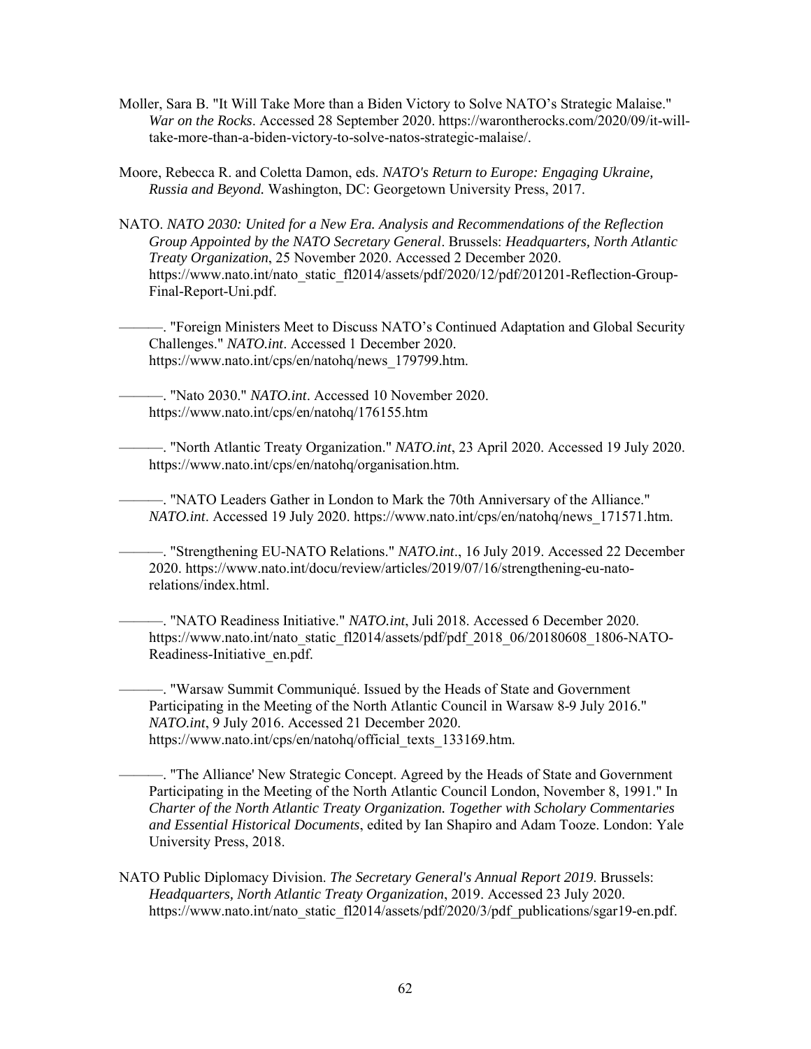Moller, Sara B. "It Will Take More than a Biden Victory to Solve NATO's Strategic Malaise." *War on the Rocks*. Accessed 28 September 2020. https://warontherocks.com/2020/09/it-will-take-more-than-a-biden-victory-to-solve-natos-strategic-malaise/.

Moore, Rebecca R. and Coletta Damon, eds. *NATO's Return to Europe: Engaging Ukraine, Russia and Beyond.* Washington, DC: Georgetown University Press, 2017.

NATO. *NATO 2030: United for a New Era. Analysis and Recommendations of the Reflection Group Appointed by the NATO Secretary General*. Brussels: *Headquarters, North Atlantic Treaty Organization*, 25 November 2020. Accessed 2 December 2020. https://www.nato.int/nato_static_fl2014/assets/pdf/2020/12/pdf/201201-Reflection-Group-Final-Report-Uni.pdf.

———. "Foreign Ministers Meet to Discuss NATO's Continued Adaptation and Global Security Challenges." *NATO.int*. Accessed 1 December 2020. https://www.nato.int/cps/en/natohq/news_179799.htm.

———. "Nato 2030." *NATO.int*. Accessed 10 November 2020. https://www.nato.int/cps/en/natohq/176155.htm

———. "North Atlantic Treaty Organization." *NATO.int*, 23 April 2020. Accessed 19 July 2020. https://www.nato.int/cps/en/natohq/organisation.htm.

———. "NATO Leaders Gather in London to Mark the 70th Anniversary of the Alliance." *NATO.int*. Accessed 19 July 2020. https://www.nato.int/cps/en/natohq/news_171571.htm.

———. "Strengthening EU-NATO Relations." *NATO.int*., 16 July 2019. Accessed 22 December 2020. https://www.nato.int/docu/review/articles/2019/07/16/strengthening-eu-nato-relations/index.html.

———. "NATO Readiness Initiative." *NATO.int*, Juli 2018. Accessed 6 December 2020. https://www.nato.int/nato_static_fl2014/assets/pdf/pdf_2018_06/20180608_1806-NATO-Readiness-Initiative_en.pdf.

———. "Warsaw Summit Communiqué. Issued by the Heads of State and Government Participating in the Meeting of the North Atlantic Council in Warsaw 8-9 July 2016." *NATO.int*, 9 July 2016. Accessed 21 December 2020. https://www.nato.int/cps/en/natohq/official_texts_133169.htm.

———. "The Alliance' New Strategic Concept. Agreed by the Heads of State and Government Participating in the Meeting of the North Atlantic Council London, November 8, 1991." In *Charter of the North Atlantic Treaty Organization. Together with Scholary Commentaries and Essential Historical Documents*, edited by Ian Shapiro and Adam Tooze. London: Yale University Press, 2018.

NATO Public Diplomacy Division. *The Secretary General's Annual Report 2019*. Brussels: *Headquarters, North Atlantic Treaty Organization*, 2019. Accessed 23 July 2020. https://www.nato.int/nato_static_fl2014/assets/pdf/2020/3/pdf_publications/sgar19-en.pdf.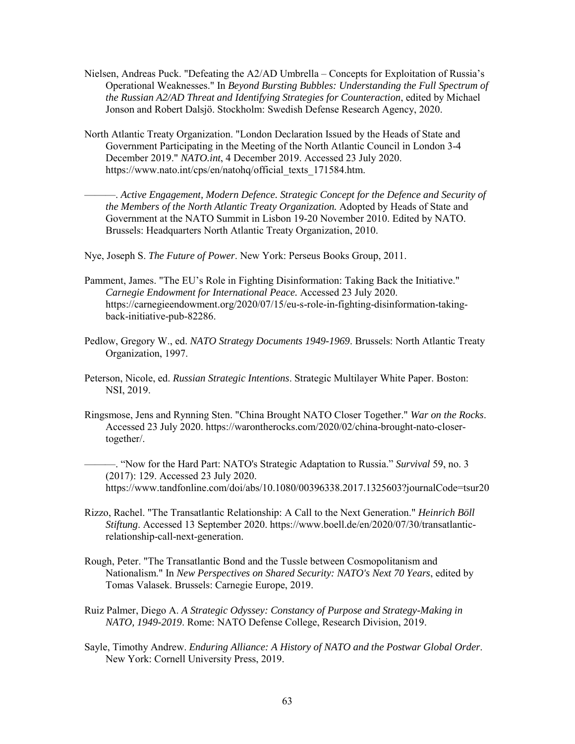Nielsen, Andreas Puck. "Defeating the A2/AD Umbrella – Concepts for Exploitation of Russia's Operational Weaknesses." In *Beyond Bursting Bubbles: Understanding the Full Spectrum of the Russian A2/AD Threat and Identifying Strategies for Counteraction*, edited by Michael Jonson and Robert Dalsjö. Stockholm: Swedish Defense Research Agency, 2020.

North Atlantic Treaty Organization. "London Declaration Issued by the Heads of State and Government Participating in the Meeting of the North Atlantic Council in London 3-4 December 2019." *NATO.int*, 4 December 2019. Accessed 23 July 2020. https://www.nato.int/cps/en/natohq/official_texts_171584.htm.

———. *Active Engagement, Modern Defence. Strategic Concept for the Defence and Security of the Members of the North Atlantic Treaty Organization.* Adopted by Heads of State and Government at the NATO Summit in Lisbon 19-20 November 2010. Edited by NATO. Brussels: Headquarters North Atlantic Treaty Organization, 2010.

Nye, Joseph S. *The Future of Power*. New York: Perseus Books Group, 2011.

Pamment, James. "The EU's Role in Fighting Disinformation: Taking Back the Initiative." *Carnegie Endowment for International Peace.* Accessed 23 July 2020. https://carnegieendowment.org/2020/07/15/eu-s-role-in-fighting-disinformation-taking-back-initiative-pub-82286.

Pedlow, Gregory W., ed. *NATO Strategy Documents 1949-1969*. Brussels: North Atlantic Treaty Organization, 1997.

Peterson, Nicole, ed. *Russian Strategic Intentions*. Strategic Multilayer White Paper. Boston: NSI, 2019.

Ringsmose, Jens and Rynning Sten. "China Brought NATO Closer Together." *War on the Rocks*. Accessed 23 July 2020. https://warontherocks.com/2020/02/china-brought-nato-closer-together/.

———. "Now for the Hard Part: NATO's Strategic Adaptation to Russia." *Survival* 59, no. 3 (2017): 129. Accessed 23 July 2020. https://www.tandfonline.com/doi/abs/10.1080/00396338.2017.1325603?journalCode=tsur20

Rizzo, Rachel. "The Transatlantic Relationship: A Call to the Next Generation." *Heinrich Böll Stiftung*. Accessed 13 September 2020. https://www.boell.de/en/2020/07/30/transatlantic-relationship-call-next-generation.

Rough, Peter. "The Transatlantic Bond and the Tussle between Cosmopolitanism and Nationalism." In *New Perspectives on Shared Security: NATO's Next 70 Years*, edited by Tomas Valasek. Brussels: Carnegie Europe, 2019.

Ruiz Palmer, Diego A. *A Strategic Odyssey: Constancy of Purpose and Strategy-Making in NATO, 1949-2019*. Rome: NATO Defense College, Research Division, 2019.

Sayle, Timothy Andrew. *Enduring Alliance: A History of NATO and the Postwar Global Order*. New York: Cornell University Press, 2019.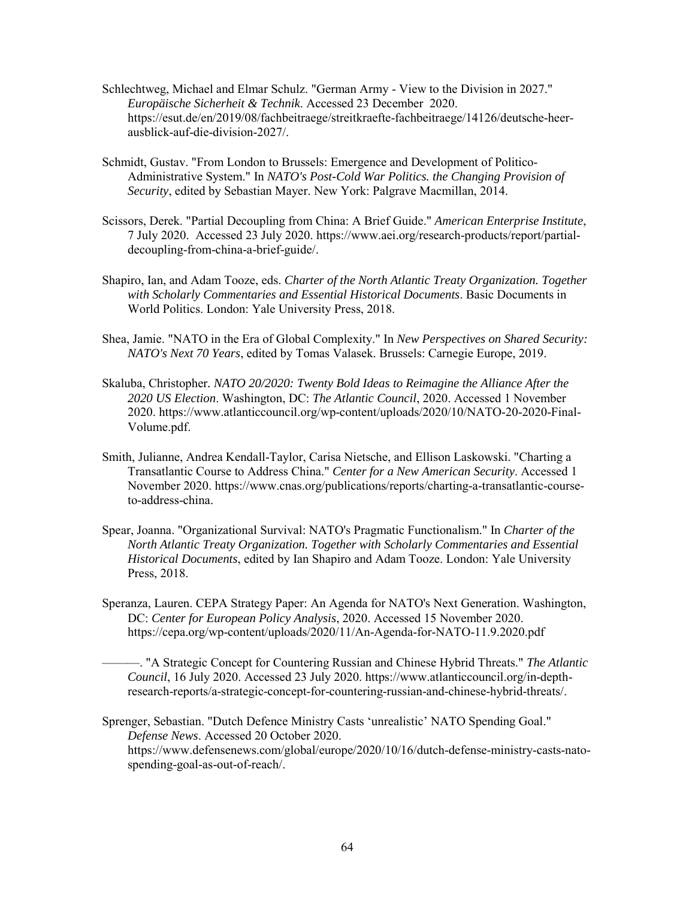Schlechtweg, Michael and Elmar Schulz. "German Army - View to the Division in 2027." *Europäische Sicherheit & Technik*. Accessed 23 December 2020. https://esut.de/en/2019/08/fachbeitraege/streitkraefte-fachbeitraege/14126/deutsche-heer-ausblick-auf-die-division-2027/.

Schmidt, Gustav. "From London to Brussels: Emergence and Development of Politico-Administrative System." In *NATO's Post-Cold War Politics. the Changing Provision of Security*, edited by Sebastian Mayer. New York: Palgrave Macmillan, 2014.

Scissors, Derek. "Partial Decoupling from China: A Brief Guide." *American Enterprise Institute*, 7 July 2020. Accessed 23 July 2020. https://www.aei.org/research-products/report/partial-decoupling-from-china-a-brief-guide/.

Shapiro, Ian, and Adam Tooze, eds. *Charter of the North Atlantic Treaty Organization. Together with Scholarly Commentaries and Essential Historical Documents*. Basic Documents in World Politics. London: Yale University Press, 2018.

Shea, Jamie. "NATO in the Era of Global Complexity." In *New Perspectives on Shared Security: NATO's Next 70 Years*, edited by Tomas Valasek. Brussels: Carnegie Europe, 2019.

Skaluba, Christopher. *NATO 20/2020: Twenty Bold Ideas to Reimagine the Alliance After the 2020 US Election*. Washington, DC: *The Atlantic Council*, 2020. Accessed 1 November 2020. https://www.atlanticcouncil.org/wp-content/uploads/2020/10/NATO-20-2020-Final-Volume.pdf.

Smith, Julianne, Andrea Kendall-Taylor, Carisa Nietsche, and Ellison Laskowski. "Charting a Transatlantic Course to Address China." *Center for a New American Security*. Accessed 1 November 2020. https://www.cnas.org/publications/reports/charting-a-transatlantic-course-to-address-china.

Spear, Joanna. "Organizational Survival: NATO's Pragmatic Functionalism." In *Charter of the North Atlantic Treaty Organization. Together with Scholarly Commentaries and Essential Historical Documents*, edited by Ian Shapiro and Adam Tooze. London: Yale University Press, 2018.

Speranza, Lauren. CEPA Strategy Paper: An Agenda for NATO's Next Generation. Washington, DC: *Center for European Policy Analysis*, 2020. Accessed 15 November 2020. https://cepa.org/wp-content/uploads/2020/11/An-Agenda-for-NATO-11.9.2020.pdf

———. "A Strategic Concept for Countering Russian and Chinese Hybrid Threats." *The Atlantic Council*, 16 July 2020. Accessed 23 July 2020. https://www.atlanticcouncil.org/in-depth-research-reports/a-strategic-concept-for-countering-russian-and-chinese-hybrid-threats/.

Sprenger, Sebastian. "Dutch Defence Ministry Casts 'unrealistic' NATO Spending Goal." *Defense News*. Accessed 20 October 2020. https://www.defensenews.com/global/europe/2020/10/16/dutch-defense-ministry-casts-nato-spending-goal-as-out-of-reach/.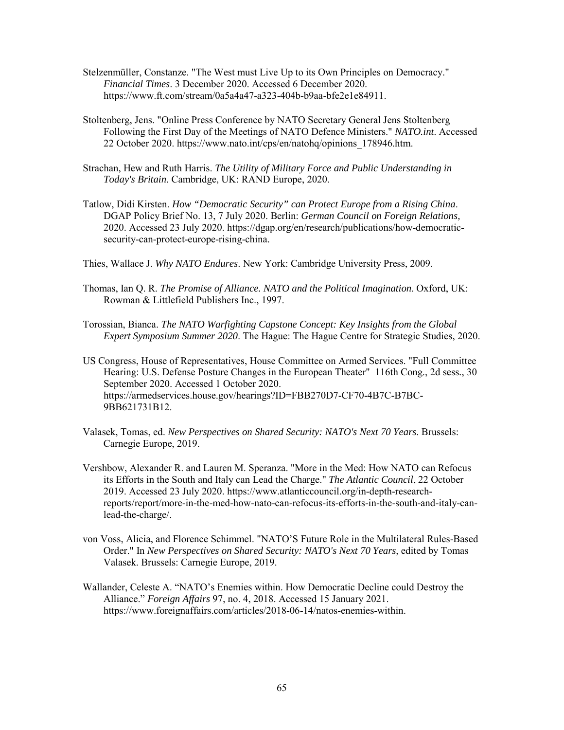Stelzenmüller, Constanze. "The West must Live Up to its Own Principles on Democracy." *Financial Times*. 3 December 2020. Accessed 6 December 2020. https://www.ft.com/stream/0a5a4a47-a323-404b-b9aa-bfe2e1e84911.

Stoltenberg, Jens. "Online Press Conference by NATO Secretary General Jens Stoltenberg Following the First Day of the Meetings of NATO Defence Ministers." *NATO.int*. Accessed 22 October 2020. https://www.nato.int/cps/en/natohq/opinions_178946.htm.

Strachan, Hew and Ruth Harris. *The Utility of Military Force and Public Understanding in Today's Britain*. Cambridge, UK: RAND Europe, 2020.

Tatlow, Didi Kirsten. *How "Democratic Security" can Protect Europe from a Rising China*. DGAP Policy Brief No. 13, 7 July 2020. Berlin: *German Council on Foreign Relations,* 2020. Accessed 23 July 2020. https://dgap.org/en/research/publications/how-democratic-security-can-protect-europe-rising-china.

Thies, Wallace J. *Why NATO Endures*. New York: Cambridge University Press, 2009.

Thomas, Ian Q. R. *The Promise of Alliance. NATO and the Political Imagination*. Oxford, UK: Rowman & Littlefield Publishers Inc., 1997.

Torossian, Bianca. *The NATO Warfighting Capstone Concept: Key Insights from the Global Expert Symposium Summer 2020*. The Hague: The Hague Centre for Strategic Studies, 2020.

US Congress, House of Representatives, House Committee on Armed Services. "Full Committee Hearing: U.S. Defense Posture Changes in the European Theater" 116th Cong., 2d sess., 30 September 2020. Accessed 1 October 2020. https://armedservices.house.gov/hearings?ID=FBB270D7-CF70-4B7C-B7BC-9BB621731B12.

Valasek, Tomas, ed. *New Perspectives on Shared Security: NATO's Next 70 Years*. Brussels: Carnegie Europe, 2019.

Vershbow, Alexander R. and Lauren M. Speranza. "More in the Med: How NATO can Refocus its Efforts in the South and Italy can Lead the Charge." *The Atlantic Council*, 22 October 2019. Accessed 23 July 2020. https://www.atlanticcouncil.org/in-depth-research-reports/report/more-in-the-med-how-nato-can-refocus-its-efforts-in-the-south-and-italy-can-lead-the-charge/.

von Voss, Alicia, and Florence Schimmel. "NATO'S Future Role in the Multilateral Rules-Based Order." In *New Perspectives on Shared Security: NATO's Next 70 Years*, edited by Tomas Valasek. Brussels: Carnegie Europe, 2019.

Wallander, Celeste A. "NATO's Enemies within. How Democratic Decline could Destroy the Alliance." *Foreign Affairs* 97, no. 4, 2018. Accessed 15 January 2021. https://www.foreignaffairs.com/articles/2018-06-14/natos-enemies-within.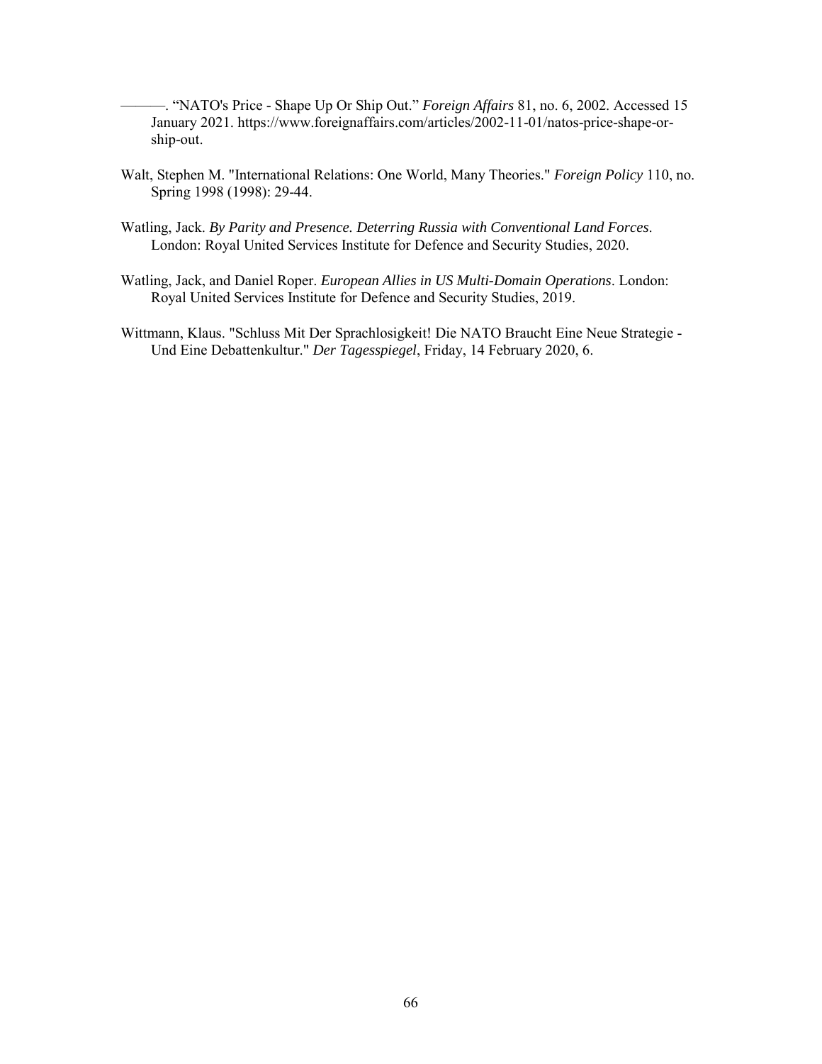———. “NATO's Price - Shape Up Or Ship Out.” *Foreign Affairs* 81, no. 6, 2002. Accessed 15 January 2021. https://www.foreignaffairs.com/articles/2002-11-01/natos-price-shape-or-ship-out.

Walt, Stephen M. "International Relations: One World, Many Theories." *Foreign Policy* 110, no. Spring 1998 (1998): 29-44.

Watling, Jack. *By Parity and Presence. Deterring Russia with Conventional Land Forces*. London: Royal United Services Institute for Defence and Security Studies, 2020.

Watling, Jack, and Daniel Roper. *European Allies in US Multi-Domain Operations*. London: Royal United Services Institute for Defence and Security Studies, 2019.

Wittmann, Klaus. "Schluss Mit Der Sprachlosigkeit! Die NATO Braucht Eine Neue Strategie - Und Eine Debattenkultur." *Der Tagesspiegel*, Friday, 14 February 2020, 6.